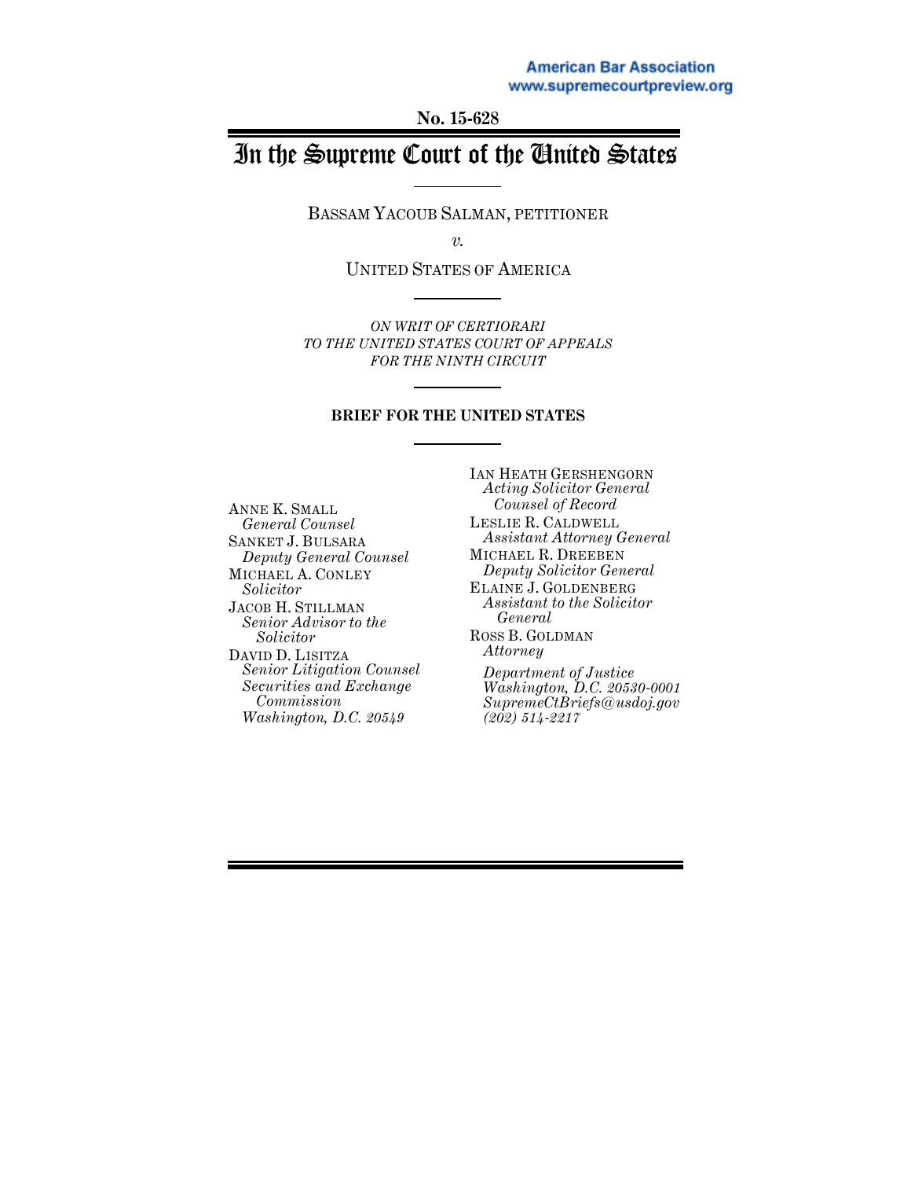American Bar Association
www.supremecourtpreview.org

No. 15-628

# In the Supreme Court of the United States

BASSAM YACOUB SALMAN, PETITIONER

*v.*

UNITED STATES OF AMERICA

*ON WRIT OF CERTIORARI*
*TO THE UNITED STATES COURT OF APPEALS*
*FOR THE NINTH CIRCUIT*

**BRIEF FOR THE UNITED STATES**

ANNE K. SMALL
*General Counsel*
SANKET J. BULSARA
*Deputy General Counsel*
MICHAEL A. CONLEY
*Solicitor*
JACOB H. STILLMAN
*Senior Advisor to the Solicitor*
DAVID D. LISITZA
*Senior Litigation Counsel*
*Securities and Exchange Commission*
*Washington, D.C. 20549*

IAN HEATH GERSHENGORN
*Acting Solicitor General*
*Counsel of Record*
LESLIE R. CALDWELL
*Assistant Attorney General*
MICHAEL R. DREEBEN
*Deputy Solicitor General*
ELAINE J. GOLDENBERG
*Assistant to the Solicitor General*
ROSS B. GOLDMAN
*Attorney*
*Department of Justice*
*Washington, D.C. 20530-0001*
*SupremeCtBriefs@usdoj.gov*
*(202) 514-2217*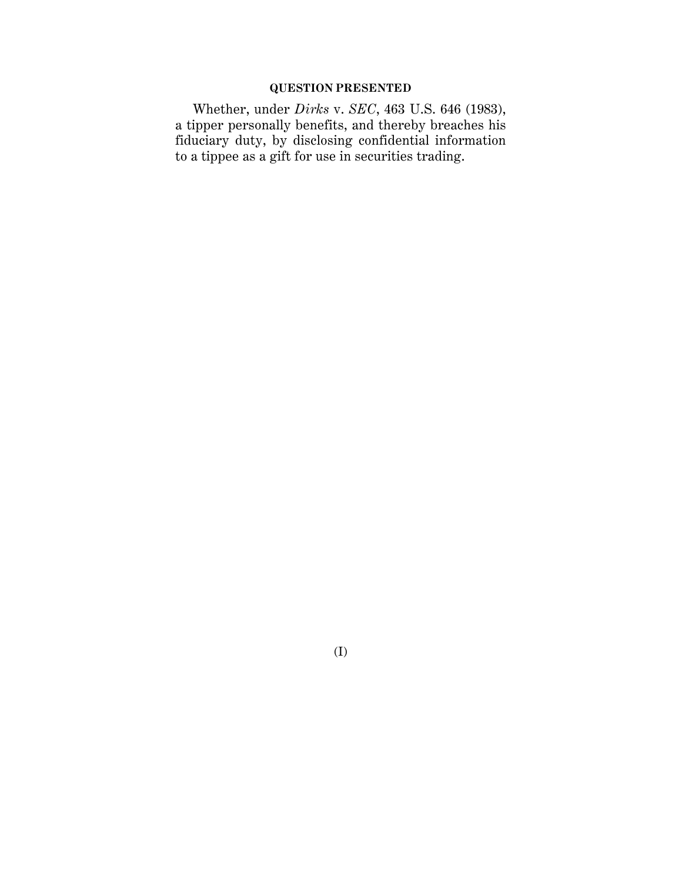## QUESTION PRESENTED

Whether, under *Dirks* v. *SEC*, 463 U.S. 646 (1983), a tipper personally benefits, and thereby breaches his fiduciary duty, by disclosing confidential information to a tippee as a gift for use in securities trading.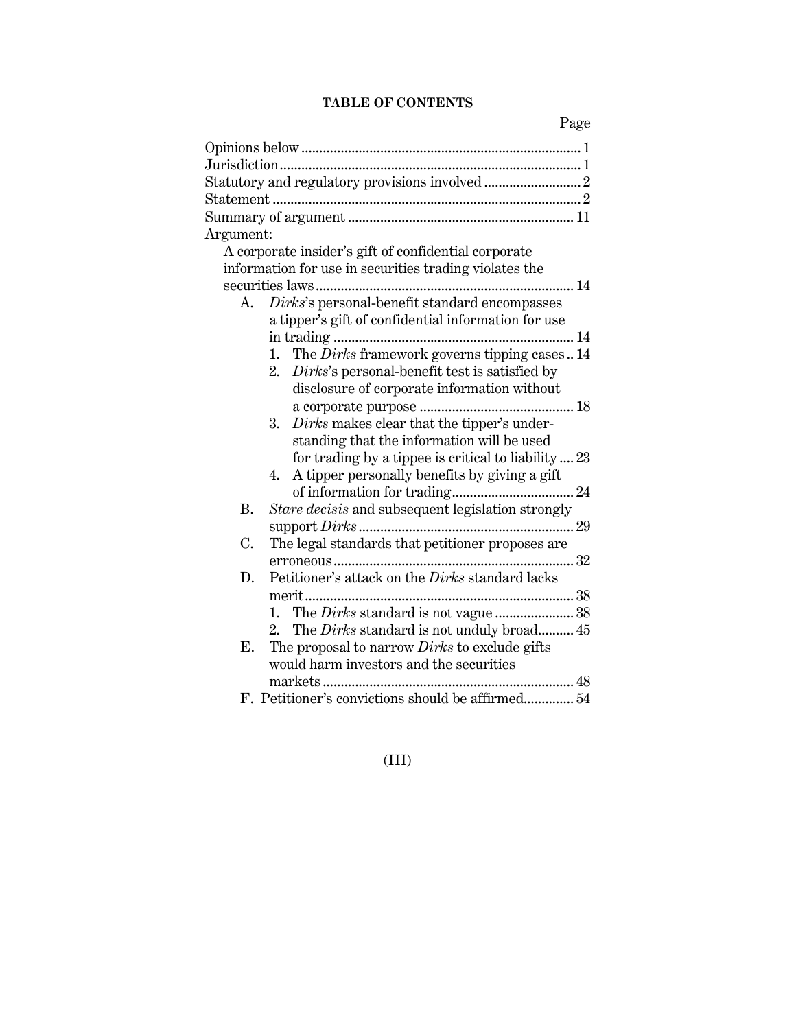## TABLE OF CONTENTS

Page

Opinions below ... 1

Jurisdiction ... 1

Statutory and regulatory provisions involved ... 2

Statement ... 2

Summary of argument ... 11

Argument:

A corporate insider's gift of confidential corporate information for use in securities trading violates the securities laws ... 14

- A. *Dirks*'s personal-benefit standard encompasses a tipper's gift of confidential information for use in trading ... 14
  1. The *Dirks* framework governs tipping cases ... 14
  2. *Dirks*'s personal-benefit test is satisfied by disclosure of corporate information without a corporate purpose ... 18
  3. *Dirks* makes clear that the tipper's understanding that the information will be used for trading by a tippee is critical to liability ... 23
  4. A tipper personally benefits by giving a gift of information for trading ... 24
- B. *Stare decisis* and subsequent legislation strongly support *Dirks* ... 29
- C. The legal standards that petitioner proposes are erroneous ... 32
- D. Petitioner's attack on the *Dirks* standard lacks merit ... 38
  1. The *Dirks* standard is not vague ... 38
  2. The *Dirks* standard is not unduly broad ... 45
- E. The proposal to narrow *Dirks* to exclude gifts would harm investors and the securities markets ... 48
- F. Petitioner's convictions should be affirmed ... 54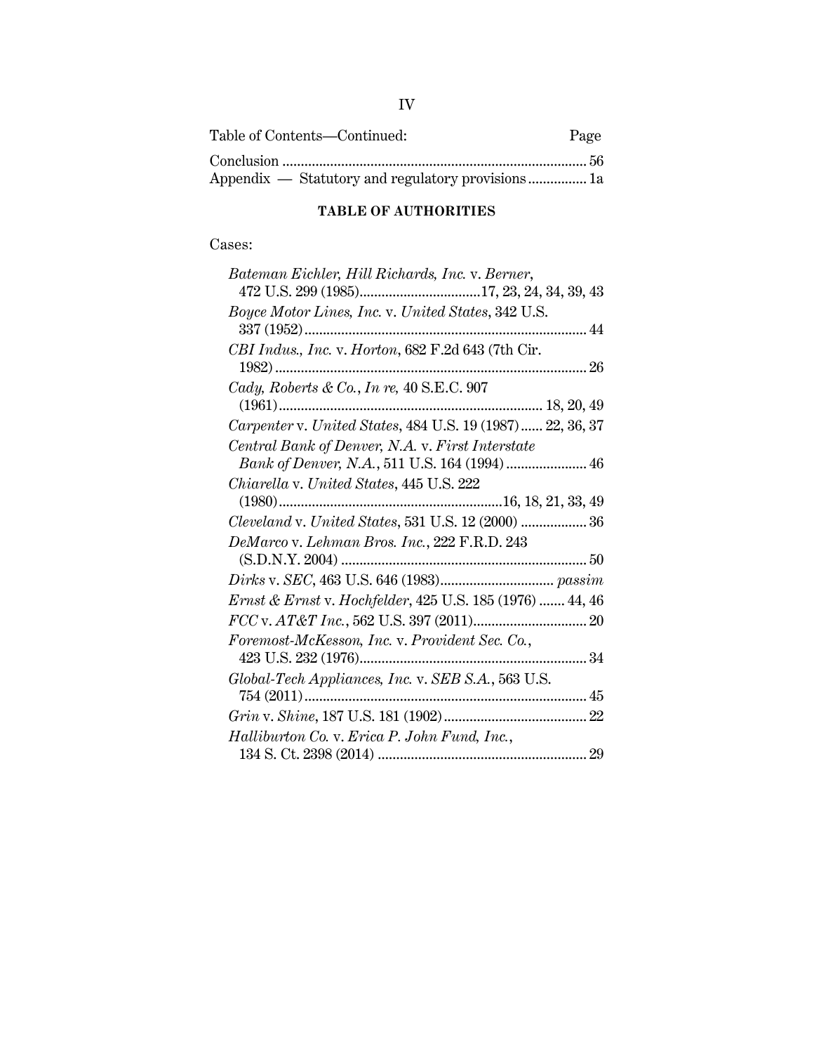Table of Contents—Continued: Page

Conclusion .................................................................................. 56

Appendix — Statutory and regulatory provisions ................ 1a

## TABLE OF AUTHORITIES

Cases:

*Bateman Eichler, Hill Richards, Inc.* v. *Berner*, 472 U.S. 299 (1985) ................................17, 23, 24, 34, 39, 43

*Boyce Motor Lines, Inc.* v. *United States*, 342 U.S. 337 (1952) ............................................................................ 44

*CBI Indus., Inc.* v. *Horton*, 682 F.2d 643 (7th Cir. 1982) .................................................................................... 26

*Cady, Roberts & Co.*, *In re*, 40 S.E.C. 907 (1961) ........................................................................ 18, 20, 49

*Carpenter* v. *United States*, 484 U.S. 19 (1987) ...... 22, 36, 37

*Central Bank of Denver, N.A.* v. *First Interstate Bank of Denver, N.A.*, 511 U.S. 164 (1994) ...................... 46

*Chiarella* v. *United States*, 445 U.S. 222 (1980) ............................................................16, 18, 21, 33, 49

*Cleveland* v. *United States*, 531 U.S. 12 (2000) .................. 36

*DeMarco* v. *Lehman Bros. Inc.*, 222 F.R.D. 243 (S.D.N.Y. 2004) .................................................................. 50

*Dirks* v. *SEC*, 463 U.S. 646 (1983) ............................... *passim*

*Ernst & Ernst* v. *Hochfelder*, 425 U.S. 185 (1976) ....... 44, 46

*FCC* v. *AT&T Inc.*, 562 U.S. 397 (2011) ............................... 20

*Foremost-McKesson, Inc.* v. *Provident Sec. Co.*, 423 U.S. 232 (1976) ............................................................. 34

*Global-Tech Appliances, Inc.* v. *SEB S.A.*, 563 U.S. 754 (2011) ............................................................................ 45

*Grin* v. *Shine*, 187 U.S. 181 (1902) ....................................... 22

*Halliburton Co.* v. *Erica P. John Fund, Inc.*, 134 S. Ct. 2398 (2014) ......................................................... 29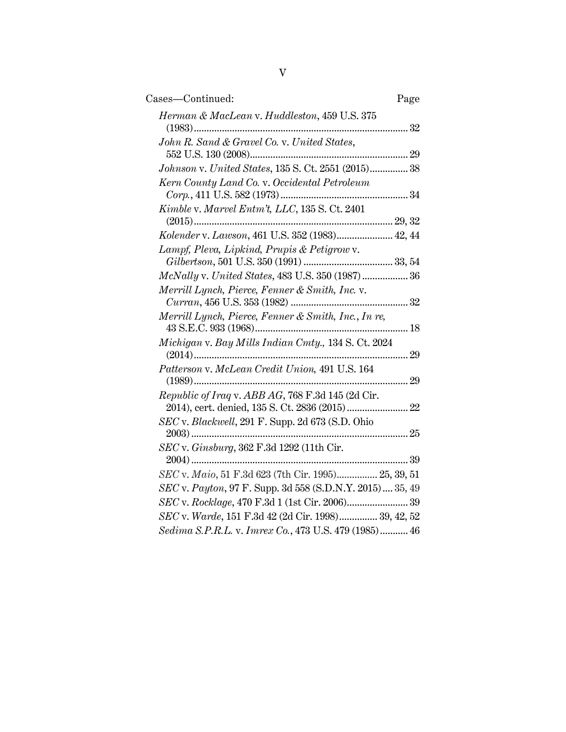Cases—Continued: Page

*Herman & MacLean* v. *Huddleston*, 459 U.S. 375 (1983) .......... 32

*John R. Sand & Gravel Co.* v. *United States*, 552 U.S. 130 (2008) .......... 29

*Johnson* v. *United States*, 135 S. Ct. 2551 (2015) .......... 38

*Kern County Land Co.* v. *Occidental Petroleum Corp.*, 411 U.S. 582 (1973) .......... 34

*Kimble* v. *Marvel Entm't, LLC*, 135 S. Ct. 2401 (2015) .......... 29, 32

*Kolender* v. *Lawson*, 461 U.S. 352 (1983) .......... 42, 44

*Lampf, Pleva, Lipkind, Prupis & Petigrow* v. *Gilbertson*, 501 U.S. 350 (1991) .......... 33, 54

*McNally* v. *United States*, 483 U.S. 350 (1987) .......... 36

*Merrill Lynch, Pierce, Fenner & Smith, Inc.* v. *Curran*, 456 U.S. 353 (1982) .......... 32

*Merrill Lynch, Pierce, Fenner & Smith, Inc.*, *In re*, 43 S.E.C. 933 (1968) .......... 18

*Michigan* v. *Bay Mills Indian Cmty.*, 134 S. Ct. 2024 (2014) .......... 29

*Patterson* v. *McLean Credit Union*, 491 U.S. 164 (1989) .......... 29

*Republic of Iraq* v. *ABB AG*, 768 F.3d 145 (2d Cir. 2014), cert. denied, 135 S. Ct. 2836 (2015) .......... 22

*SEC* v. *Blackwell*, 291 F. Supp. 2d 673 (S.D. Ohio 2003) .......... 25

*SEC* v. *Ginsburg*, 362 F.3d 1292 (11th Cir. 2004) .......... 39

*SEC* v. *Maio*, 51 F.3d 623 (7th Cir. 1995) .......... 25, 39, 51

*SEC* v. *Payton*, 97 F. Supp. 3d 558 (S.D.N.Y. 2015) .......... 35, 49

*SEC* v. *Rocklage*, 470 F.3d 1 (1st Cir. 2006) .......... 39

*SEC* v. *Warde*, 151 F.3d 42 (2d Cir. 1998) .......... 39, 42, 52

*Sedima S.P.R.L.* v. *Imrex Co.*, 473 U.S. 479 (1985) .......... 46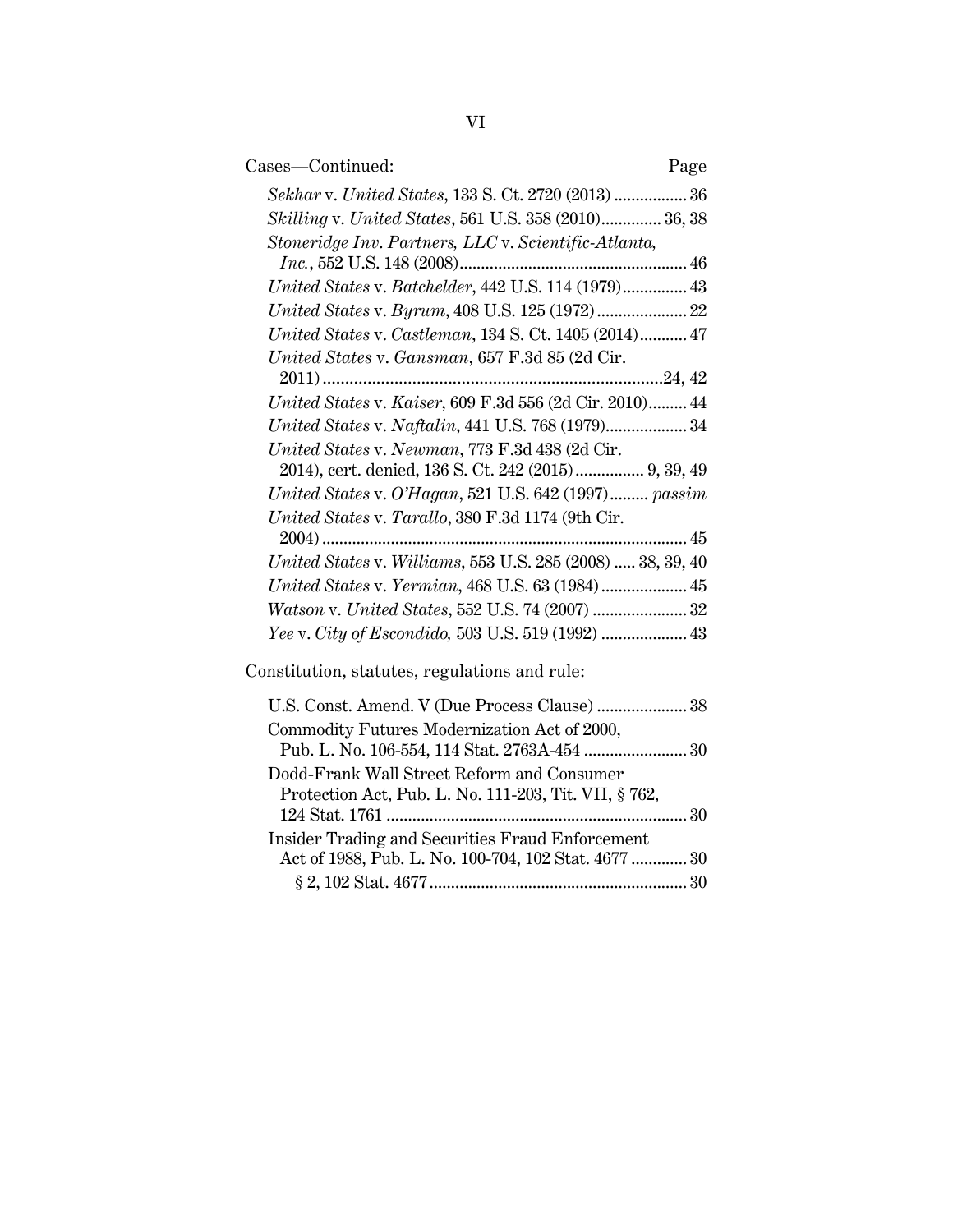Cases—Continued: Page

*Sekhar* v. *United States*, 133 S. Ct. 2720 (2013) ................. 36

*Skilling* v. *United States*, 561 U.S. 358 (2010).............. 36, 38

*Stoneridge Inv. Partners, LLC* v. *Scientific-Atlanta, Inc.*, 552 U.S. 148 (2008).................................................... 46

*United States* v. *Batchelder*, 442 U.S. 114 (1979)............... 43

*United States* v. *Byrum*, 408 U.S. 125 (1972)..................... 22

*United States* v. *Castleman*, 134 S. Ct. 1405 (2014)........... 47

*United States* v. *Gansman*, 657 F.3d 85 (2d Cir. 2011)............................................................................24, 42

*United States* v. *Kaiser*, 609 F.3d 556 (2d Cir. 2010)......... 44

*United States* v. *Naftalin*, 441 U.S. 768 (1979)................... 34

*United States* v. *Newman*, 773 F.3d 438 (2d Cir. 2014), cert. denied, 136 S. Ct. 242 (2015)................ 9, 39, 49

*United States* v. *O'Hagan*, 521 U.S. 642 (1997)......... *passim*

*United States* v. *Tarallo*, 380 F.3d 1174 (9th Cir. 2004).................................................................................... 45

*United States* v. *Williams*, 553 U.S. 285 (2008) ..... 38, 39, 40

*United States* v. *Yermian*, 468 U.S. 63 (1984).................... 45

*Watson* v. *United States*, 552 U.S. 74 (2007) ...................... 32

*Yee* v. *City of Escondido*, 503 U.S. 519 (1992) .................... 43

Constitution, statutes, regulations and rule:

U.S. Const. Amend. V (Due Process Clause) ..................... 38

Commodity Futures Modernization Act of 2000, Pub. L. No. 106-554, 114 Stat. 2763A-454 ........................ 30

Dodd-Frank Wall Street Reform and Consumer Protection Act, Pub. L. No. 111-203, Tit. VII, § 762, 124 Stat. 1761 ..................................................................... 30

Insider Trading and Securities Fraud Enforcement Act of 1988, Pub. L. No. 100-704, 102 Stat. 4677 ............. 30

§ 2, 102 Stat. 4677........................................................... 30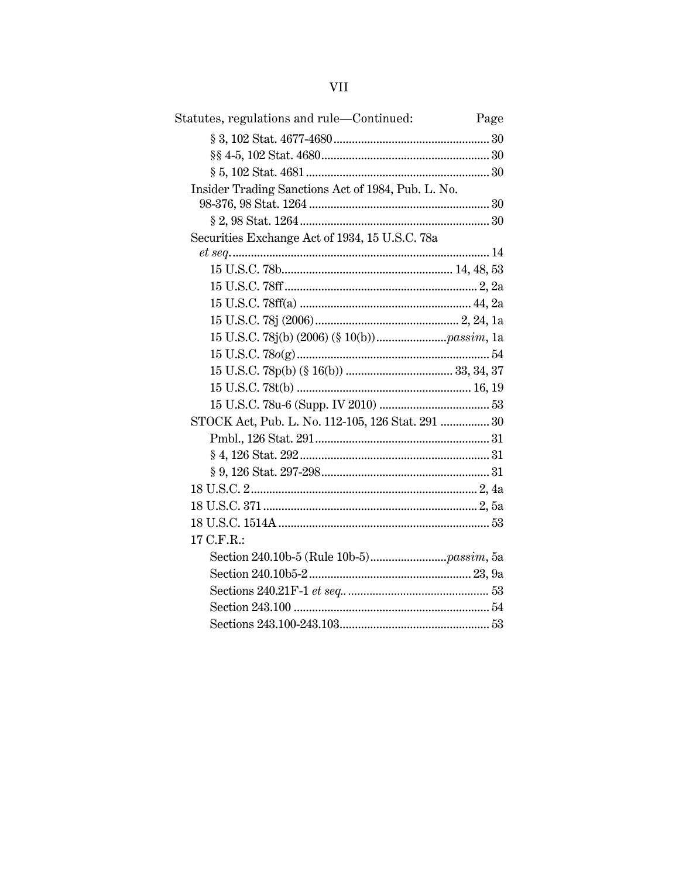| Statutes, regulations and rule—Continued: | Page |
|---|---|
| § 3, 102 Stat. 4677-4680 | 30 |
| §§ 4-5, 102 Stat. 4680 | 30 |
| § 5, 102 Stat. 4681 | 30 |
| Insider Trading Sanctions Act of 1984, Pub. L. No. 98-376, 98 Stat. 1264 | 30 |
| § 2, 98 Stat. 1264 | 30 |
| Securities Exchange Act of 1934, 15 U.S.C. 78a *et seq.* | 14 |
| 15 U.S.C. 78b | 14, 48, 53 |
| 15 U.S.C. 78ff | 2, 2a |
| 15 U.S.C. 78ff(a) | 44, 2a |
| 15 U.S.C. 78j (2006) | 2, 24, 1a |
| 15 U.S.C. 78j(b) (2006) (§ 10(b)) | *passim*, 1a |
| 15 U.S.C. 78*o*(g) | 54 |
| 15 U.S.C. 78p(b) (§ 16(b)) | 33, 34, 37 |
| 15 U.S.C. 78t(b) | 16, 19 |
| 15 U.S.C. 78u-6 (Supp. IV 2010) | 53 |
| STOCK Act, Pub. L. No. 112-105, 126 Stat. 291 | 30 |
| Pmbl., 126 Stat. 291 | 31 |
| § 4, 126 Stat. 292 | 31 |
| § 9, 126 Stat. 297-298 | 31 |
| 18 U.S.C. 2 | 2, 4a |
| 18 U.S.C. 371 | 2, 5a |
| 18 U.S.C. 1514A | 53 |
| 17 C.F.R.: | |
| Section 240.10b-5 (Rule 10b-5) | *passim*, 5a |
| Section 240.10b5-2 | 23, 9a |
| Sections 240.21F-1 *et seq.* | 53 |
| Section 243.100 | 54 |
| Sections 243.100-243.103 | 53 |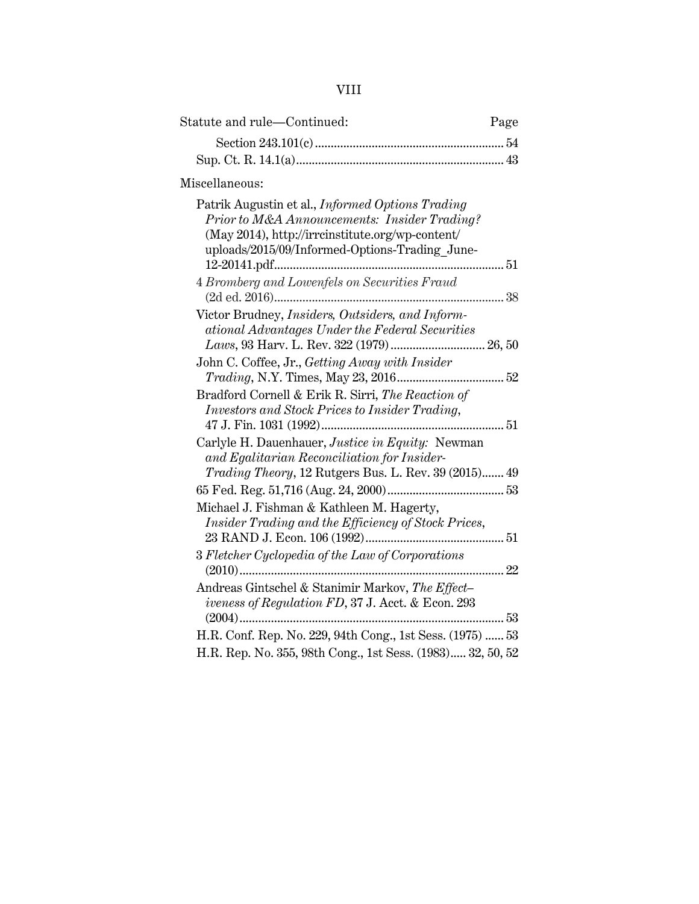Statute and rule—Continued: Page

Section 243.101(c) ........................................................ 54

Sup. Ct. R. 14.1(a) ............................................................ 43

Miscellaneous:

Patrik Augustin et al., *Informed Options Trading Prior to M&A Announcements: Insider Trading?* (May 2014), http://irrcinstitute.org/wp-content/uploads/2015/09/Informed-Options-Trading_June-12-20141.pdf ........................................................ 51

4 *Bromberg and Lowenfels on Securities Fraud* (2d ed. 2016) ........................................................ 38

Victor Brudney, *Insiders, Outsiders, and Informational Advantages Under the Federal Securities Laws*, 93 Harv. L. Rev. 322 (1979) ........................ 26, 50

John C. Coffee, Jr., *Getting Away with Insider Trading*, N.Y. Times, May 23, 2016 ........................ 52

Bradford Cornell & Erik R. Sirri, *The Reaction of Investors and Stock Prices to Insider Trading*, 47 J. Fin. 1031 (1992) ........................................................ 51

Carlyle H. Dauenhauer, *Justice in Equity:* Newman *and Egalitarian Reconciliation for Insider-Trading Theory*, 12 Rutgers Bus. L. Rev. 39 (2015) ....... 49

65 Fed. Reg. 51,716 (Aug. 24, 2000) ........................ 53

Michael J. Fishman & Kathleen M. Hagerty, *Insider Trading and the Efficiency of Stock Prices*, 23 RAND J. Econ. 106 (1992) ........................ 51

3 *Fletcher Cyclopedia of the Law of Corporations* (2010) ........................................................ 22

Andreas Gintschel & Stanimir Markov, *The Effectiveness of Regulation FD*, 37 J. Acct. & Econ. 293 (2004) ........................................................ 53

H.R. Conf. Rep. No. 229, 94th Cong., 1st Sess. (1975) ...... 53

H.R. Rep. No. 355, 98th Cong., 1st Sess. (1983) ..... 32, 50, 52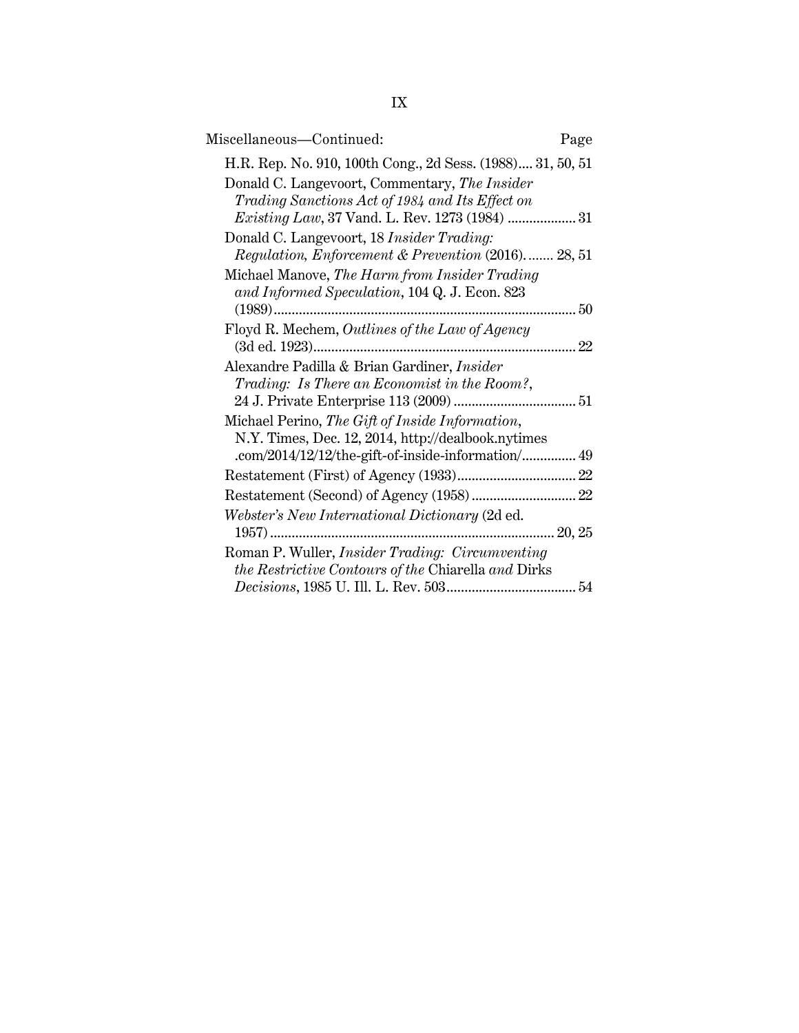Miscellaneous—Continued: Page

H.R. Rep. No. 910, 100th Cong., 2d Sess. (1988).... 31, 50, 51

Donald C. Langevoort, Commentary, *The Insider Trading Sanctions Act of 1984 and Its Effect on Existing Law*, 37 Vand. L. Rev. 1273 (1984) .................. 31

Donald C. Langevoort, 18 *Insider Trading: Regulation, Enforcement & Prevention* (2016)........ 28, 51

Michael Manove, *The Harm from Insider Trading and Informed Speculation*, 104 Q. J. Econ. 823 (1989)................................................................................ 50

Floyd R. Mechem, *Outlines of the Law of Agency* (3d ed. 1923)........................................................................ 22

Alexandre Padilla & Brian Gardiner, *Insider Trading: Is There an Economist in the Room?*, 24 J. Private Enterprise 113 (2009) ................................. 51

Michael Perino, *The Gift of Inside Information*, N.Y. Times, Dec. 12, 2014, http://dealbook.nytimes .com/2014/12/12/the-gift-of-inside-information/.............. 49

Restatement (First) of Agency (1933)................................ 22

Restatement (Second) of Agency (1958)............................ 22

*Webster's New International Dictionary* (2d ed. 1957).............................................................................. 20, 25

Roman P. Wuller, *Insider Trading: Circumventing the Restrictive Contours of the* Chiarella *and* Dirks *Decisions*, 1985 U. Ill. L. Rev. 503................................... 54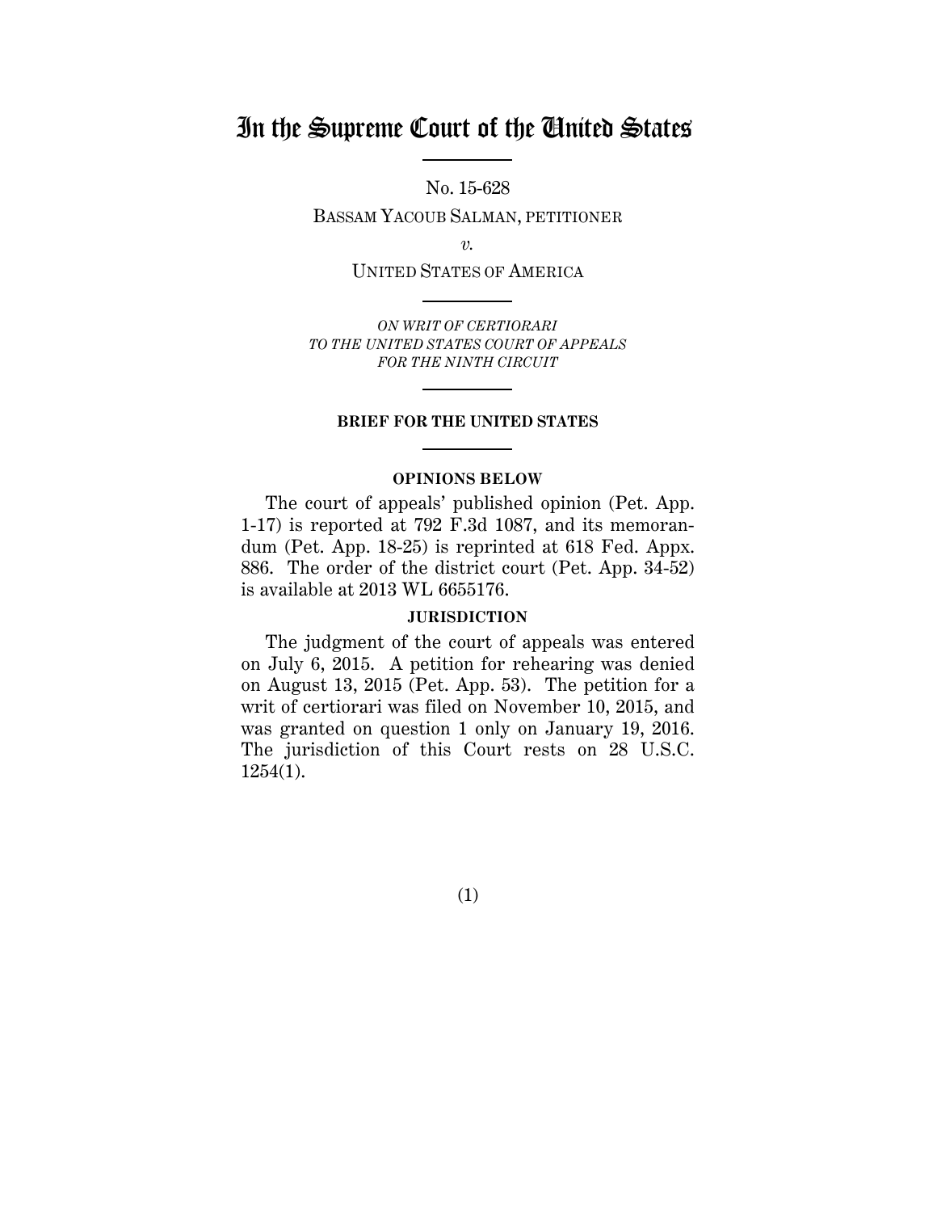# In the Supreme Court of the United States

No. 15-628

BASSAM YACOUB SALMAN, PETITIONER

*v.*

UNITED STATES OF AMERICA

*ON WRIT OF CERTIORARI TO THE UNITED STATES COURT OF APPEALS FOR THE NINTH CIRCUIT*

**BRIEF FOR THE UNITED STATES**

## OPINIONS BELOW

The court of appeals' published opinion (Pet. App. 1-17) is reported at 792 F.3d 1087, and its memorandum (Pet. App. 18-25) is reprinted at 618 Fed. Appx. 886. The order of the district court (Pet. App. 34-52) is available at 2013 WL 6655176.

## JURISDICTION

The judgment of the court of appeals was entered on July 6, 2015. A petition for rehearing was denied on August 13, 2015 (Pet. App. 53). The petition for a writ of certiorari was filed on November 10, 2015, and was granted on question 1 only on January 19, 2016. The jurisdiction of this Court rests on 28 U.S.C. 1254(1).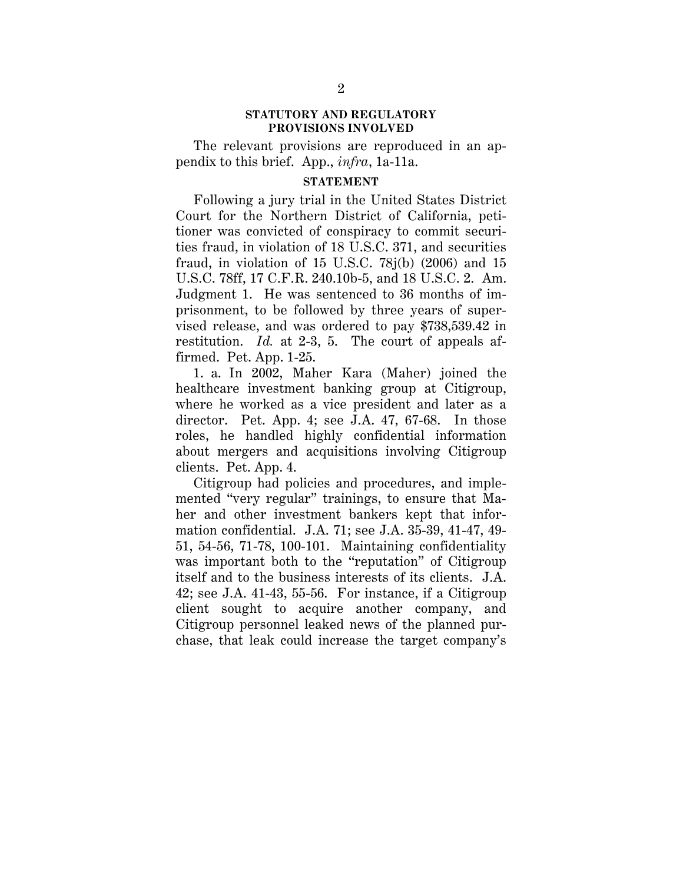## STATUTORY AND REGULATORY PROVISIONS INVOLVED

The relevant provisions are reproduced in an appendix to this brief. App., *infra*, 1a-11a.

## STATEMENT

Following a jury trial in the United States District Court for the Northern District of California, petitioner was convicted of conspiracy to commit securities fraud, in violation of 18 U.S.C. 371, and securities fraud, in violation of 15 U.S.C. 78j(b) (2006) and 15 U.S.C. 78ff, 17 C.F.R. 240.10b-5, and 18 U.S.C. 2. Am. Judgment 1. He was sentenced to 36 months of imprisonment, to be followed by three years of supervised release, and was ordered to pay $738,539.42 in restitution. *Id.* at 2-3, 5. The court of appeals affirmed. Pet. App. 1-25.

1. a. In 2002, Maher Kara (Maher) joined the healthcare investment banking group at Citigroup, where he worked as a vice president and later as a director. Pet. App. 4; see J.A. 47, 67-68. In those roles, he handled highly confidential information about mergers and acquisitions involving Citigroup clients. Pet. App. 4.

Citigroup had policies and procedures, and implemented "very regular" trainings, to ensure that Maher and other investment bankers kept that information confidential. J.A. 71; see J.A. 35-39, 41-47, 49-51, 54-56, 71-78, 100-101. Maintaining confidentiality was important both to the "reputation" of Citigroup itself and to the business interests of its clients. J.A. 42; see J.A. 41-43, 55-56. For instance, if a Citigroup client sought to acquire another company, and Citigroup personnel leaked news of the planned purchase, that leak could increase the target company's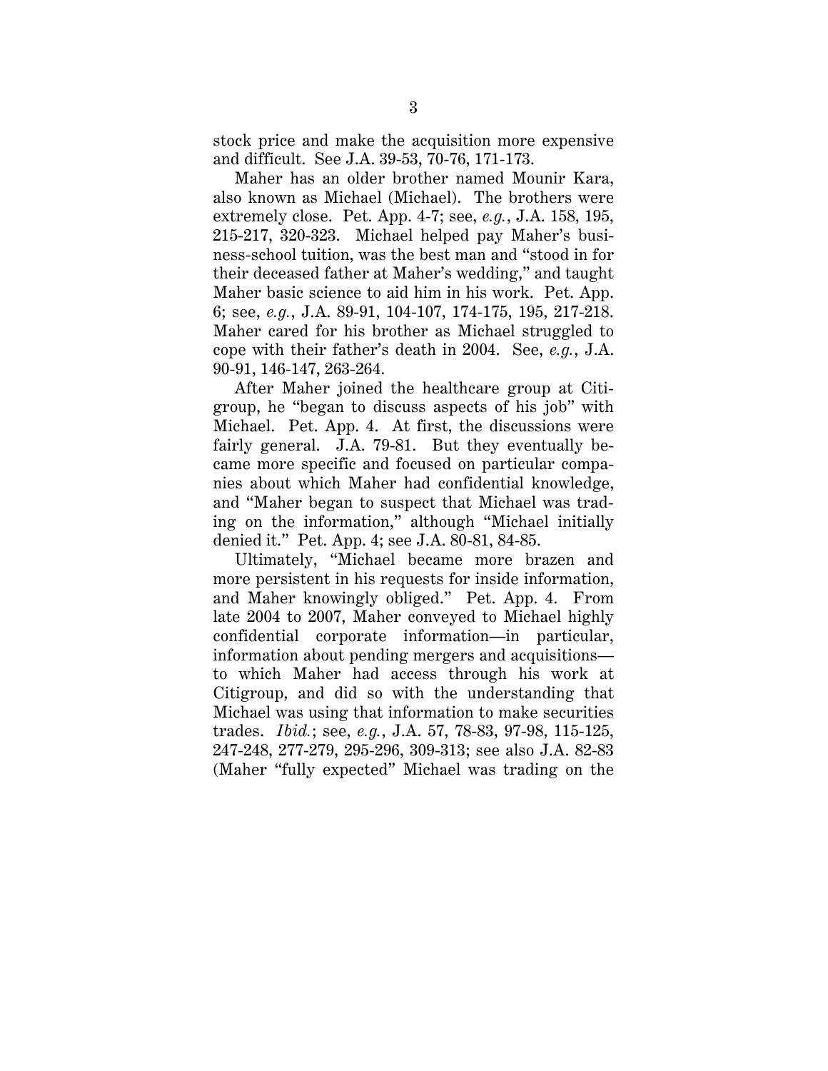stock price and make the acquisition more expensive and difficult. See J.A. 39-53, 70-76, 171-173.

Maher has an older brother named Mounir Kara, also known as Michael (Michael). The brothers were extremely close. Pet. App. 4-7; see, *e.g.*, J.A. 158, 195, 215-217, 320-323. Michael helped pay Maher's business-school tuition, was the best man and "stood in for their deceased father at Maher's wedding," and taught Maher basic science to aid him in his work. Pet. App. 6; see, *e.g.*, J.A. 89-91, 104-107, 174-175, 195, 217-218. Maher cared for his brother as Michael struggled to cope with their father's death in 2004. See, *e.g.*, J.A. 90-91, 146-147, 263-264.

After Maher joined the healthcare group at Citigroup, he "began to discuss aspects of his job" with Michael. Pet. App. 4. At first, the discussions were fairly general. J.A. 79-81. But they eventually became more specific and focused on particular companies about which Maher had confidential knowledge, and "Maher began to suspect that Michael was trading on the information," although "Michael initially denied it." Pet. App. 4; see J.A. 80-81, 84-85.

Ultimately, "Michael became more brazen and more persistent in his requests for inside information, and Maher knowingly obliged." Pet. App. 4. From late 2004 to 2007, Maher conveyed to Michael highly confidential corporate information—in particular, information about pending mergers and acquisitions—to which Maher had access through his work at Citigroup, and did so with the understanding that Michael was using that information to make securities trades. *Ibid.*; see, *e.g.*, J.A. 57, 78-83, 97-98, 115-125, 247-248, 277-279, 295-296, 309-313; see also J.A. 82-83 (Maher "fully expected" Michael was trading on the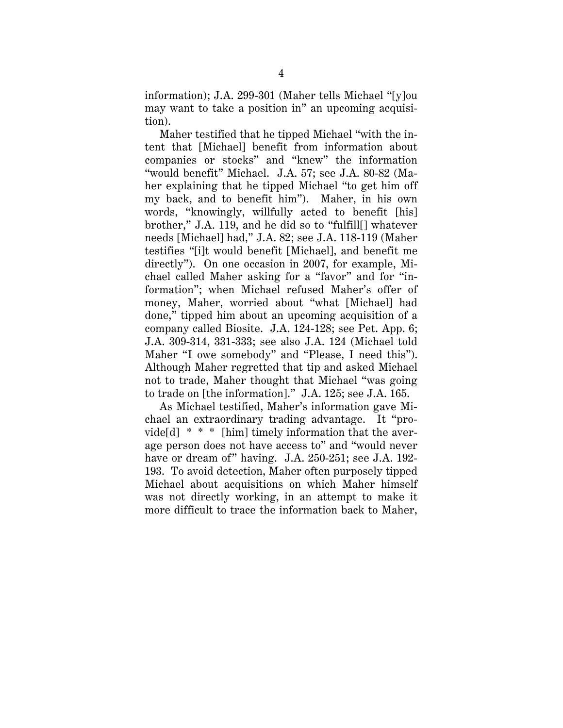information); J.A. 299-301 (Maher tells Michael "[y]ou may want to take a position in" an upcoming acquisition).

Maher testified that he tipped Michael "with the intent that [Michael] benefit from information about companies or stocks" and "knew" the information "would benefit" Michael. J.A. 57; see J.A. 80-82 (Maher explaining that he tipped Michael "to get him off my back, and to benefit him"). Maher, in his own words, "knowingly, willfully acted to benefit [his] brother," J.A. 119, and he did so to "fulfill[] whatever needs [Michael] had," J.A. 82; see J.A. 118-119 (Maher testifies "[i]t would benefit [Michael], and benefit me directly"). On one occasion in 2007, for example, Michael called Maher asking for a "favor" and for "information"; when Michael refused Maher's offer of money, Maher, worried about "what [Michael] had done," tipped him about an upcoming acquisition of a company called Biosite. J.A. 124-128; see Pet. App. 6; J.A. 309-314, 331-333; see also J.A. 124 (Michael told Maher "I owe somebody" and "Please, I need this"). Although Maher regretted that tip and asked Michael not to trade, Maher thought that Michael "was going to trade on [the information]." J.A. 125; see J.A. 165.

As Michael testified, Maher's information gave Michael an extraordinary trading advantage. It "provide[d] * * * [him] timely information that the average person does not have access to" and "would never have or dream of" having. J.A. 250-251; see J.A. 192-193. To avoid detection, Maher often purposely tipped Michael about acquisitions on which Maher himself was not directly working, in an attempt to make it more difficult to trace the information back to Maher,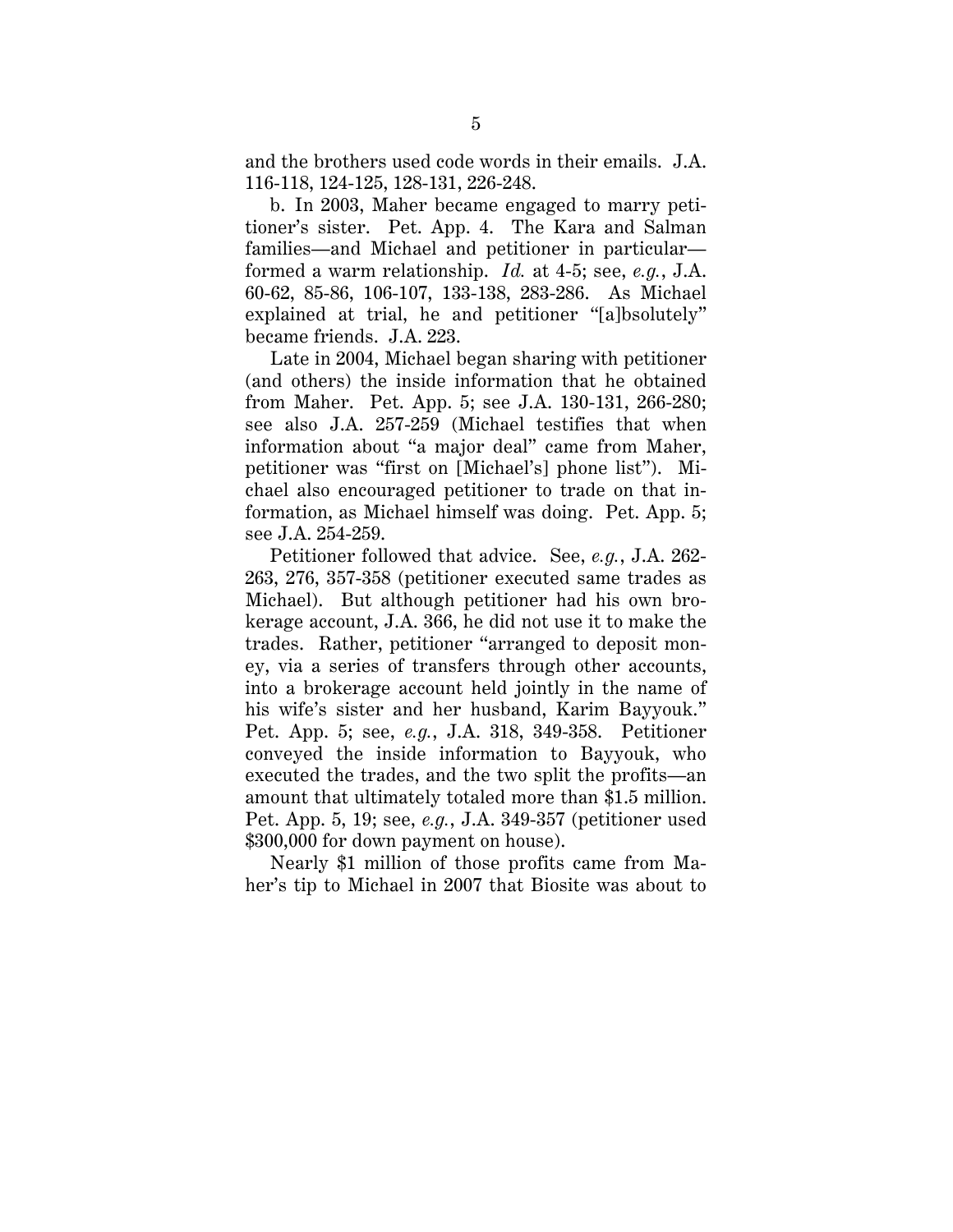and the brothers used code words in their emails. J.A. 116-118, 124-125, 128-131, 226-248.

b. In 2003, Maher became engaged to marry petitioner's sister. Pet. App. 4. The Kara and Salman families—and Michael and petitioner in particular—formed a warm relationship. *Id.* at 4-5; see, *e.g.*, J.A. 60-62, 85-86, 106-107, 133-138, 283-286. As Michael explained at trial, he and petitioner "[a]bsolutely" became friends. J.A. 223.

Late in 2004, Michael began sharing with petitioner (and others) the inside information that he obtained from Maher. Pet. App. 5; see J.A. 130-131, 266-280; see also J.A. 257-259 (Michael testifies that when information about "a major deal" came from Maher, petitioner was "first on [Michael's] phone list"). Michael also encouraged petitioner to trade on that information, as Michael himself was doing. Pet. App. 5; see J.A. 254-259.

Petitioner followed that advice. See, *e.g.*, J.A. 262-263, 276, 357-358 (petitioner executed same trades as Michael). But although petitioner had his own brokerage account, J.A. 366, he did not use it to make the trades. Rather, petitioner "arranged to deposit money, via a series of transfers through other accounts, into a brokerage account held jointly in the name of his wife's sister and her husband, Karim Bayyouk." Pet. App. 5; see, *e.g.*, J.A. 318, 349-358. Petitioner conveyed the inside information to Bayyouk, who executed the trades, and the two split the profits—an amount that ultimately totaled more than $1.5 million. Pet. App. 5, 19; see, *e.g.*, J.A. 349-357 (petitioner used $300,000 for down payment on house).

Nearly $1 million of those profits came from Maher's tip to Michael in 2007 that Biosite was about to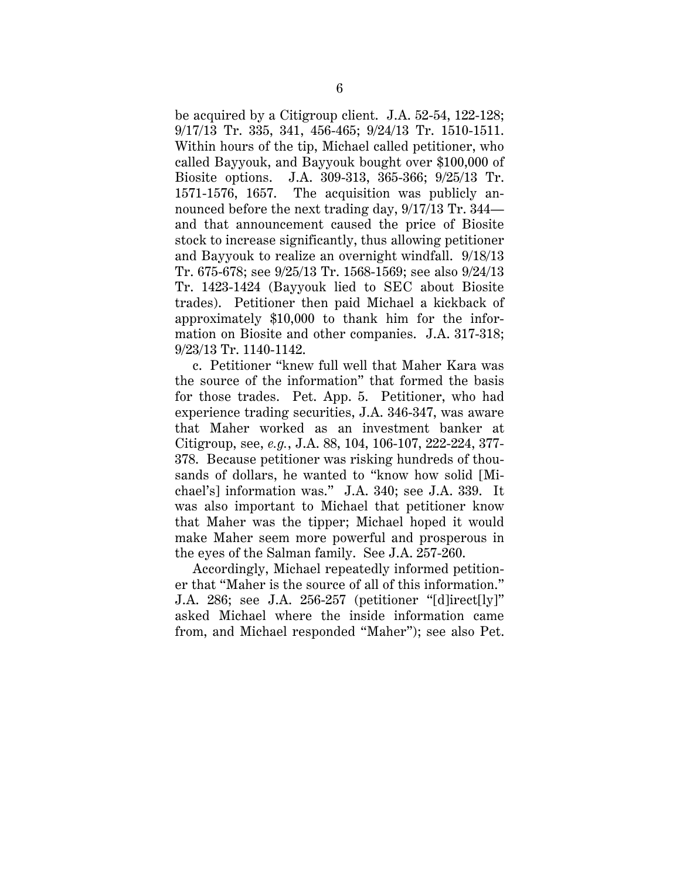be acquired by a Citigroup client. J.A. 52-54, 122-128; 9/17/13 Tr. 335, 341, 456-465; 9/24/13 Tr. 1510-1511. Within hours of the tip, Michael called petitioner, who called Bayyouk, and Bayyouk bought over $100,000 of Biosite options. J.A. 309-313, 365-366; 9/25/13 Tr. 1571-1576, 1657. The acquisition was publicly announced before the next trading day, 9/17/13 Tr. 344—and that announcement caused the price of Biosite stock to increase significantly, thus allowing petitioner and Bayyouk to realize an overnight windfall. 9/18/13 Tr. 675-678; see 9/25/13 Tr. 1568-1569; see also 9/24/13 Tr. 1423-1424 (Bayyouk lied to SEC about Biosite trades). Petitioner then paid Michael a kickback of approximately $10,000 to thank him for the information on Biosite and other companies. J.A. 317-318; 9/23/13 Tr. 1140-1142.

c. Petitioner "knew full well that Maher Kara was the source of the information" that formed the basis for those trades. Pet. App. 5. Petitioner, who had experience trading securities, J.A. 346-347, was aware that Maher worked as an investment banker at Citigroup, see, *e.g.*, J.A. 88, 104, 106-107, 222-224, 377-378. Because petitioner was risking hundreds of thousands of dollars, he wanted to "know how solid [Michael's] information was." J.A. 340; see J.A. 339. It was also important to Michael that petitioner know that Maher was the tipper; Michael hoped it would make Maher seem more powerful and prosperous in the eyes of the Salman family. See J.A. 257-260.

Accordingly, Michael repeatedly informed petitioner that "Maher is the source of all of this information." J.A. 286; see J.A. 256-257 (petitioner "[d]irect[ly]" asked Michael where the inside information came from, and Michael responded "Maher"); see also Pet.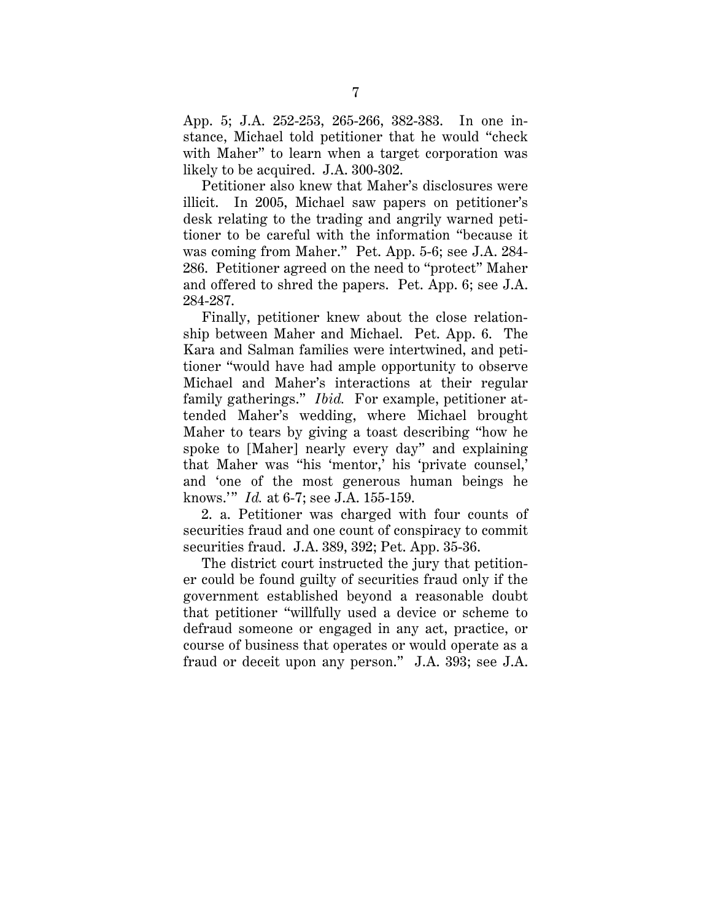App. 5; J.A. 252-253, 265-266, 382-383. In one instance, Michael told petitioner that he would "check with Maher" to learn when a target corporation was likely to be acquired. J.A. 300-302.

Petitioner also knew that Maher's disclosures were illicit. In 2005, Michael saw papers on petitioner's desk relating to the trading and angrily warned petitioner to be careful with the information "because it was coming from Maher." Pet. App. 5-6; see J.A. 284-286. Petitioner agreed on the need to "protect" Maher and offered to shred the papers. Pet. App. 6; see J.A. 284-287.

Finally, petitioner knew about the close relationship between Maher and Michael. Pet. App. 6. The Kara and Salman families were intertwined, and petitioner "would have had ample opportunity to observe Michael and Maher's interactions at their regular family gatherings." *Ibid.* For example, petitioner attended Maher's wedding, where Michael brought Maher to tears by giving a toast describing "how he spoke to [Maher] nearly every day" and explaining that Maher was "his 'mentor,' his 'private counsel,' and 'one of the most generous human beings he knows.'" *Id.* at 6-7; see J.A. 155-159.

2. a. Petitioner was charged with four counts of securities fraud and one count of conspiracy to commit securities fraud. J.A. 389, 392; Pet. App. 35-36.

The district court instructed the jury that petitioner could be found guilty of securities fraud only if the government established beyond a reasonable doubt that petitioner "willfully used a device or scheme to defraud someone or engaged in any act, practice, or course of business that operates or would operate as a fraud or deceit upon any person." J.A. 393; see J.A.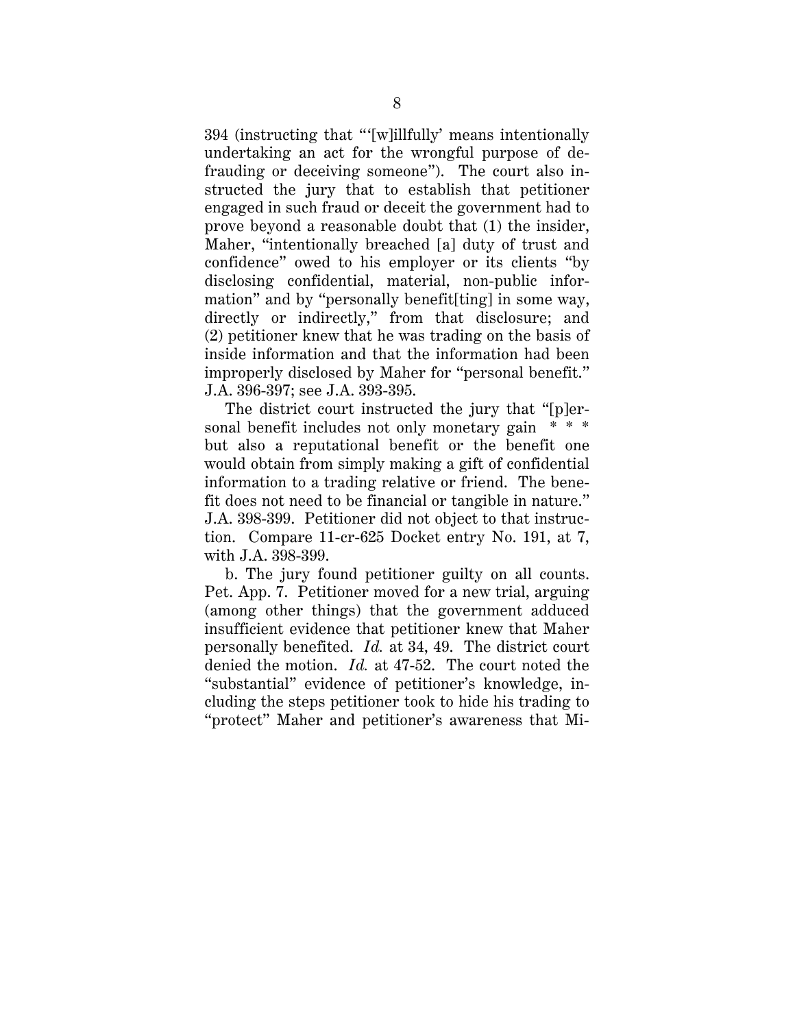394 (instructing that "'[w]illfully' means intentionally undertaking an act for the wrongful purpose of defrauding or deceiving someone"). The court also instructed the jury that to establish that petitioner engaged in such fraud or deceit the government had to prove beyond a reasonable doubt that (1) the insider, Maher, "intentionally breached [a] duty of trust and confidence" owed to his employer or its clients "by disclosing confidential, material, non-public information" and by "personally benefit[ting] in some way, directly or indirectly," from that disclosure; and (2) petitioner knew that he was trading on the basis of inside information and that the information had been improperly disclosed by Maher for "personal benefit." J.A. 396-397; see J.A. 393-395.

The district court instructed the jury that "[p]ersonal benefit includes not only monetary gain * * * but also a reputational benefit or the benefit one would obtain from simply making a gift of confidential information to a trading relative or friend. The benefit does not need to be financial or tangible in nature." J.A. 398-399. Petitioner did not object to that instruction. Compare 11-cr-625 Docket entry No. 191, at 7, with J.A. 398-399.

b. The jury found petitioner guilty on all counts. Pet. App. 7. Petitioner moved for a new trial, arguing (among other things) that the government adduced insufficient evidence that petitioner knew that Maher personally benefited. *Id.* at 34, 49. The district court denied the motion. *Id.* at 47-52. The court noted the "substantial" evidence of petitioner's knowledge, including the steps petitioner took to hide his trading to "protect" Maher and petitioner's awareness that Mi-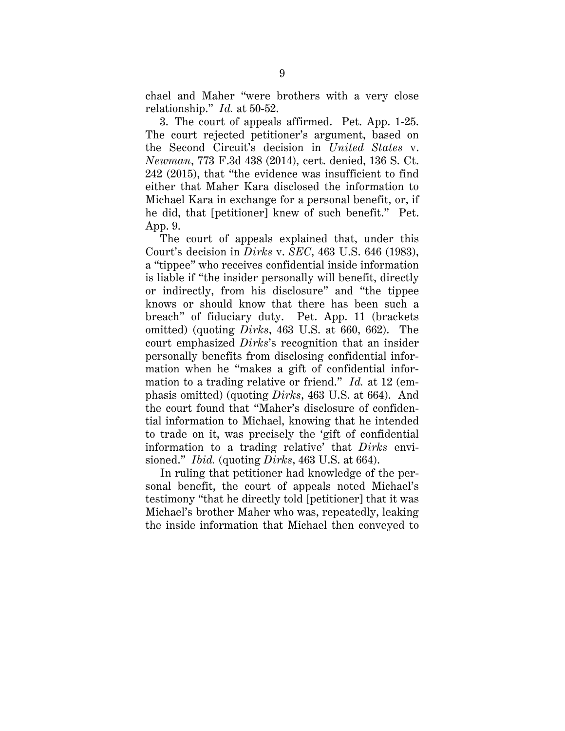chael and Maher "were brothers with a very close relationship." *Id.* at 50-52.

3. The court of appeals affirmed. Pet. App. 1-25. The court rejected petitioner's argument, based on the Second Circuit's decision in *United States* v. *Newman*, 773 F.3d 438 (2014), cert. denied, 136 S. Ct. 242 (2015), that "the evidence was insufficient to find either that Maher Kara disclosed the information to Michael Kara in exchange for a personal benefit, or, if he did, that [petitioner] knew of such benefit." Pet. App. 9.

The court of appeals explained that, under this Court's decision in *Dirks* v. *SEC*, 463 U.S. 646 (1983), a "tippee" who receives confidential inside information is liable if "the insider personally will benefit, directly or indirectly, from his disclosure" and "the tippee knows or should know that there has been such a breach" of fiduciary duty. Pet. App. 11 (brackets omitted) (quoting *Dirks*, 463 U.S. at 660, 662). The court emphasized *Dirks*'s recognition that an insider personally benefits from disclosing confidential information when he "makes a gift of confidential information to a trading relative or friend." *Id.* at 12 (emphasis omitted) (quoting *Dirks*, 463 U.S. at 664). And the court found that "Maher's disclosure of confidential information to Michael, knowing that he intended to trade on it, was precisely the 'gift of confidential information to a trading relative' that *Dirks* envisioned." *Ibid.* (quoting *Dirks*, 463 U.S. at 664).

In ruling that petitioner had knowledge of the personal benefit, the court of appeals noted Michael's testimony "that he directly told [petitioner] that it was Michael's brother Maher who was, repeatedly, leaking the inside information that Michael then conveyed to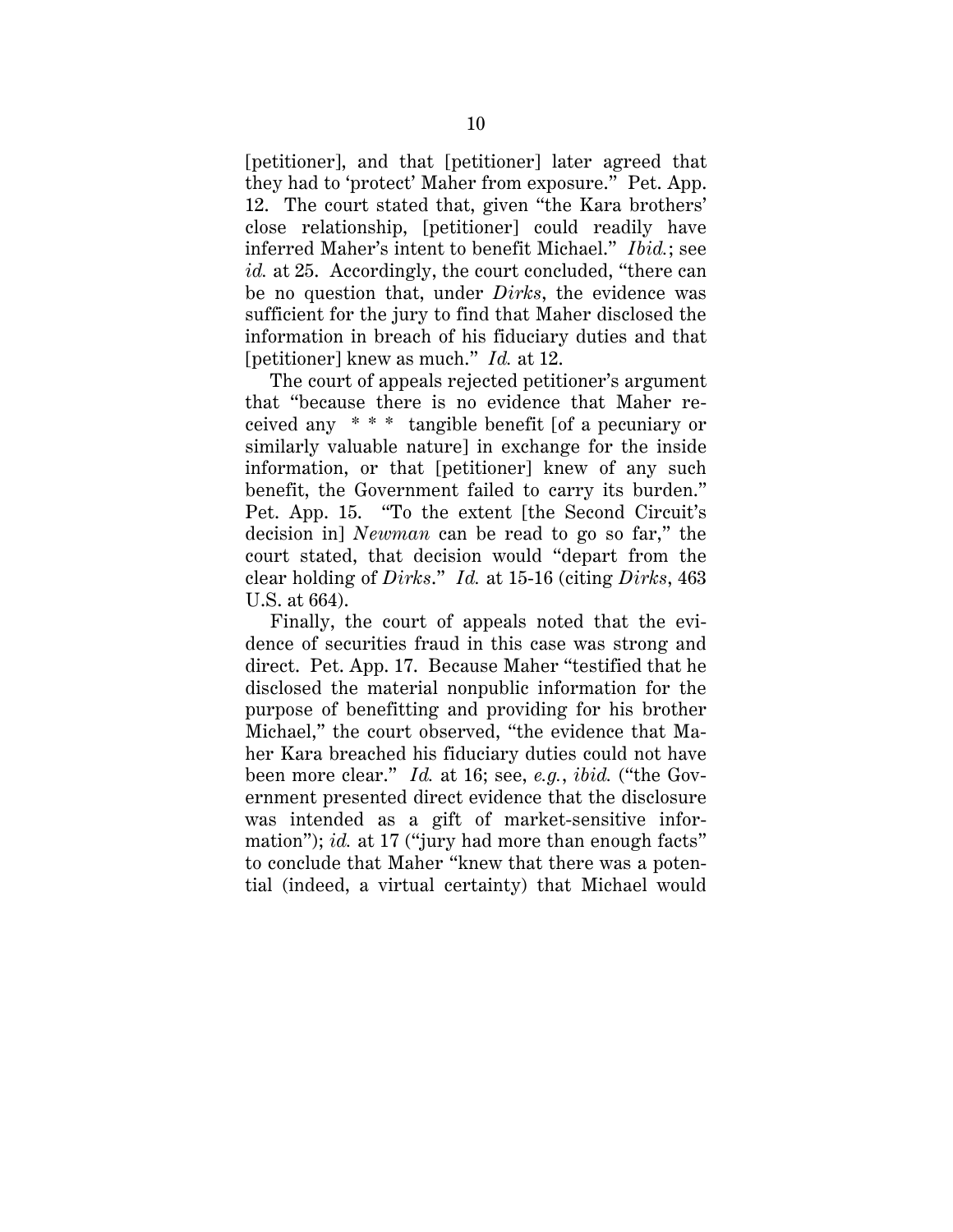[petitioner], and that [petitioner] later agreed that they had to 'protect' Maher from exposure." Pet. App. 12. The court stated that, given "the Kara brothers' close relationship, [petitioner] could readily have inferred Maher's intent to benefit Michael." *Ibid.*; see *id.* at 25. Accordingly, the court concluded, "there can be no question that, under *Dirks*, the evidence was sufficient for the jury to find that Maher disclosed the information in breach of his fiduciary duties and that [petitioner] knew as much." *Id.* at 12.

The court of appeals rejected petitioner's argument that "because there is no evidence that Maher received any * * * tangible benefit [of a pecuniary or similarly valuable nature] in exchange for the inside information, or that [petitioner] knew of any such benefit, the Government failed to carry its burden." Pet. App. 15. "To the extent [the Second Circuit's decision in] *Newman* can be read to go so far," the court stated, that decision would "depart from the clear holding of *Dirks*." *Id.* at 15-16 (citing *Dirks*, 463 U.S. at 664).

Finally, the court of appeals noted that the evidence of securities fraud in this case was strong and direct. Pet. App. 17. Because Maher "testified that he disclosed the material nonpublic information for the purpose of benefitting and providing for his brother Michael," the court observed, "the evidence that Maher Kara breached his fiduciary duties could not have been more clear." *Id.* at 16; see, *e.g.*, *ibid.* ("the Government presented direct evidence that the disclosure was intended as a gift of market-sensitive information"); *id.* at 17 ("jury had more than enough facts" to conclude that Maher "knew that there was a potential (indeed, a virtual certainty) that Michael would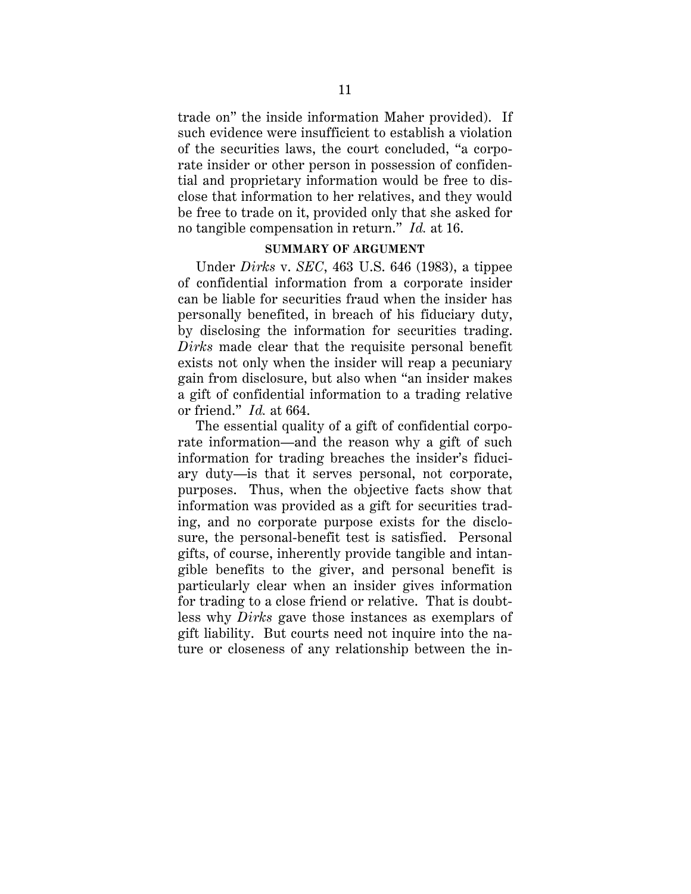trade on" the inside information Maher provided). If such evidence were insufficient to establish a violation of the securities laws, the court concluded, "a corporate insider or other person in possession of confidential and proprietary information would be free to disclose that information to her relatives, and they would be free to trade on it, provided only that she asked for no tangible compensation in return." *Id.* at 16.

## SUMMARY OF ARGUMENT

Under *Dirks* v. *SEC*, 463 U.S. 646 (1983), a tippee of confidential information from a corporate insider can be liable for securities fraud when the insider has personally benefited, in breach of his fiduciary duty, by disclosing the information for securities trading. *Dirks* made clear that the requisite personal benefit exists not only when the insider will reap a pecuniary gain from disclosure, but also when "an insider makes a gift of confidential information to a trading relative or friend." *Id.* at 664.

The essential quality of a gift of confidential corporate information—and the reason why a gift of such information for trading breaches the insider's fiduciary duty—is that it serves personal, not corporate, purposes. Thus, when the objective facts show that information was provided as a gift for securities trading, and no corporate purpose exists for the disclosure, the personal-benefit test is satisfied. Personal gifts, of course, inherently provide tangible and intangible benefits to the giver, and personal benefit is particularly clear when an insider gives information for trading to a close friend or relative. That is doubtless why *Dirks* gave those instances as exemplars of gift liability. But courts need not inquire into the nature or closeness of any relationship between the in-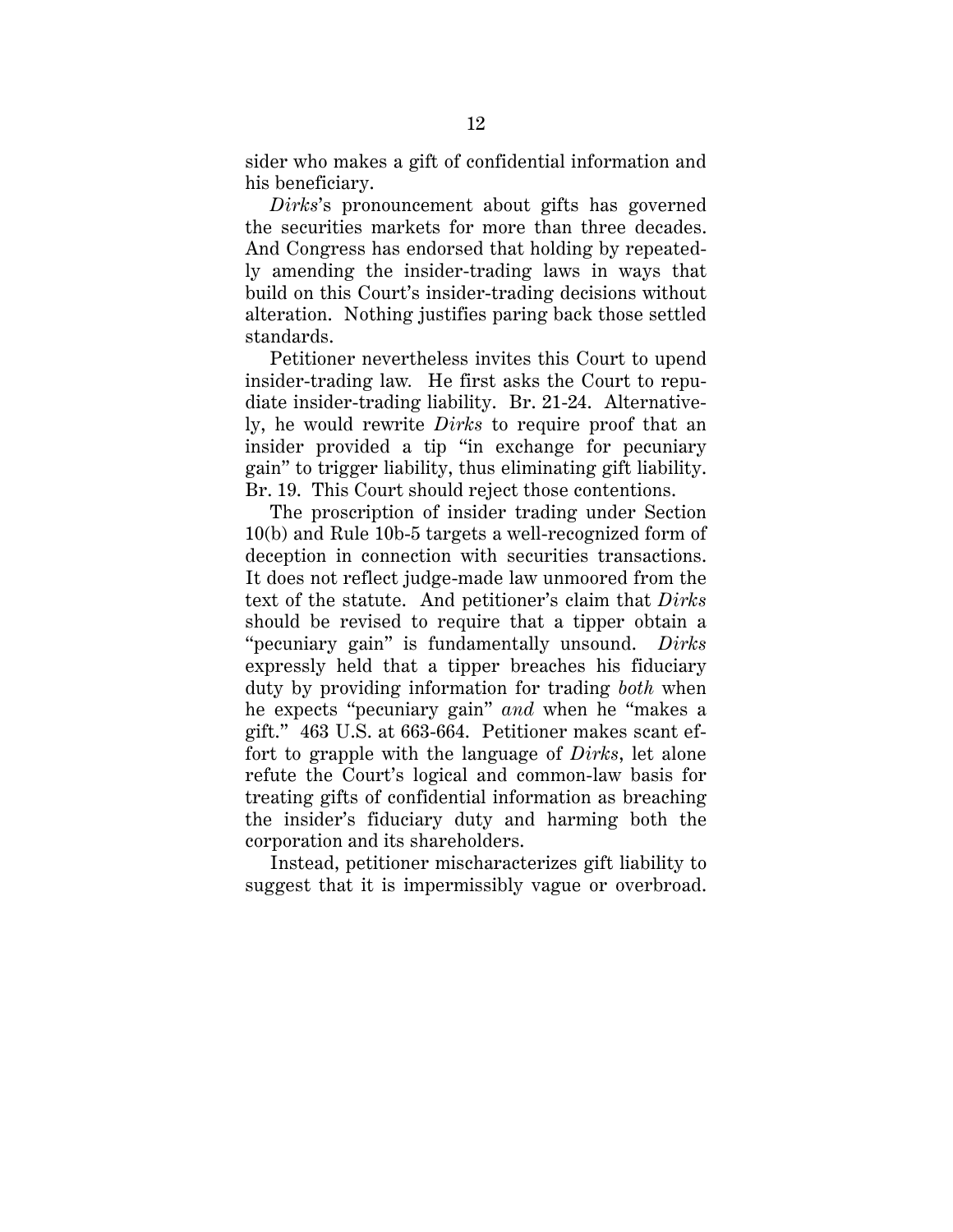sider who makes a gift of confidential information and his beneficiary.

*Dirks*'s pronouncement about gifts has governed the securities markets for more than three decades. And Congress has endorsed that holding by repeatedly amending the insider-trading laws in ways that build on this Court's insider-trading decisions without alteration. Nothing justifies paring back those settled standards.

Petitioner nevertheless invites this Court to upend insider-trading law. He first asks the Court to repudiate insider-trading liability. Br. 21-24. Alternatively, he would rewrite *Dirks* to require proof that an insider provided a tip "in exchange for pecuniary gain" to trigger liability, thus eliminating gift liability. Br. 19. This Court should reject those contentions.

The proscription of insider trading under Section 10(b) and Rule 10b-5 targets a well-recognized form of deception in connection with securities transactions. It does not reflect judge-made law unmoored from the text of the statute. And petitioner's claim that *Dirks* should be revised to require that a tipper obtain a "pecuniary gain" is fundamentally unsound. *Dirks* expressly held that a tipper breaches his fiduciary duty by providing information for trading *both* when he expects "pecuniary gain" *and* when he "makes a gift." 463 U.S. at 663-664. Petitioner makes scant effort to grapple with the language of *Dirks*, let alone refute the Court's logical and common-law basis for treating gifts of confidential information as breaching the insider's fiduciary duty and harming both the corporation and its shareholders.

Instead, petitioner mischaracterizes gift liability to suggest that it is impermissibly vague or overbroad.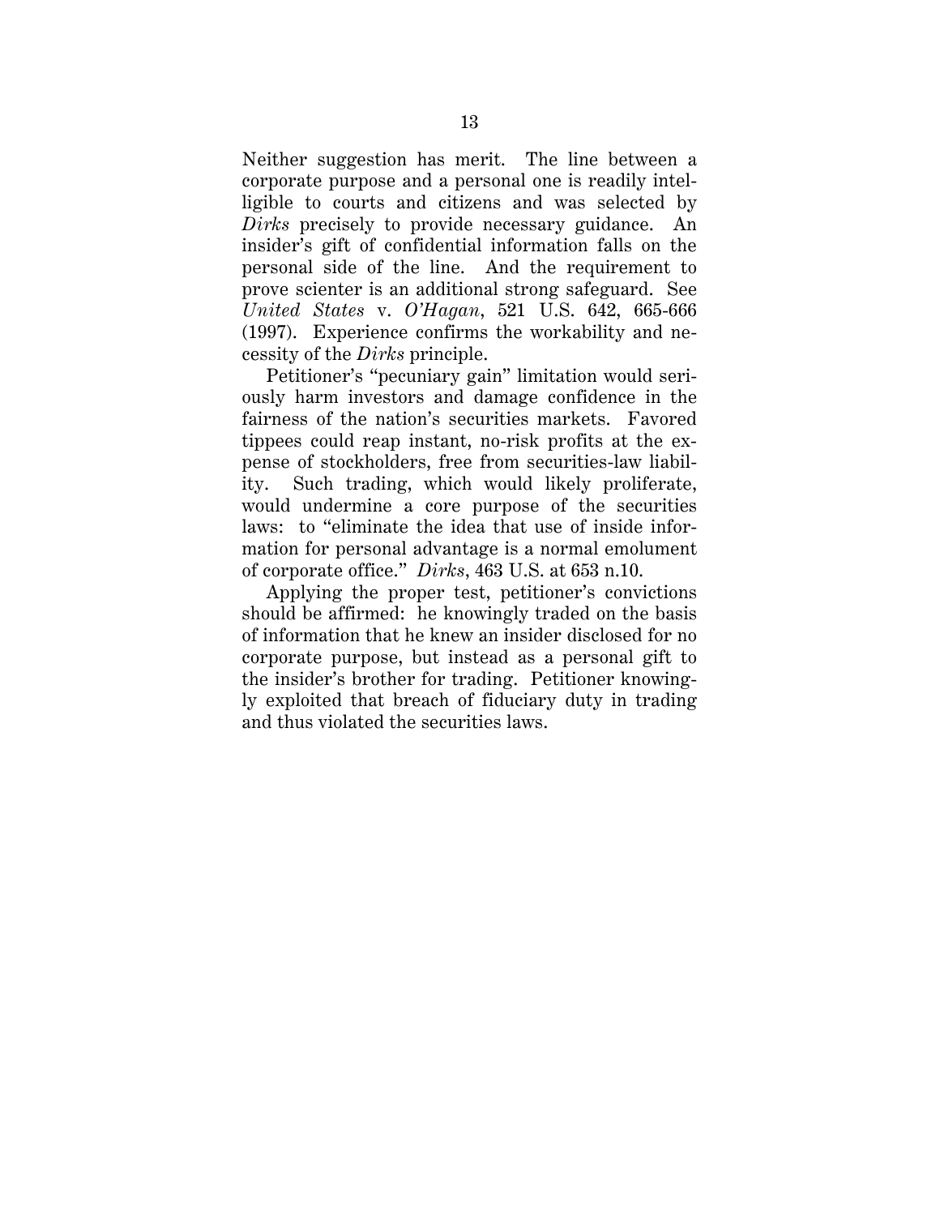Neither suggestion has merit. The line between a corporate purpose and a personal one is readily intelligible to courts and citizens and was selected by *Dirks* precisely to provide necessary guidance. An insider's gift of confidential information falls on the personal side of the line. And the requirement to prove scienter is an additional strong safeguard. See *United States* v. *O'Hagan*, 521 U.S. 642, 665-666 (1997). Experience confirms the workability and necessity of the *Dirks* principle.

Petitioner's "pecuniary gain" limitation would seriously harm investors and damage confidence in the fairness of the nation's securities markets. Favored tippees could reap instant, no-risk profits at the expense of stockholders, free from securities-law liability. Such trading, which would likely proliferate, would undermine a core purpose of the securities laws: to "eliminate the idea that use of inside information for personal advantage is a normal emolument of corporate office." *Dirks*, 463 U.S. at 653 n.10.

Applying the proper test, petitioner's convictions should be affirmed: he knowingly traded on the basis of information that he knew an insider disclosed for no corporate purpose, but instead as a personal gift to the insider's brother for trading. Petitioner knowingly exploited that breach of fiduciary duty in trading and thus violated the securities laws.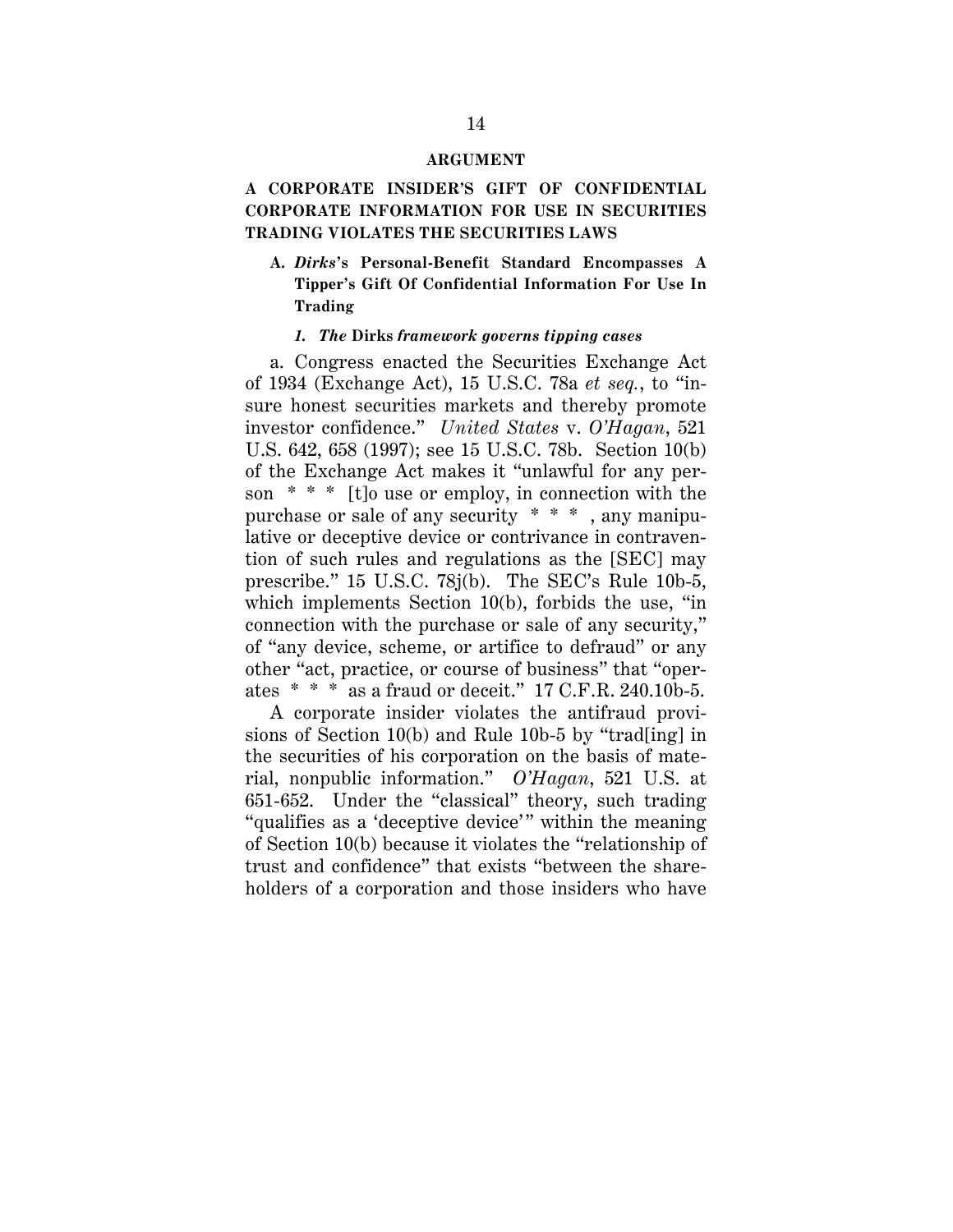## ARGUMENT

## A CORPORATE INSIDER'S GIFT OF CONFIDENTIAL CORPORATE INFORMATION FOR USE IN SECURITIES TRADING VIOLATES THE SECURITIES LAWS

### A. *Dirks*'s Personal-Benefit Standard Encompasses A Tipper's Gift Of Confidential Information For Use In Trading

#### *1. The* Dirks *framework governs tipping cases*

a. Congress enacted the Securities Exchange Act of 1934 (Exchange Act), 15 U.S.C. 78a *et seq.*, to "insure honest securities markets and thereby promote investor confidence." *United States* v. *O'Hagan*, 521 U.S. 642, 658 (1997); see 15 U.S.C. 78b. Section 10(b) of the Exchange Act makes it "unlawful for any person \* \* \* [t]o use or employ, in connection with the purchase or sale of any security \* \* \* , any manipulative or deceptive device or contrivance in contravention of such rules and regulations as the [SEC] may prescribe." 15 U.S.C. 78j(b). The SEC's Rule 10b-5, which implements Section 10(b), forbids the use, "in connection with the purchase or sale of any security," of "any device, scheme, or artifice to defraud" or any other "act, practice, or course of business" that "operates \* \* \* as a fraud or deceit." 17 C.F.R. 240.10b-5.

A corporate insider violates the antifraud provisions of Section 10(b) and Rule 10b-5 by "trad[ing] in the securities of his corporation on the basis of material, nonpublic information." *O'Hagan*, 521 U.S. at 651-652. Under the "classical" theory, such trading "qualifies as a 'deceptive device'" within the meaning of Section 10(b) because it violates the "relationship of trust and confidence" that exists "between the shareholders of a corporation and those insiders who have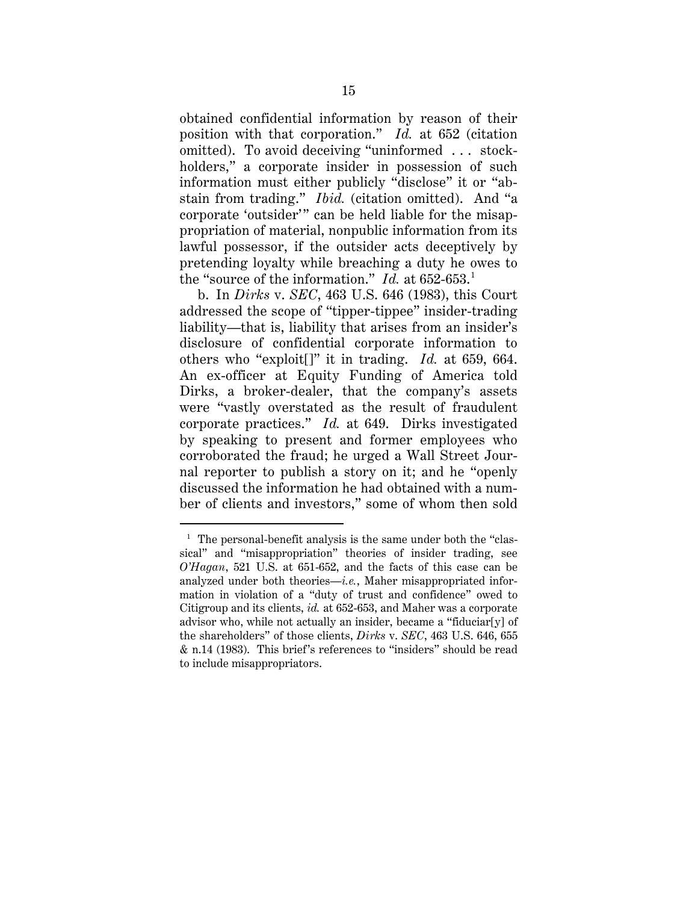obtained confidential information by reason of their position with that corporation." *Id.* at 652 (citation omitted). To avoid deceiving "uninformed . . . stockholders," a corporate insider in possession of such information must either publicly "disclose" it or "abstain from trading." *Ibid.* (citation omitted). And "a corporate 'outsider'" can be held liable for the misappropriation of material, nonpublic information from its lawful possessor, if the outsider acts deceptively by pretending loyalty while breaching a duty he owes to the "source of the information." *Id.* at 652-653.[1]

b. In *Dirks* v. *SEC*, 463 U.S. 646 (1983), this Court addressed the scope of "tipper-tippee" insider-trading liability—that is, liability that arises from an insider's disclosure of confidential corporate information to others who "exploit[]" it in trading. *Id.* at 659, 664. An ex-officer at Equity Funding of America told Dirks, a broker-dealer, that the company's assets were "vastly overstated as the result of fraudulent corporate practices." *Id.* at 649. Dirks investigated by speaking to present and former employees who corroborated the fraud; he urged a Wall Street Journal reporter to publish a story on it; and he "openly discussed the information he had obtained with a number of clients and investors," some of whom then sold

---

[1] The personal-benefit analysis is the same under both the "classical" and "misappropriation" theories of insider trading, see *O'Hagan*, 521 U.S. at 651-652, and the facts of this case can be analyzed under both theories—*i.e.*, Maher misappropriated information in violation of a "duty of trust and confidence" owed to Citigroup and its clients, *id.* at 652-653, and Maher was a corporate advisor who, while not actually an insider, became a "fiduciar[y] of the shareholders" of those clients, *Dirks* v. *SEC*, 463 U.S. 646, 655 & n.14 (1983). This brief's references to "insiders" should be read to include misappropriators.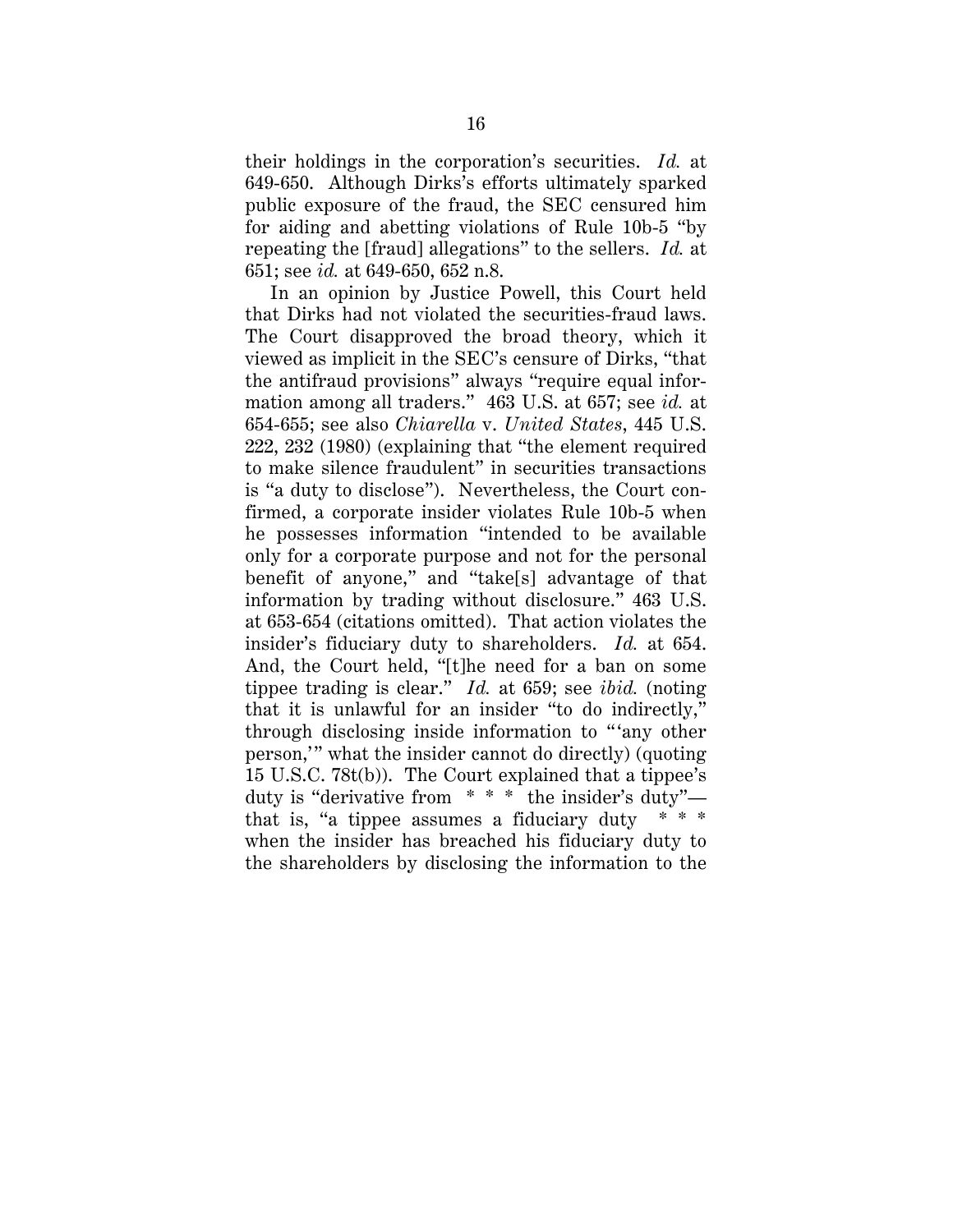their holdings in the corporation's securities. *Id.* at 649-650. Although Dirks's efforts ultimately sparked public exposure of the fraud, the SEC censured him for aiding and abetting violations of Rule 10b-5 "by repeating the [fraud] allegations" to the sellers. *Id.* at 651; see *id.* at 649-650, 652 n.8.

In an opinion by Justice Powell, this Court held that Dirks had not violated the securities-fraud laws. The Court disapproved the broad theory, which it viewed as implicit in the SEC's censure of Dirks, "that the antifraud provisions" always "require equal information among all traders." 463 U.S. at 657; see *id.* at 654-655; see also *Chiarella* v. *United States*, 445 U.S. 222, 232 (1980) (explaining that "the element required to make silence fraudulent" in securities transactions is "a duty to disclose"). Nevertheless, the Court confirmed, a corporate insider violates Rule 10b-5 when he possesses information "intended to be available only for a corporate purpose and not for the personal benefit of anyone," and "take[s] advantage of that information by trading without disclosure." 463 U.S. at 653-654 (citations omitted). That action violates the insider's fiduciary duty to shareholders. *Id.* at 654. And, the Court held, "[t]he need for a ban on some tippee trading is clear." *Id.* at 659; see *ibid.* (noting that it is unlawful for an insider "to do indirectly," through disclosing inside information to "'any other person,'" what the insider cannot do directly) (quoting 15 U.S.C. 78t(b)). The Court explained that a tippee's duty is "derivative from * * * the insider's duty"—that is, "a tippee assumes a fiduciary duty * * * when the insider has breached his fiduciary duty to the shareholders by disclosing the information to the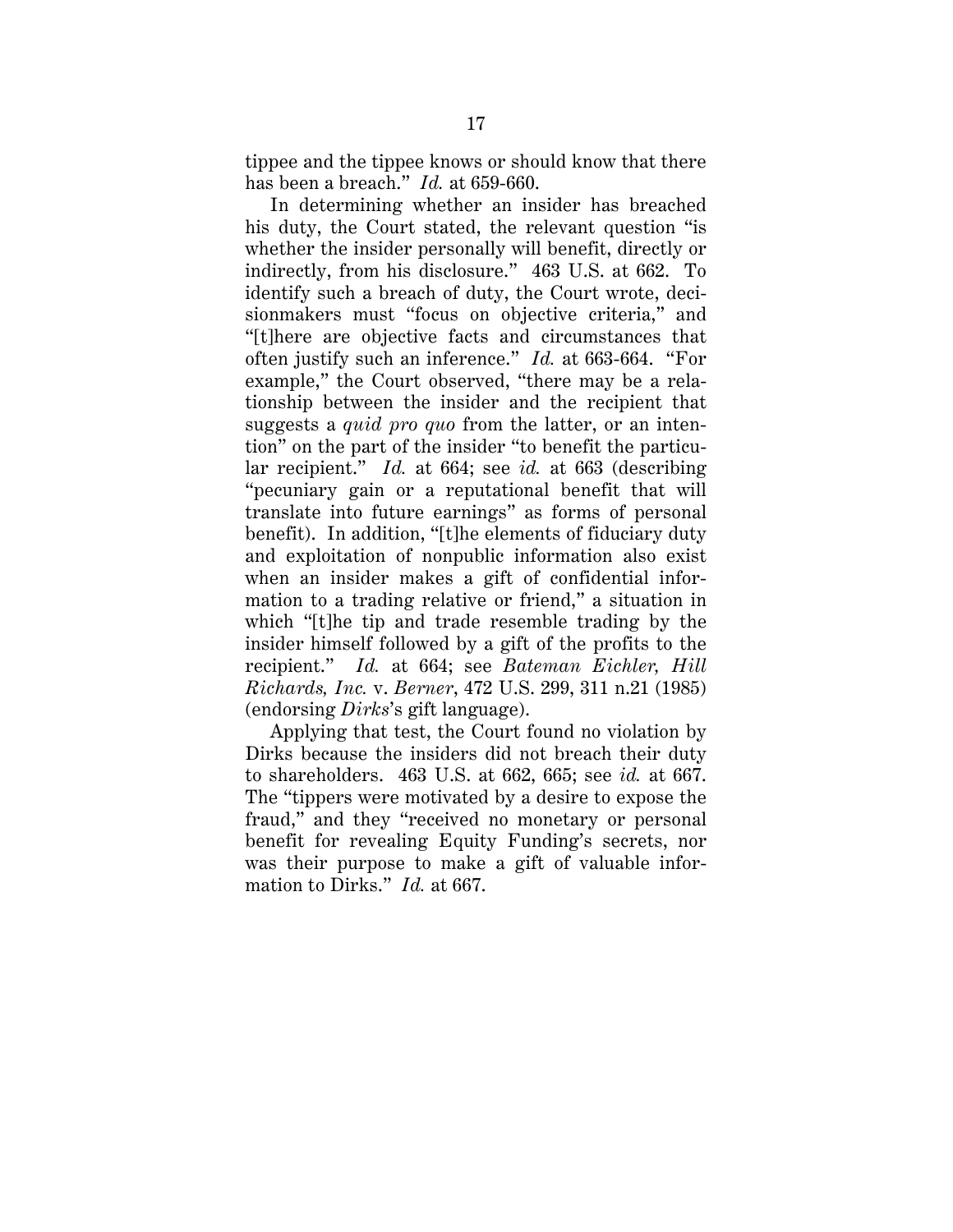tippee and the tippee knows or should know that there has been a breach." *Id.* at 659-660.

In determining whether an insider has breached his duty, the Court stated, the relevant question "is whether the insider personally will benefit, directly or indirectly, from his disclosure." 463 U.S. at 662. To identify such a breach of duty, the Court wrote, decisionmakers must "focus on objective criteria," and "[t]here are objective facts and circumstances that often justify such an inference." *Id.* at 663-664. "For example," the Court observed, "there may be a relationship between the insider and the recipient that suggests a *quid pro quo* from the latter, or an intention" on the part of the insider "to benefit the particular recipient." *Id.* at 664; see *id.* at 663 (describing "pecuniary gain or a reputational benefit that will translate into future earnings" as forms of personal benefit). In addition, "[t]he elements of fiduciary duty and exploitation of nonpublic information also exist when an insider makes a gift of confidential information to a trading relative or friend," a situation in which "[t]he tip and trade resemble trading by the insider himself followed by a gift of the profits to the recipient." *Id.* at 664; see *Bateman Eichler, Hill Richards, Inc.* v. *Berner*, 472 U.S. 299, 311 n.21 (1985) (endorsing *Dirks*'s gift language).

Applying that test, the Court found no violation by Dirks because the insiders did not breach their duty to shareholders. 463 U.S. at 662, 665; see *id.* at 667. The "tippers were motivated by a desire to expose the fraud," and they "received no monetary or personal benefit for revealing Equity Funding's secrets, nor was their purpose to make a gift of valuable information to Dirks." *Id.* at 667.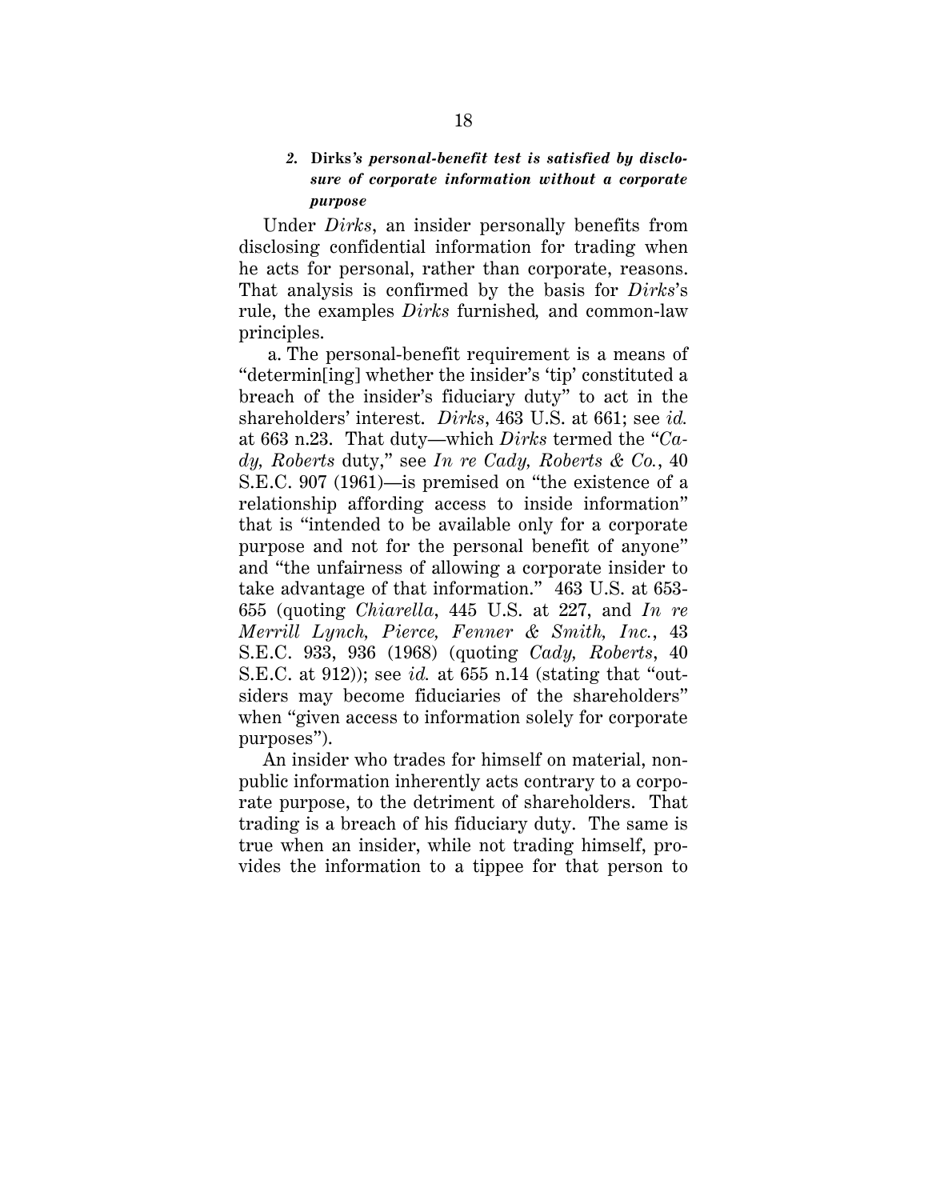### 2. **Dirks***'s personal-benefit test is satisfied by disclosure of corporate information without a corporate purpose*

Under *Dirks*, an insider personally benefits from disclosing confidential information for trading when he acts for personal, rather than corporate, reasons. That analysis is confirmed by the basis for *Dirks*'s rule, the examples *Dirks* furnished, and common-law principles.

a. The personal-benefit requirement is a means of "determin[ing] whether the insider's 'tip' constituted a breach of the insider's fiduciary duty" to act in the shareholders' interest. *Dirks*, 463 U.S. at 661; see *id.* at 663 n.23. That duty—which *Dirks* termed the "*Cady, Roberts* duty," see *In re Cady, Roberts & Co.*, 40 S.E.C. 907 (1961)—is premised on "the existence of a relationship affording access to inside information" that is "intended to be available only for a corporate purpose and not for the personal benefit of anyone" and "the unfairness of allowing a corporate insider to take advantage of that information." 463 U.S. at 653-655 (quoting *Chiarella*, 445 U.S. at 227, and *In re Merrill Lynch, Pierce, Fenner & Smith, Inc.*, 43 S.E.C. 933, 936 (1968) (quoting *Cady, Roberts*, 40 S.E.C. at 912)); see *id.* at 655 n.14 (stating that "outsiders may become fiduciaries of the shareholders" when "given access to information solely for corporate purposes").

An insider who trades for himself on material, nonpublic information inherently acts contrary to a corporate purpose, to the detriment of shareholders. That trading is a breach of his fiduciary duty. The same is true when an insider, while not trading himself, provides the information to a tippee for that person to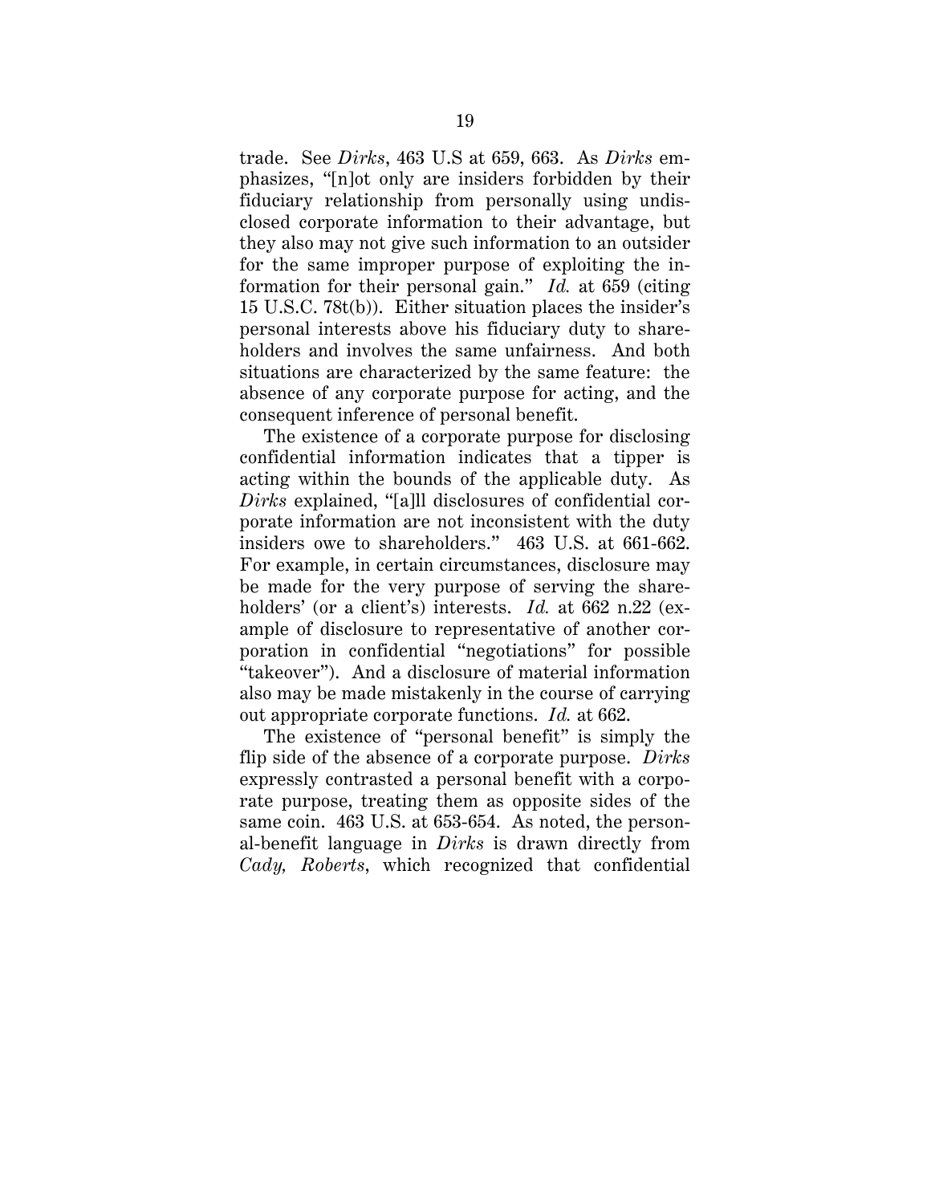trade. See *Dirks*, 463 U.S at 659, 663. As *Dirks* emphasizes, "[n]ot only are insiders forbidden by their fiduciary relationship from personally using undisclosed corporate information to their advantage, but they also may not give such information to an outsider for the same improper purpose of exploiting the information for their personal gain." *Id.* at 659 (citing 15 U.S.C. 78t(b)). Either situation places the insider's personal interests above his fiduciary duty to shareholders and involves the same unfairness. And both situations are characterized by the same feature: the absence of any corporate purpose for acting, and the consequent inference of personal benefit.

The existence of a corporate purpose for disclosing confidential information indicates that a tipper is acting within the bounds of the applicable duty. As *Dirks* explained, "[a]ll disclosures of confidential corporate information are not inconsistent with the duty insiders owe to shareholders." 463 U.S. at 661-662. For example, in certain circumstances, disclosure may be made for the very purpose of serving the shareholders' (or a client's) interests. *Id.* at 662 n.22 (example of disclosure to representative of another corporation in confidential "negotiations" for possible "takeover"). And a disclosure of material information also may be made mistakenly in the course of carrying out appropriate corporate functions. *Id.* at 662.

The existence of "personal benefit" is simply the flip side of the absence of a corporate purpose. *Dirks* expressly contrasted a personal benefit with a corporate purpose, treating them as opposite sides of the same coin. 463 U.S. at 653-654. As noted, the personal-benefit language in *Dirks* is drawn directly from *Cady, Roberts*, which recognized that confidential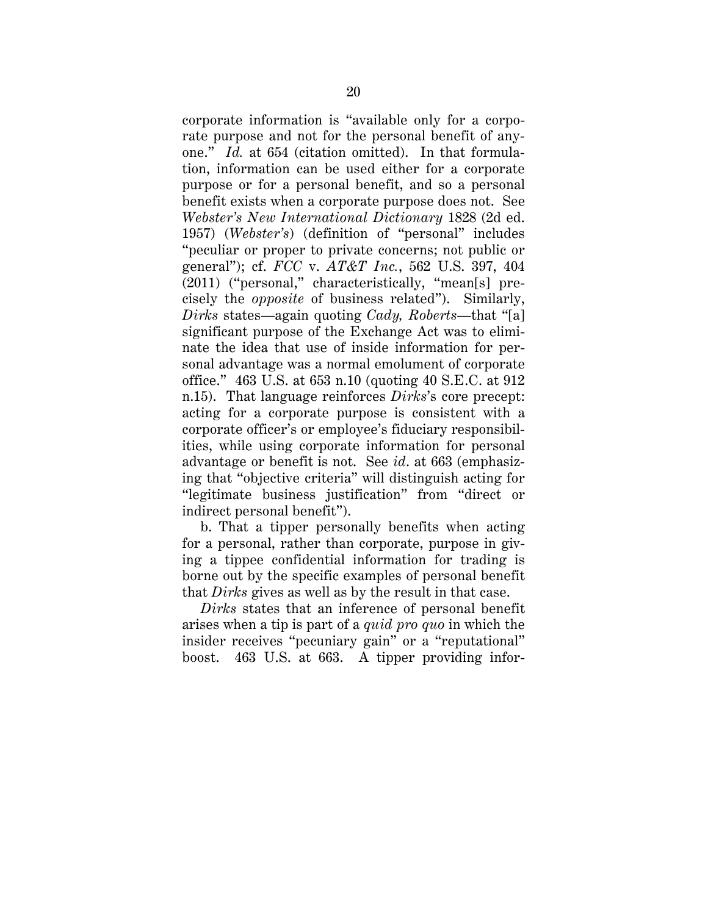corporate information is "available only for a corporate purpose and not for the personal benefit of anyone." *Id.* at 654 (citation omitted). In that formulation, information can be used either for a corporate purpose or for a personal benefit, and so a personal benefit exists when a corporate purpose does not. See *Webster's New International Dictionary* 1828 (2d ed. 1957) (*Webster's*) (definition of "personal" includes "peculiar or proper to private concerns; not public or general"); cf. *FCC* v. *AT&T Inc.*, 562 U.S. 397, 404 (2011) ("personal," characteristically, "mean[s] precisely the *opposite* of business related"). Similarly, *Dirks* states—again quoting *Cady, Roberts*—that "[a] significant purpose of the Exchange Act was to eliminate the idea that use of inside information for personal advantage was a normal emolument of corporate office." 463 U.S. at 653 n.10 (quoting 40 S.E.C. at 912 n.15). That language reinforces *Dirks*'s core precept: acting for a corporate purpose is consistent with a corporate officer's or employee's fiduciary responsibilities, while using corporate information for personal advantage or benefit is not. See *id*. at 663 (emphasizing that "objective criteria" will distinguish acting for "legitimate business justification" from "direct or indirect personal benefit").

b. That a tipper personally benefits when acting for a personal, rather than corporate, purpose in giving a tippee confidential information for trading is borne out by the specific examples of personal benefit that *Dirks* gives as well as by the result in that case.

*Dirks* states that an inference of personal benefit arises when a tip is part of a *quid pro quo* in which the insider receives "pecuniary gain" or a "reputational" boost. 463 U.S. at 663. A tipper providing infor-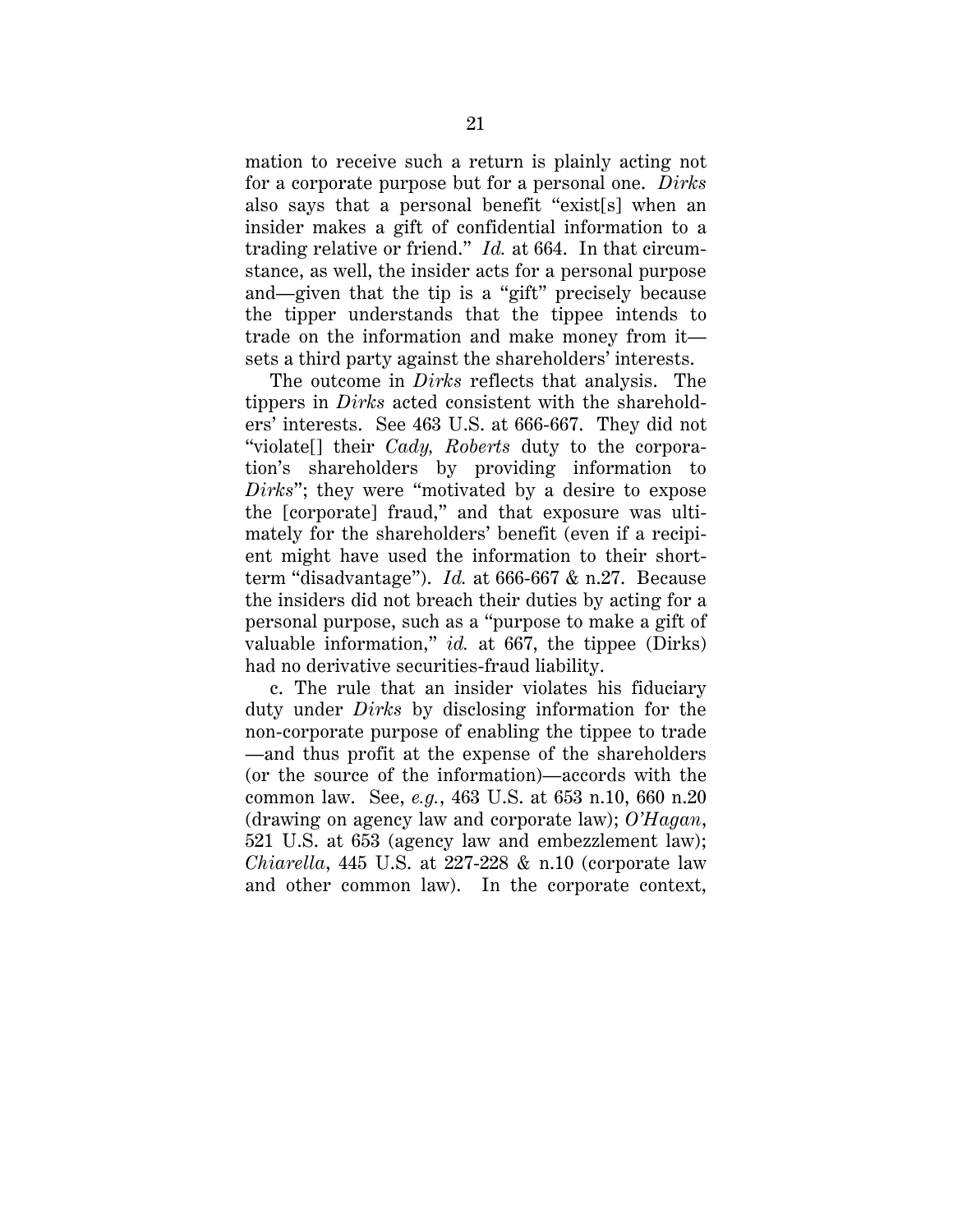mation to receive such a return is plainly acting not for a corporate purpose but for a personal one. *Dirks* also says that a personal benefit "exist[s] when an insider makes a gift of confidential information to a trading relative or friend." *Id.* at 664. In that circumstance, as well, the insider acts for a personal purpose and—given that the tip is a "gift" precisely because the tipper understands that the tippee intends to trade on the information and make money from it—sets a third party against the shareholders' interests.

The outcome in *Dirks* reflects that analysis. The tippers in *Dirks* acted consistent with the shareholders' interests. See 463 U.S. at 666-667. They did not "violate[] their *Cady, Roberts* duty to the corporation's shareholders by providing information to *Dirks*"; they were "motivated by a desire to expose the [corporate] fraud," and that exposure was ultimately for the shareholders' benefit (even if a recipient might have used the information to their short-term "disadvantage"). *Id.* at 666-667 & n.27. Because the insiders did not breach their duties by acting for a personal purpose, such as a "purpose to make a gift of valuable information," *id.* at 667, the tippee (Dirks) had no derivative securities-fraud liability.

c. The rule that an insider violates his fiduciary duty under *Dirks* by disclosing information for the non-corporate purpose of enabling the tippee to trade —and thus profit at the expense of the shareholders (or the source of the information)—accords with the common law. See, *e.g.*, 463 U.S. at 653 n.10, 660 n.20 (drawing on agency law and corporate law); *O'Hagan*, 521 U.S. at 653 (agency law and embezzlement law); *Chiarella*, 445 U.S. at 227-228 & n.10 (corporate law and other common law). In the corporate context,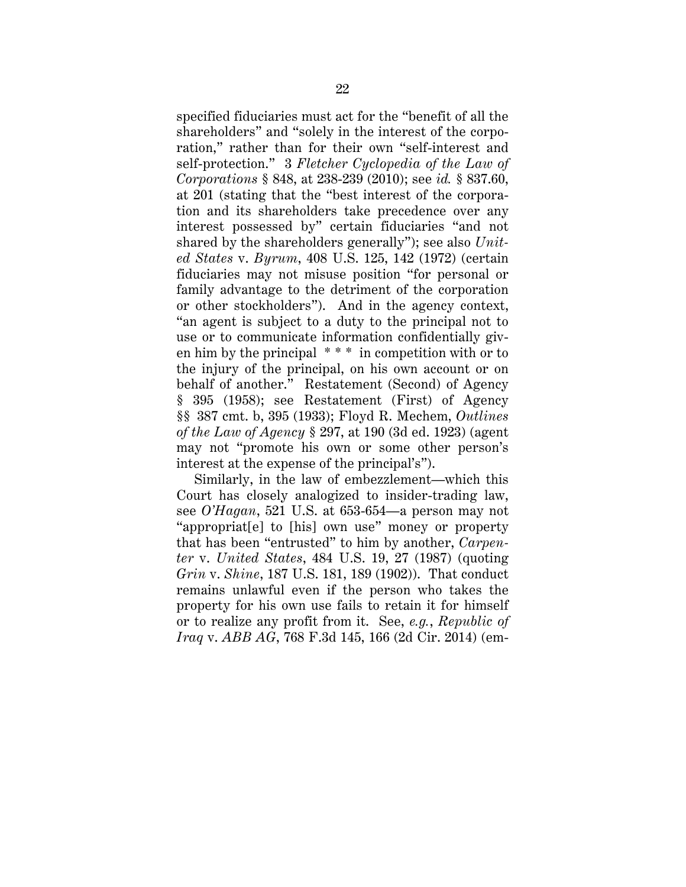specified fiduciaries must act for the "benefit of all the shareholders" and "solely in the interest of the corporation," rather than for their own "self-interest and self-protection." 3 *Fletcher Cyclopedia of the Law of Corporations* § 848, at 238-239 (2010); see *id.* § 837.60, at 201 (stating that the "best interest of the corporation and its shareholders take precedence over any interest possessed by" certain fiduciaries "and not shared by the shareholders generally"); see also *United States* v. *Byrum*, 408 U.S. 125, 142 (1972) (certain fiduciaries may not misuse position "for personal or family advantage to the detriment of the corporation or other stockholders"). And in the agency context, "an agent is subject to a duty to the principal not to use or to communicate information confidentially given him by the principal * * * in competition with or to the injury of the principal, on his own account or on behalf of another." Restatement (Second) of Agency § 395 (1958); see Restatement (First) of Agency §§ 387 cmt. b, 395 (1933); Floyd R. Mechem, *Outlines of the Law of Agency* § 297, at 190 (3d ed. 1923) (agent may not "promote his own or some other person's interest at the expense of the principal's").

Similarly, in the law of embezzlement—which this Court has closely analogized to insider-trading law, see *O'Hagan*, 521 U.S. at 653-654—a person may not "appropriat[e] to [his] own use" money or property that has been "entrusted" to him by another, *Carpenter* v. *United States*, 484 U.S. 19, 27 (1987) (quoting *Grin* v. *Shine*, 187 U.S. 181, 189 (1902)). That conduct remains unlawful even if the person who takes the property for his own use fails to retain it for himself or to realize any profit from it. See, *e.g.*, *Republic of Iraq* v. *ABB AG*, 768 F.3d 145, 166 (2d Cir. 2014) (em-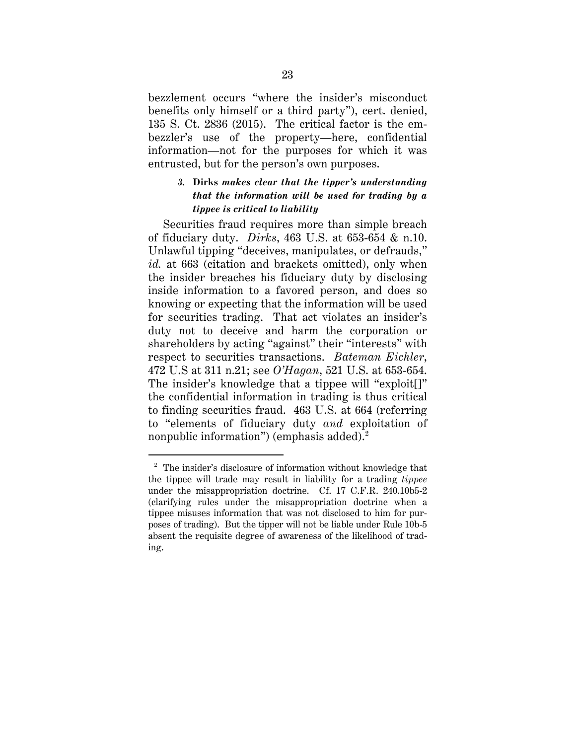bezzlement occurs "where the insider's misconduct benefits only himself or a third party"), cert. denied, 135 S. Ct. 2836 (2015). The critical factor is the embezzler's use of the property—here, confidential information—not for the purposes for which it was entrusted, but for the person's own purposes.

### 3. **Dirks** *makes clear that the tipper's understanding that the information will be used for trading by a tippee is critical to liability*

Securities fraud requires more than simple breach of fiduciary duty. *Dirks*, 463 U.S. at 653-654 & n.10. Unlawful tipping "deceives, manipulates, or defrauds," *id.* at 663 (citation and brackets omitted), only when the insider breaches his fiduciary duty by disclosing inside information to a favored person, and does so knowing or expecting that the information will be used for securities trading. That act violates an insider's duty not to deceive and harm the corporation or shareholders by acting "against" their "interests" with respect to securities transactions. *Bateman Eichler*, 472 U.S at 311 n.21; see *O'Hagan*, 521 U.S. at 653-654. The insider's knowledge that a tippee will "exploit[]" the confidential information in trading is thus critical to finding securities fraud. 463 U.S. at 664 (referring to "elements of fiduciary duty *and* exploitation of nonpublic information") (emphasis added).[2]

[2] The insider's disclosure of information without knowledge that the tippee will trade may result in liability for a trading *tippee* under the misappropriation doctrine. Cf. 17 C.F.R. 240.10b5-2 (clarifying rules under the misappropriation doctrine when a tippee misuses information that was not disclosed to him for purposes of trading). But the tipper will not be liable under Rule 10b-5 absent the requisite degree of awareness of the likelihood of trading.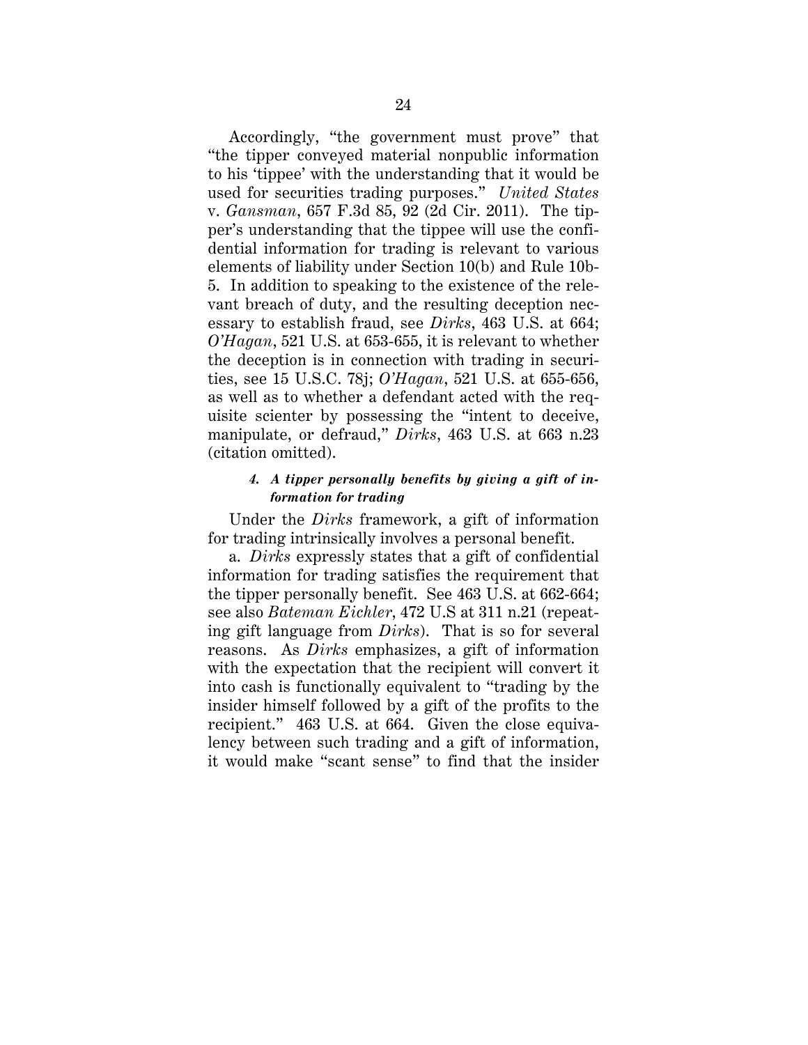Accordingly, "the government must prove" that "the tipper conveyed material nonpublic information to his 'tippee' with the understanding that it would be used for securities trading purposes." *United States* v. *Gansman*, 657 F.3d 85, 92 (2d Cir. 2011). The tipper's understanding that the tippee will use the confidential information for trading is relevant to various elements of liability under Section 10(b) and Rule 10b-5. In addition to speaking to the existence of the relevant breach of duty, and the resulting deception necessary to establish fraud, see *Dirks*, 463 U.S. at 664; *O'Hagan*, 521 U.S. at 653-655, it is relevant to whether the deception is in connection with trading in securities, see 15 U.S.C. 78j; *O'Hagan*, 521 U.S. at 655-656, as well as to whether a defendant acted with the requisite scienter by possessing the "intent to deceive, manipulate, or defraud," *Dirks*, 463 U.S. at 663 n.23 (citation omitted).

#### *4. A tipper personally benefits by giving a gift of information for trading*

Under the *Dirks* framework, a gift of information for trading intrinsically involves a personal benefit.

a. *Dirks* expressly states that a gift of confidential information for trading satisfies the requirement that the tipper personally benefit. See 463 U.S. at 662-664; see also *Bateman Eichler*, 472 U.S at 311 n.21 (repeating gift language from *Dirks*). That is so for several reasons. As *Dirks* emphasizes, a gift of information with the expectation that the recipient will convert it into cash is functionally equivalent to "trading by the insider himself followed by a gift of the profits to the recipient." 463 U.S. at 664. Given the close equivalency between such trading and a gift of information, it would make "scant sense" to find that the insider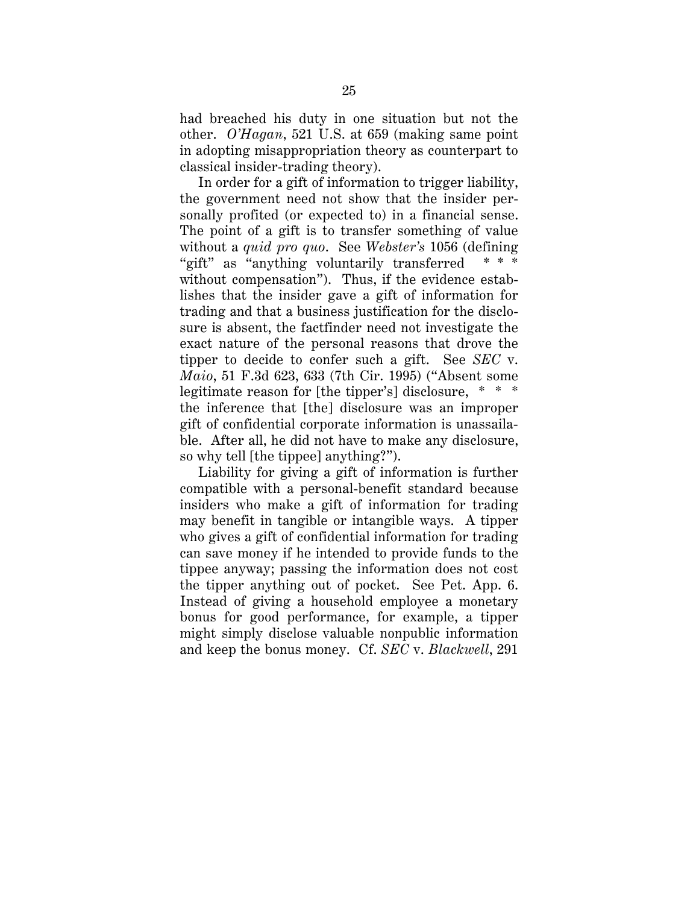had breached his duty in one situation but not the other. *O'Hagan*, 521 U.S. at 659 (making same point in adopting misappropriation theory as counterpart to classical insider-trading theory).

In order for a gift of information to trigger liability, the government need not show that the insider personally profited (or expected to) in a financial sense. The point of a gift is to transfer something of value without a *quid pro quo*. See *Webster's* 1056 (defining "gift" as "anything voluntarily transferred \* \* \* without compensation"). Thus, if the evidence establishes that the insider gave a gift of information for trading and that a business justification for the disclosure is absent, the factfinder need not investigate the exact nature of the personal reasons that drove the tipper to decide to confer such a gift. See *SEC* v. *Maio*, 51 F.3d 623, 633 (7th Cir. 1995) ("Absent some legitimate reason for [the tipper's] disclosure, \* \* \* the inference that [the] disclosure was an improper gift of confidential corporate information is unassailable. After all, he did not have to make any disclosure, so why tell [the tippee] anything?").

Liability for giving a gift of information is further compatible with a personal-benefit standard because insiders who make a gift of information for trading may benefit in tangible or intangible ways. A tipper who gives a gift of confidential information for trading can save money if he intended to provide funds to the tippee anyway; passing the information does not cost the tipper anything out of pocket. See Pet. App. 6. Instead of giving a household employee a monetary bonus for good performance, for example, a tipper might simply disclose valuable nonpublic information and keep the bonus money. Cf. *SEC* v. *Blackwell*, 291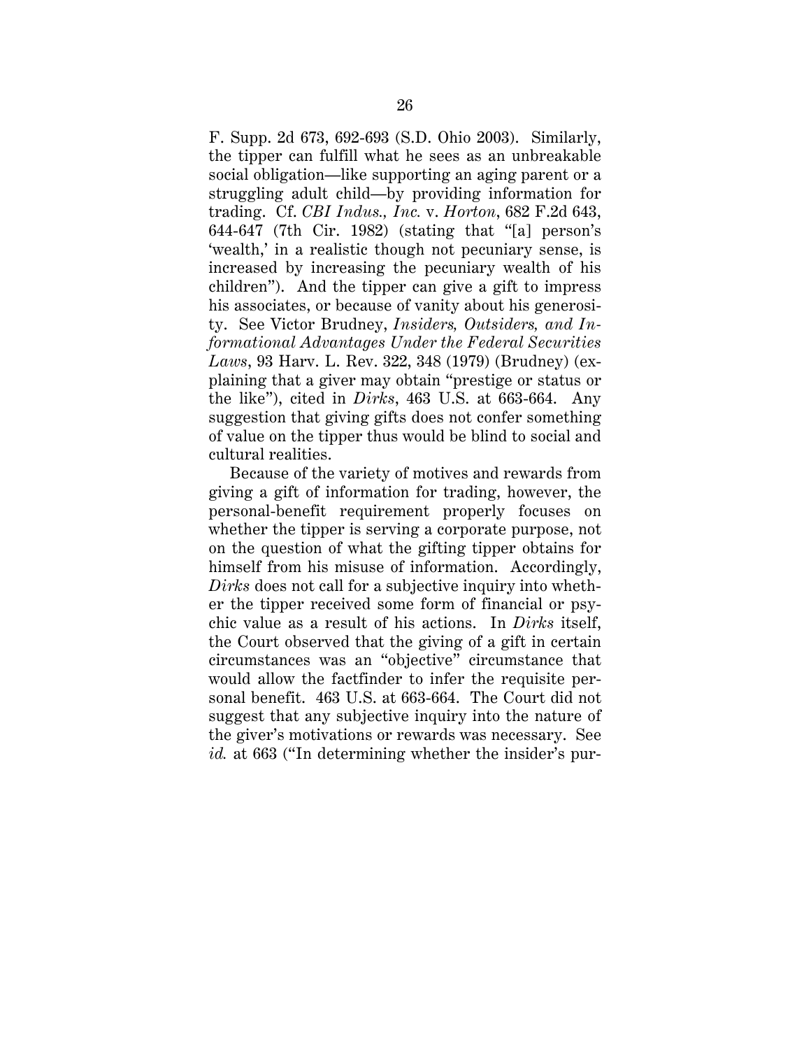F. Supp. 2d 673, 692-693 (S.D. Ohio 2003). Similarly, the tipper can fulfill what he sees as an unbreakable social obligation—like supporting an aging parent or a struggling adult child—by providing information for trading. Cf. *CBI Indus., Inc.* v. *Horton*, 682 F.2d 643, 644-647 (7th Cir. 1982) (stating that "[a] person's 'wealth,' in a realistic though not pecuniary sense, is increased by increasing the pecuniary wealth of his children"). And the tipper can give a gift to impress his associates, or because of vanity about his generosity. See Victor Brudney, *Insiders, Outsiders, and Informational Advantages Under the Federal Securities Laws*, 93 Harv. L. Rev. 322, 348 (1979) (Brudney) (explaining that a giver may obtain "prestige or status or the like"), cited in *Dirks*, 463 U.S. at 663-664. Any suggestion that giving gifts does not confer something of value on the tipper thus would be blind to social and cultural realities.

Because of the variety of motives and rewards from giving a gift of information for trading, however, the personal-benefit requirement properly focuses on whether the tipper is serving a corporate purpose, not on the question of what the gifting tipper obtains for himself from his misuse of information. Accordingly, *Dirks* does not call for a subjective inquiry into whether the tipper received some form of financial or psychic value as a result of his actions. In *Dirks* itself, the Court observed that the giving of a gift in certain circumstances was an "objective" circumstance that would allow the factfinder to infer the requisite personal benefit. 463 U.S. at 663-664. The Court did not suggest that any subjective inquiry into the nature of the giver's motivations or rewards was necessary. See *id.* at 663 ("In determining whether the insider's pur-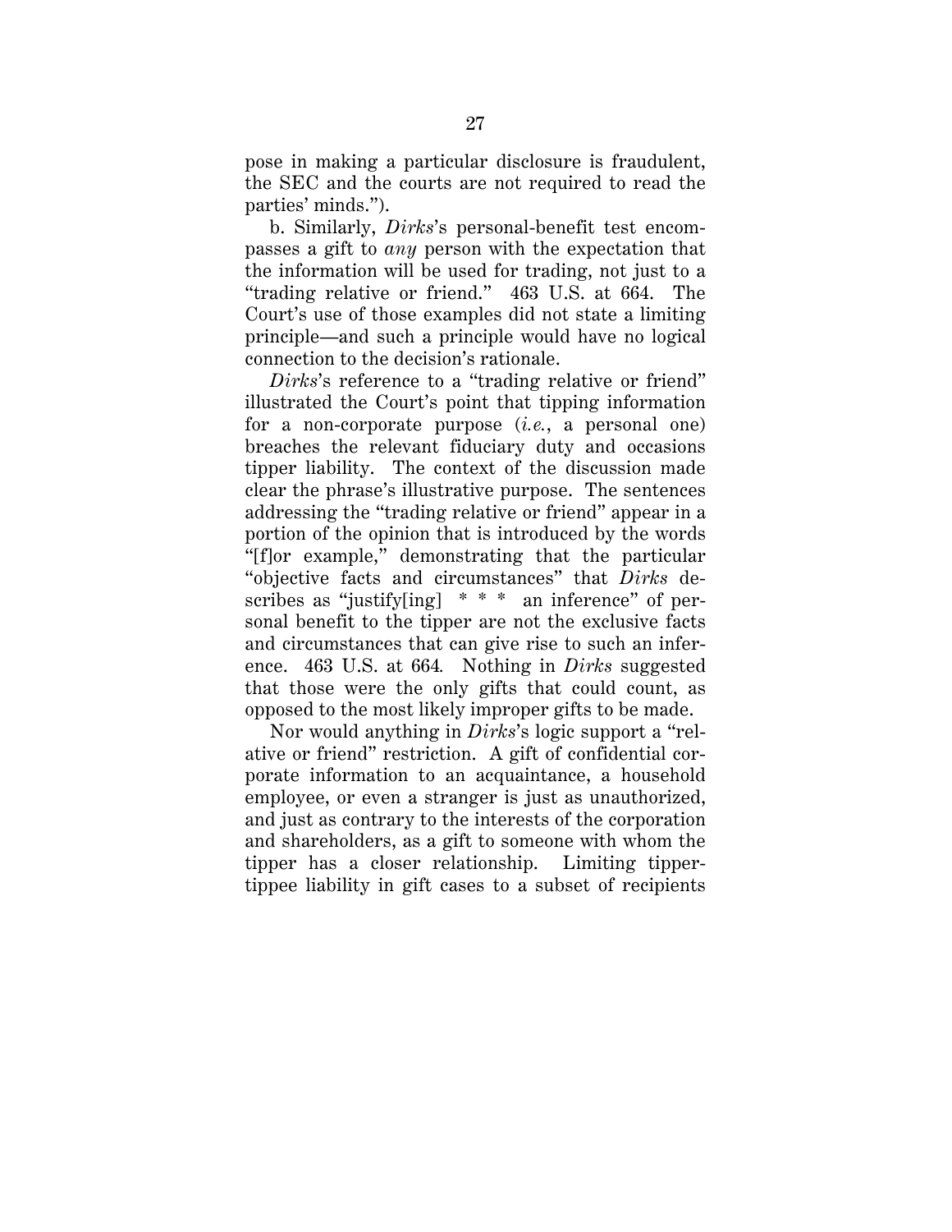pose in making a particular disclosure is fraudulent, the SEC and the courts are not required to read the parties' minds.").

b. Similarly, *Dirks*'s personal-benefit test encompasses a gift to *any* person with the expectation that the information will be used for trading, not just to a "trading relative or friend." 463 U.S. at 664. The Court's use of those examples did not state a limiting principle—and such a principle would have no logical connection to the decision's rationale.

*Dirks*'s reference to a "trading relative or friend" illustrated the Court's point that tipping information for a non-corporate purpose (*i.e.*, a personal one) breaches the relevant fiduciary duty and occasions tipper liability. The context of the discussion made clear the phrase's illustrative purpose. The sentences addressing the "trading relative or friend" appear in a portion of the opinion that is introduced by the words "[f]or example," demonstrating that the particular "objective facts and circumstances" that *Dirks* describes as "justify[ing] * * * an inference" of personal benefit to the tipper are not the exclusive facts and circumstances that can give rise to such an inference. 463 U.S. at 664. Nothing in *Dirks* suggested that those were the only gifts that could count, as opposed to the most likely improper gifts to be made.

Nor would anything in *Dirks*'s logic support a "relative or friend" restriction. A gift of confidential corporate information to an acquaintance, a household employee, or even a stranger is just as unauthorized, and just as contrary to the interests of the corporation and shareholders, as a gift to someone with whom the tipper has a closer relationship. Limiting tipper-tippee liability in gift cases to a subset of recipients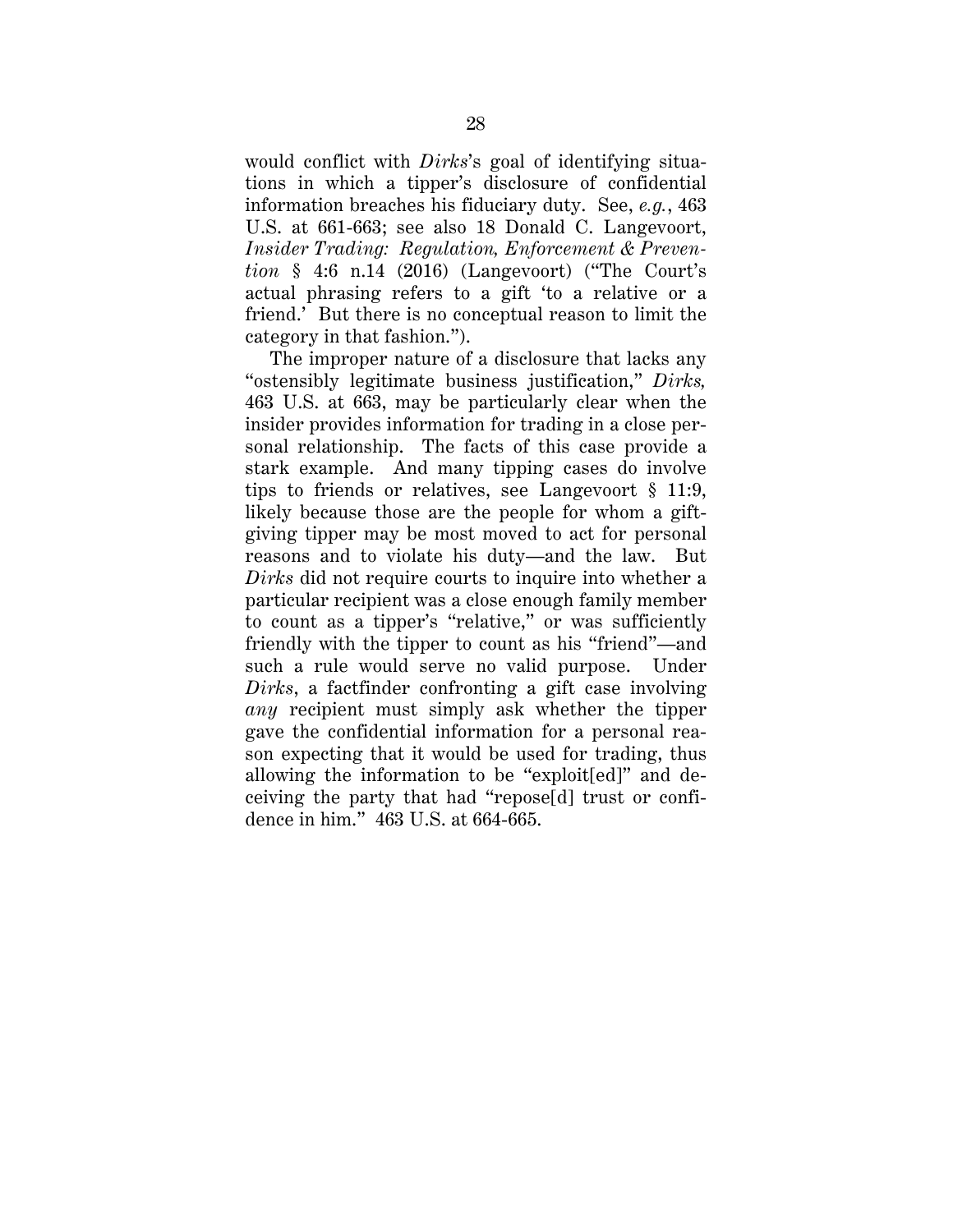would conflict with *Dirks*'s goal of identifying situations in which a tipper's disclosure of confidential information breaches his fiduciary duty. See, *e.g.*, 463 U.S. at 661-663; see also 18 Donald C. Langevoort, *Insider Trading: Regulation, Enforcement & Prevention* § 4:6 n.14 (2016) (Langevoort) ("The Court's actual phrasing refers to a gift 'to a relative or a friend.' But there is no conceptual reason to limit the category in that fashion.").

The improper nature of a disclosure that lacks any "ostensibly legitimate business justification," *Dirks*, 463 U.S. at 663, may be particularly clear when the insider provides information for trading in a close personal relationship. The facts of this case provide a stark example. And many tipping cases do involve tips to friends or relatives, see Langevoort § 11:9, likely because those are the people for whom a gift-giving tipper may be most moved to act for personal reasons and to violate his duty—and the law. But *Dirks* did not require courts to inquire into whether a particular recipient was a close enough family member to count as a tipper's "relative," or was sufficiently friendly with the tipper to count as his "friend"—and such a rule would serve no valid purpose. Under *Dirks*, a factfinder confronting a gift case involving *any* recipient must simply ask whether the tipper gave the confidential information for a personal reason expecting that it would be used for trading, thus allowing the information to be "exploit[ed]" and deceiving the party that had "repose[d] trust or confidence in him." 463 U.S. at 664-665.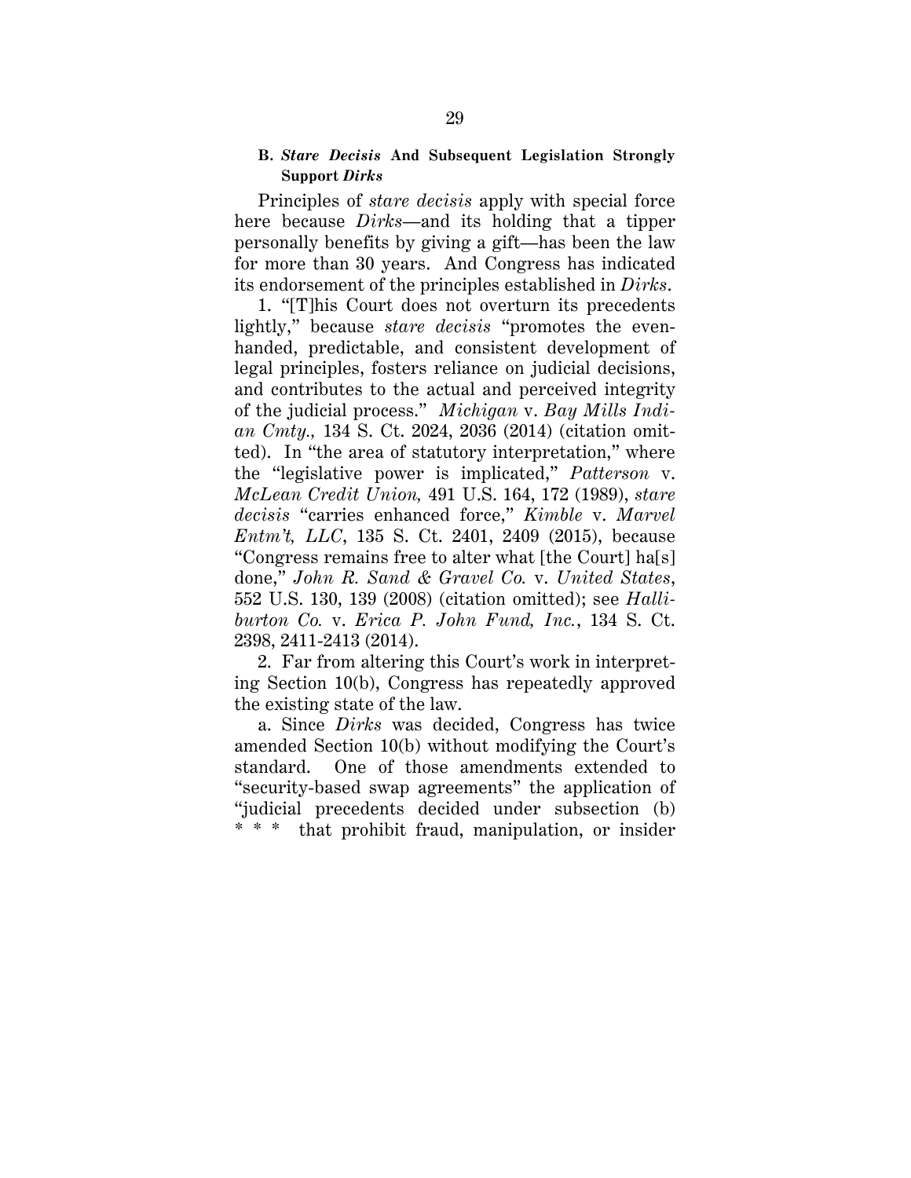### B. *Stare Decisis* And Subsequent Legislation Strongly Support *Dirks*

Principles of *stare decisis* apply with special force here because *Dirks*—and its holding that a tipper personally benefits by giving a gift—has been the law for more than 30 years. And Congress has indicated its endorsement of the principles established in *Dirks*.

1. "[T]his Court does not overturn its precedents lightly," because *stare decisis* "promotes the evenhanded, predictable, and consistent development of legal principles, fosters reliance on judicial decisions, and contributes to the actual and perceived integrity of the judicial process." *Michigan* v. *Bay Mills Indian Cmty.,* 134 S. Ct. 2024, 2036 (2014) (citation omitted). In "the area of statutory interpretation," where the "legislative power is implicated," *Patterson* v. *McLean Credit Union,* 491 U.S. 164, 172 (1989), *stare decisis* "carries enhanced force," *Kimble* v. *Marvel Entm't, LLC*, 135 S. Ct. 2401, 2409 (2015), because "Congress remains free to alter what [the Court] ha[s] done," *John R. Sand & Gravel Co.* v. *United States*, 552 U.S. 130, 139 (2008) (citation omitted); see *Halliburton Co.* v. *Erica P. John Fund, Inc.*, 134 S. Ct. 2398, 2411-2413 (2014).

2. Far from altering this Court's work in interpreting Section 10(b), Congress has repeatedly approved the existing state of the law.

a. Since *Dirks* was decided, Congress has twice amended Section 10(b) without modifying the Court's standard. One of those amendments extended to "security-based swap agreements" the application of "judicial precedents decided under subsection (b) * * * that prohibit fraud, manipulation, or insider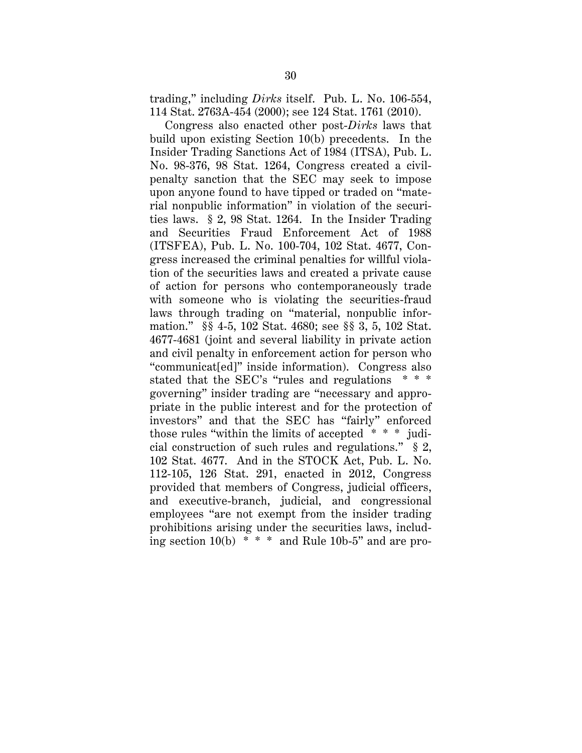trading," including *Dirks* itself. Pub. L. No. 106-554, 114 Stat. 2763A-454 (2000); see 124 Stat. 1761 (2010).

Congress also enacted other post-*Dirks* laws that build upon existing Section 10(b) precedents. In the Insider Trading Sanctions Act of 1984 (ITSA), Pub. L. No. 98-376, 98 Stat. 1264, Congress created a civil-penalty sanction that the SEC may seek to impose upon anyone found to have tipped or traded on "material nonpublic information" in violation of the securities laws. § 2, 98 Stat. 1264. In the Insider Trading and Securities Fraud Enforcement Act of 1988 (ITSFEA), Pub. L. No. 100-704, 102 Stat. 4677, Congress increased the criminal penalties for willful violation of the securities laws and created a private cause of action for persons who contemporaneously trade with someone who is violating the securities-fraud laws through trading on "material, nonpublic information." §§ 4-5, 102 Stat. 4680; see §§ 3, 5, 102 Stat. 4677-4681 (joint and several liability in private action and civil penalty in enforcement action for person who "communicat[ed]" inside information). Congress also stated that the SEC's "rules and regulations * * * governing" insider trading are "necessary and appropriate in the public interest and for the protection of investors" and that the SEC has "fairly" enforced those rules "within the limits of accepted * * * judicial construction of such rules and regulations." § 2, 102 Stat. 4677. And in the STOCK Act, Pub. L. No. 112-105, 126 Stat. 291, enacted in 2012, Congress provided that members of Congress, judicial officers, and executive-branch, judicial, and congressional employees "are not exempt from the insider trading prohibitions arising under the securities laws, including section 10(b) * * * and Rule 10b-5" and are pro-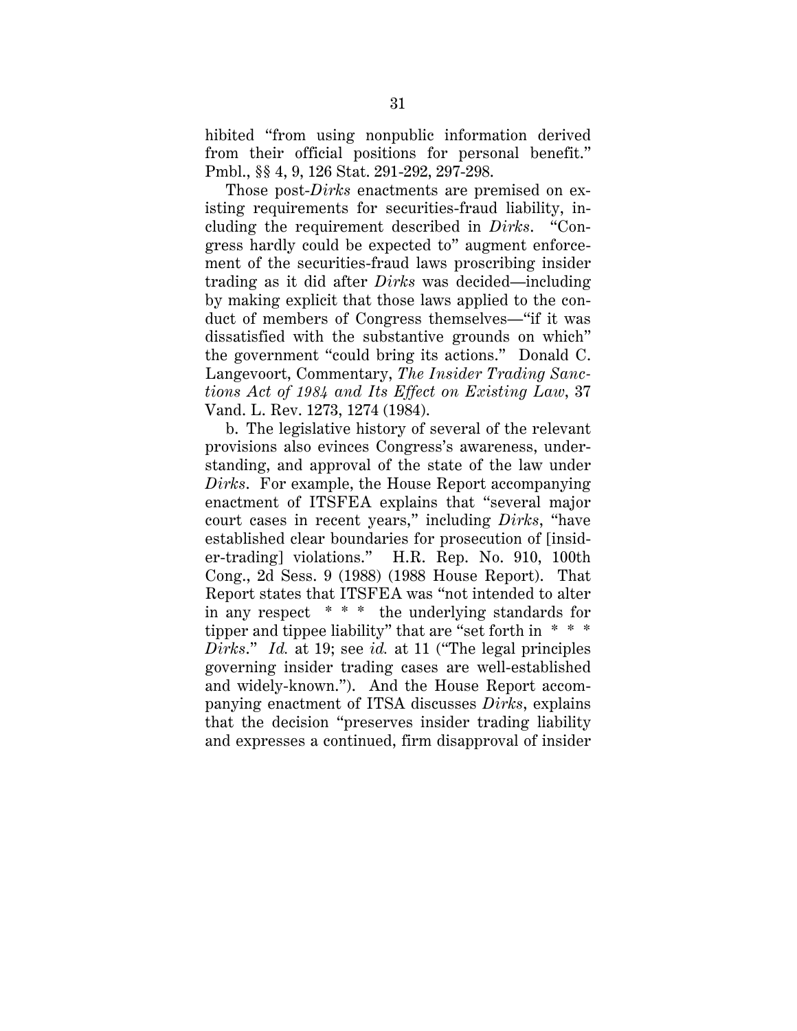hibited "from using nonpublic information derived from their official positions for personal benefit." Pmbl., §§ 4, 9, 126 Stat. 291-292, 297-298.

Those post-*Dirks* enactments are premised on existing requirements for securities-fraud liability, including the requirement described in *Dirks*. "Congress hardly could be expected to" augment enforcement of the securities-fraud laws proscribing insider trading as it did after *Dirks* was decided—including by making explicit that those laws applied to the conduct of members of Congress themselves—"if it was dissatisfied with the substantive grounds on which" the government "could bring its actions." Donald C. Langevoort, Commentary, *The Insider Trading Sanctions Act of 1984 and Its Effect on Existing Law*, 37 Vand. L. Rev. 1273, 1274 (1984).

b. The legislative history of several of the relevant provisions also evinces Congress's awareness, understanding, and approval of the state of the law under *Dirks*. For example, the House Report accompanying enactment of ITSFEA explains that "several major court cases in recent years," including *Dirks*, "have established clear boundaries for prosecution of [insider-trading] violations." H.R. Rep. No. 910, 100th Cong., 2d Sess. 9 (1988) (1988 House Report). That Report states that ITSFEA was "not intended to alter in any respect * * * the underlying standards for tipper and tippee liability" that are "set forth in * * * *Dirks*." *Id.* at 19; see *id.* at 11 ("The legal principles governing insider trading cases are well-established and widely-known."). And the House Report accompanying enactment of ITSA discusses *Dirks*, explains that the decision "preserves insider trading liability and expresses a continued, firm disapproval of insider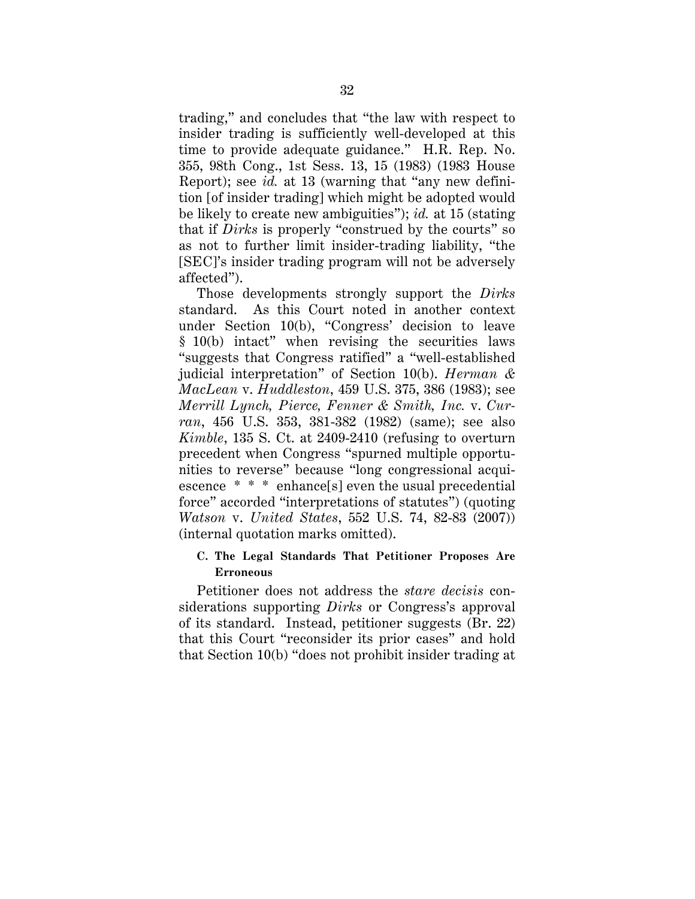trading," and concludes that "the law with respect to insider trading is sufficiently well-developed at this time to provide adequate guidance." H.R. Rep. No. 355, 98th Cong., 1st Sess. 13, 15 (1983) (1983 House Report); see *id.* at 13 (warning that "any new definition [of insider trading] which might be adopted would be likely to create new ambiguities"); *id.* at 15 (stating that if *Dirks* is properly "construed by the courts" so as not to further limit insider-trading liability, "the [SEC]'s insider trading program will not be adversely affected").

Those developments strongly support the *Dirks* standard. As this Court noted in another context under Section 10(b), "Congress' decision to leave § 10(b) intact" when revising the securities laws "suggests that Congress ratified" a "well-established judicial interpretation" of Section 10(b). *Herman & MacLean* v. *Huddleston*, 459 U.S. 375, 386 (1983); see *Merrill Lynch, Pierce, Fenner & Smith, Inc.* v. *Curran*, 456 U.S. 353, 381-382 (1982) (same); see also *Kimble*, 135 S. Ct. at 2409-2410 (refusing to overturn precedent when Congress "spurned multiple opportunities to reverse" because "long congressional acquiescence * * * enhance[s] even the usual precedential force" accorded "interpretations of statutes") (quoting *Watson* v. *United States*, 552 U.S. 74, 82-83 (2007)) (internal quotation marks omitted).

### C. The Legal Standards That Petitioner Proposes Are Erroneous

Petitioner does not address the *stare decisis* considerations supporting *Dirks* or Congress's approval of its standard. Instead, petitioner suggests (Br. 22) that this Court "reconsider its prior cases" and hold that Section 10(b) "does not prohibit insider trading at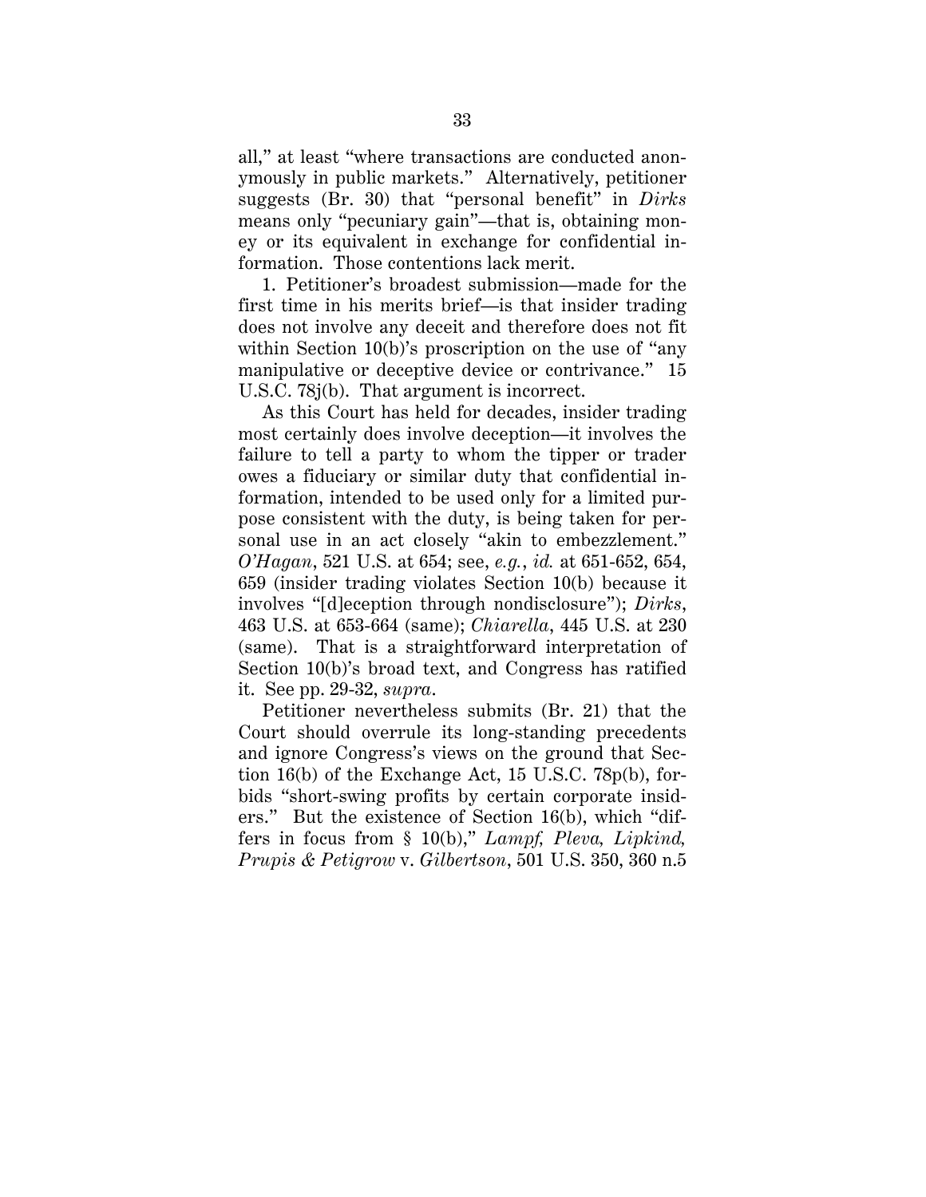all," at least "where transactions are conducted anonymously in public markets." Alternatively, petitioner suggests (Br. 30) that "personal benefit" in *Dirks* means only "pecuniary gain"—that is, obtaining money or its equivalent in exchange for confidential information. Those contentions lack merit.

1. Petitioner's broadest submission—made for the first time in his merits brief—is that insider trading does not involve any deceit and therefore does not fit within Section 10(b)'s proscription on the use of "any manipulative or deceptive device or contrivance." 15 U.S.C. 78j(b). That argument is incorrect.

As this Court has held for decades, insider trading most certainly does involve deception—it involves the failure to tell a party to whom the tipper or trader owes a fiduciary or similar duty that confidential information, intended to be used only for a limited purpose consistent with the duty, is being taken for personal use in an act closely "akin to embezzlement." *O'Hagan*, 521 U.S. at 654; see, *e.g.*, *id.* at 651-652, 654, 659 (insider trading violates Section 10(b) because it involves "[d]eception through nondisclosure"); *Dirks*, 463 U.S. at 653-664 (same); *Chiarella*, 445 U.S. at 230 (same). That is a straightforward interpretation of Section 10(b)'s broad text, and Congress has ratified it. See pp. 29-32, *supra*.

Petitioner nevertheless submits (Br. 21) that the Court should overrule its long-standing precedents and ignore Congress's views on the ground that Section 16(b) of the Exchange Act, 15 U.S.C. 78p(b), forbids "short-swing profits by certain corporate insiders." But the existence of Section 16(b), which "differs in focus from § 10(b)," *Lampf, Pleva, Lipkind, Prupis & Petigrow* v. *Gilbertson*, 501 U.S. 350, 360 n.5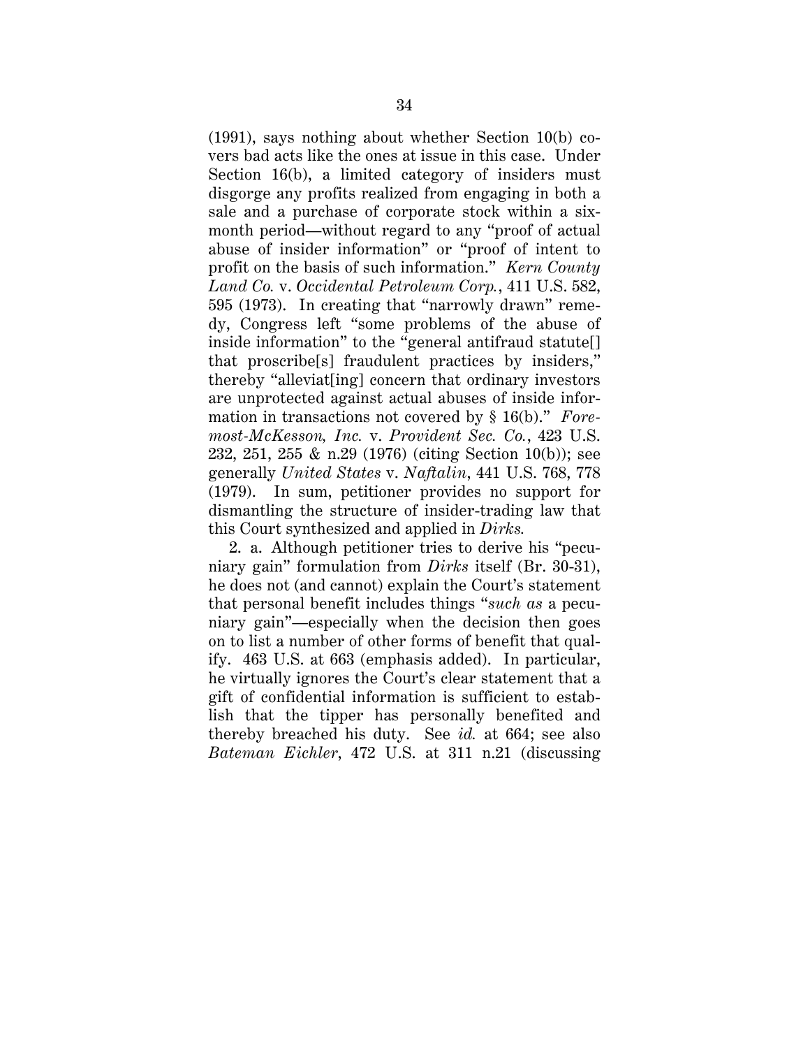(1991), says nothing about whether Section 10(b) covers bad acts like the ones at issue in this case. Under Section 16(b), a limited category of insiders must disgorge any profits realized from engaging in both a sale and a purchase of corporate stock within a six-month period—without regard to any "proof of actual abuse of insider information" or "proof of intent to profit on the basis of such information." *Kern County Land Co.* v. *Occidental Petroleum Corp.*, 411 U.S. 582, 595 (1973). In creating that "narrowly drawn" remedy, Congress left "some problems of the abuse of inside information" to the "general antifraud statute[] that proscribe[s] fraudulent practices by insiders," thereby "alleviat[ing] concern that ordinary investors are unprotected against actual abuses of inside information in transactions not covered by § 16(b)." *Foremost-McKesson, Inc.* v. *Provident Sec. Co.*, 423 U.S. 232, 251, 255 & n.29 (1976) (citing Section 10(b)); see generally *United States* v. *Naftalin*, 441 U.S. 768, 778 (1979). In sum, petitioner provides no support for dismantling the structure of insider-trading law that this Court synthesized and applied in *Dirks.*

2. a. Although petitioner tries to derive his "pecuniary gain" formulation from *Dirks* itself (Br. 30-31), he does not (and cannot) explain the Court's statement that personal benefit includes things "*such as* a pecuniary gain"—especially when the decision then goes on to list a number of other forms of benefit that qualify. 463 U.S. at 663 (emphasis added). In particular, he virtually ignores the Court's clear statement that a gift of confidential information is sufficient to establish that the tipper has personally benefited and thereby breached his duty. See *id.* at 664; see also *Bateman Eichler*, 472 U.S. at 311 n.21 (discussing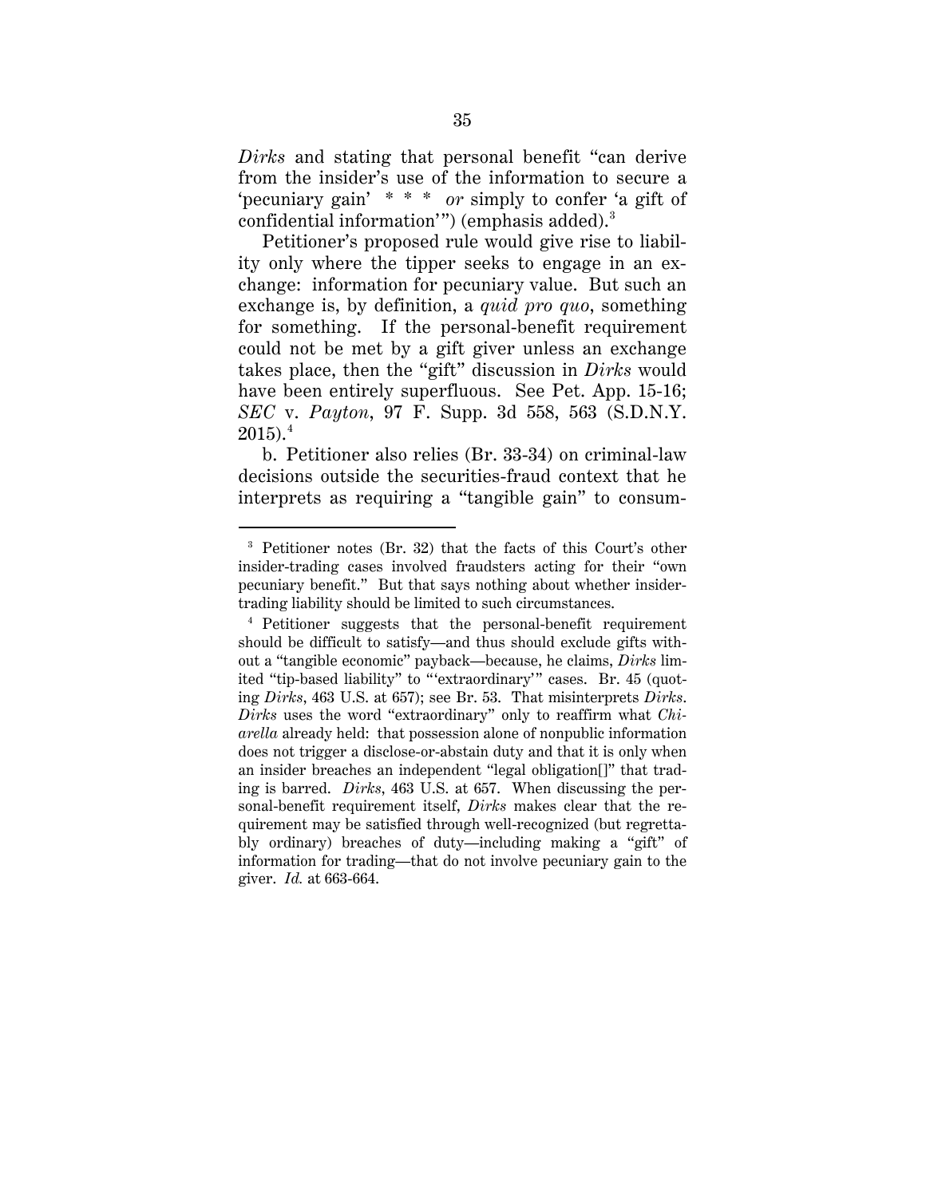*Dirks* and stating that personal benefit "can derive from the insider's use of the information to secure a 'pecuniary gain' * * * *or* simply to confer 'a gift of confidential information'") (emphasis added).[3]

Petitioner's proposed rule would give rise to liability only where the tipper seeks to engage in an exchange: information for pecuniary value. But such an exchange is, by definition, a *quid pro quo*, something for something. If the personal-benefit requirement could not be met by a gift giver unless an exchange takes place, then the "gift" discussion in *Dirks* would have been entirely superfluous. See Pet. App. 15-16; *SEC* v. *Payton*, 97 F. Supp. 3d 558, 563 (S.D.N.Y. 2015).[4]

b. Petitioner also relies (Br. 33-34) on criminal-law decisions outside the securities-fraud context that he interprets as requiring a "tangible gain" to consum-

---

[3] Petitioner notes (Br. 32) that the facts of this Court's other insider-trading cases involved fraudsters acting for their "own pecuniary benefit." But that says nothing about whether insider-trading liability should be limited to such circumstances.

[4] Petitioner suggests that the personal-benefit requirement should be difficult to satisfy—and thus should exclude gifts without a "tangible economic" payback—because, he claims, *Dirks* limited "tip-based liability" to "'extraordinary'" cases. Br. 45 (quoting *Dirks*, 463 U.S. at 657); see Br. 53. That misinterprets *Dirks*. *Dirks* uses the word "extraordinary" only to reaffirm what *Chiarella* already held: that possession alone of nonpublic information does not trigger a disclose-or-abstain duty and that it is only when an insider breaches an independent "legal obligation[]" that trading is barred. *Dirks*, 463 U.S. at 657. When discussing the personal-benefit requirement itself, *Dirks* makes clear that the requirement may be satisfied through well-recognized (but regrettably ordinary) breaches of duty—including making a "gift" of information for trading—that do not involve pecuniary gain to the giver. *Id.* at 663-664.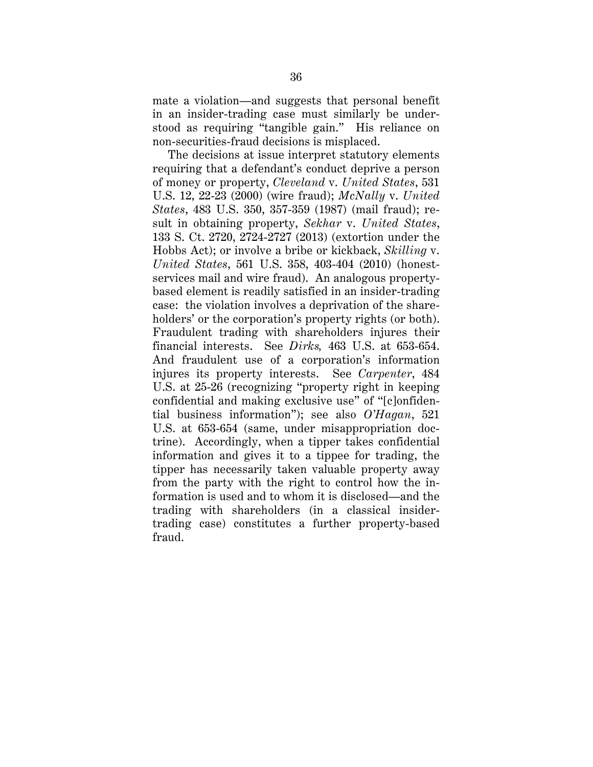mate a violation—and suggests that personal benefit in an insider-trading case must similarly be understood as requiring "tangible gain." His reliance on non-securities-fraud decisions is misplaced.

The decisions at issue interpret statutory elements requiring that a defendant's conduct deprive a person of money or property, *Cleveland* v. *United States*, 531 U.S. 12, 22-23 (2000) (wire fraud); *McNally* v. *United States*, 483 U.S. 350, 357-359 (1987) (mail fraud); result in obtaining property, *Sekhar* v. *United States*, 133 S. Ct. 2720, 2724-2727 (2013) (extortion under the Hobbs Act); or involve a bribe or kickback, *Skilling* v. *United States*, 561 U.S. 358, 403-404 (2010) (honest-services mail and wire fraud). An analogous property-based element is readily satisfied in an insider-trading case: the violation involves a deprivation of the shareholders' or the corporation's property rights (or both). Fraudulent trading with shareholders injures their financial interests. See *Dirks,* 463 U.S. at 653-654. And fraudulent use of a corporation's information injures its property interests. See *Carpenter*, 484 U.S. at 25-26 (recognizing "property right in keeping confidential and making exclusive use" of "[c]onfidential business information"); see also *O'Hagan*, 521 U.S. at 653-654 (same, under misappropriation doctrine). Accordingly, when a tipper takes confidential information and gives it to a tippee for trading, the tipper has necessarily taken valuable property away from the party with the right to control how the information is used and to whom it is disclosed—and the trading with shareholders (in a classical insider-trading case) constitutes a further property-based fraud.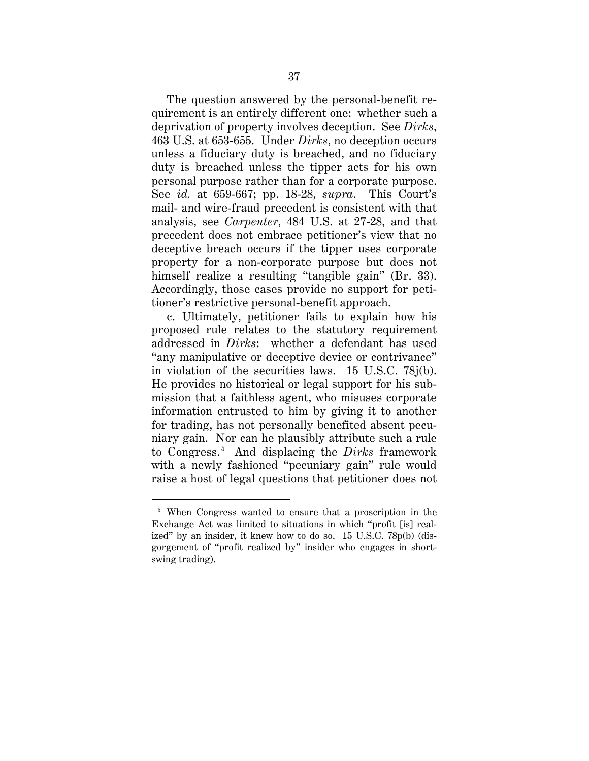The question answered by the personal-benefit requirement is an entirely different one: whether such a deprivation of property involves deception. See *Dirks*, 463 U.S. at 653-655. Under *Dirks*, no deception occurs unless a fiduciary duty is breached, and no fiduciary duty is breached unless the tipper acts for his own personal purpose rather than for a corporate purpose. See *id.* at 659-667; pp. 18-28, *supra*. This Court's mail- and wire-fraud precedent is consistent with that analysis, see *Carpenter*, 484 U.S. at 27-28, and that precedent does not embrace petitioner's view that no deceptive breach occurs if the tipper uses corporate property for a non-corporate purpose but does not himself realize a resulting "tangible gain" (Br. 33). Accordingly, those cases provide no support for petitioner's restrictive personal-benefit approach.

c. Ultimately, petitioner fails to explain how his proposed rule relates to the statutory requirement addressed in *Dirks*: whether a defendant has used "any manipulative or deceptive device or contrivance" in violation of the securities laws. 15 U.S.C. 78j(b). He provides no historical or legal support for his submission that a faithless agent, who misuses corporate information entrusted to him by giving it to another for trading, has not personally benefited absent pecuniary gain. Nor can he plausibly attribute such a rule to Congress.[5] And displacing the *Dirks* framework with a newly fashioned "pecuniary gain" rule would raise a host of legal questions that petitioner does not

---

[5] When Congress wanted to ensure that a proscription in the Exchange Act was limited to situations in which "profit [is] realized" by an insider, it knew how to do so. 15 U.S.C. 78p(b) (disgorgement of "profit realized by" insider who engages in short-swing trading).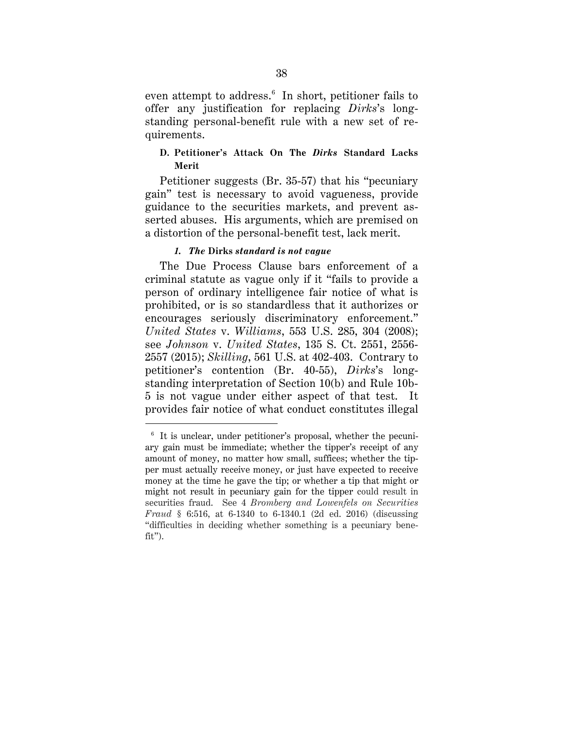even attempt to address.[6] In short, petitioner fails to offer any justification for replacing *Dirks*'s long-standing personal-benefit rule with a new set of requirements.

### D. Petitioner's Attack On The *Dirks* Standard Lacks Merit

Petitioner suggests (Br. 35-57) that his "pecuniary gain" test is necessary to avoid vagueness, provide guidance to the securities markets, and prevent asserted abuses. His arguments, which are premised on a distortion of the personal-benefit test, lack merit.

#### *1. The* Dirks *standard is not vague*

The Due Process Clause bars enforcement of a criminal statute as vague only if it "fails to provide a person of ordinary intelligence fair notice of what is prohibited, or is so standardless that it authorizes or encourages seriously discriminatory enforcement." *United States* v. *Williams*, 553 U.S. 285, 304 (2008); see *Johnson* v. *United States*, 135 S. Ct. 2551, 2556-2557 (2015); *Skilling*, 561 U.S. at 402-403. Contrary to petitioner's contention (Br. 40-55), *Dirks*'s long-standing interpretation of Section 10(b) and Rule 10b-5 is not vague under either aspect of that test. It provides fair notice of what conduct constitutes illegal

---

[6] It is unclear, under petitioner's proposal, whether the pecuniary gain must be immediate; whether the tipper's receipt of any amount of money, no matter how small, suffices; whether the tipper must actually receive money, or just have expected to receive money at the time he gave the tip; or whether a tip that might or might not result in pecuniary gain for the tipper could result in securities fraud. See 4 *Bromberg and Lowenfels on Securities Fraud* § 6:516, at 6-1340 to 6-1340.1 (2d ed. 2016) (discussing "difficulties in deciding whether something is a pecuniary benefit").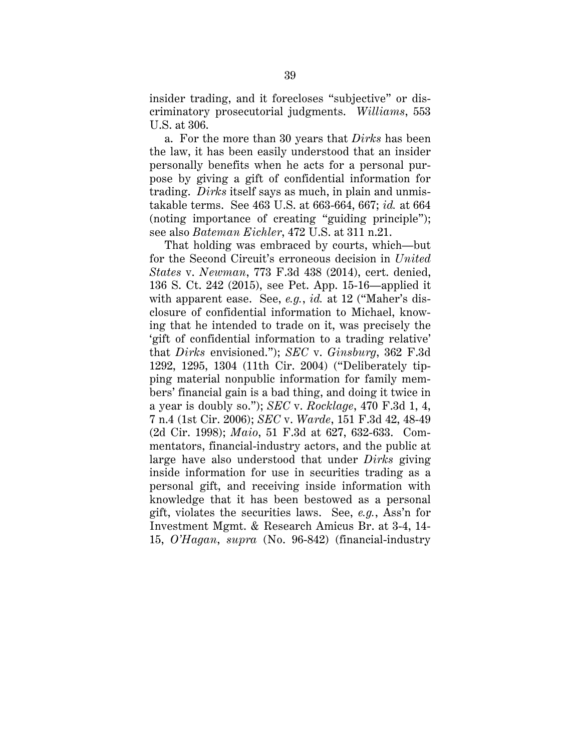insider trading, and it forecloses "subjective" or discriminatory prosecutorial judgments. *Williams*, 553 U.S. at 306.

a. For the more than 30 years that *Dirks* has been the law, it has been easily understood that an insider personally benefits when he acts for a personal purpose by giving a gift of confidential information for trading. *Dirks* itself says as much, in plain and unmistakable terms. See 463 U.S. at 663-664, 667; *id.* at 664 (noting importance of creating "guiding principle"); see also *Bateman Eichler*, 472 U.S. at 311 n.21.

That holding was embraced by courts, which—but for the Second Circuit's erroneous decision in *United States* v. *Newman*, 773 F.3d 438 (2014), cert. denied, 136 S. Ct. 242 (2015), see Pet. App. 15-16—applied it with apparent ease. See, *e.g.*, *id.* at 12 ("Maher's disclosure of confidential information to Michael, knowing that he intended to trade on it, was precisely the 'gift of confidential information to a trading relative' that *Dirks* envisioned."); *SEC* v. *Ginsburg*, 362 F.3d 1292, 1295, 1304 (11th Cir. 2004) ("Deliberately tipping material nonpublic information for family members' financial gain is a bad thing, and doing it twice in a year is doubly so."); *SEC* v. *Rocklage*, 470 F.3d 1, 4, 7 n.4 (1st Cir. 2006); *SEC* v. *Warde*, 151 F.3d 42, 48-49 (2d Cir. 1998); *Maio*, 51 F.3d at 627, 632-633. Commentators, financial-industry actors, and the public at large have also understood that under *Dirks* giving inside information for use in securities trading as a personal gift, and receiving inside information with knowledge that it has been bestowed as a personal gift, violates the securities laws. See, *e.g.*, Ass'n for Investment Mgmt. & Research Amicus Br. at 3-4, 14-15, *O'Hagan*, *supra* (No. 96-842) (financial-industry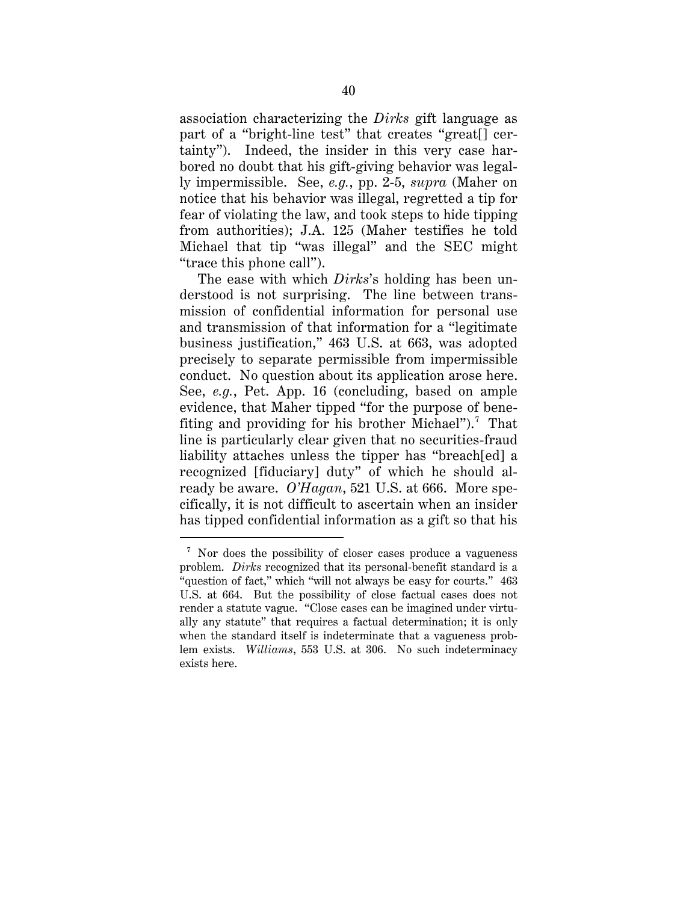association characterizing the *Dirks* gift language as part of a "bright-line test" that creates "great[] certainty"). Indeed, the insider in this very case harbored no doubt that his gift-giving behavior was legally impermissible. See, *e.g.*, pp. 2-5, *supra* (Maher on notice that his behavior was illegal, regretted a tip for fear of violating the law, and took steps to hide tipping from authorities); J.A. 125 (Maher testifies he told Michael that tip "was illegal" and the SEC might "trace this phone call").

The ease with which *Dirks*'s holding has been understood is not surprising. The line between transmission of confidential information for personal use and transmission of that information for a "legitimate business justification," 463 U.S. at 663, was adopted precisely to separate permissible from impermissible conduct. No question about its application arose here. See, *e.g.*, Pet. App. 16 (concluding, based on ample evidence, that Maher tipped "for the purpose of benefiting and providing for his brother Michael").[7] That line is particularly clear given that no securities-fraud liability attaches unless the tipper has "breach[ed] a recognized [fiduciary] duty" of which he should already be aware. *O'Hagan*, 521 U.S. at 666. More specifically, it is not difficult to ascertain when an insider has tipped confidential information as a gift so that his

---

[7] Nor does the possibility of closer cases produce a vagueness problem. *Dirks* recognized that its personal-benefit standard is a "question of fact," which "will not always be easy for courts." 463 U.S. at 664. But the possibility of close factual cases does not render a statute vague. "Close cases can be imagined under virtually any statute" that requires a factual determination; it is only when the standard itself is indeterminate that a vagueness problem exists. *Williams*, 553 U.S. at 306. No such indeterminacy exists here.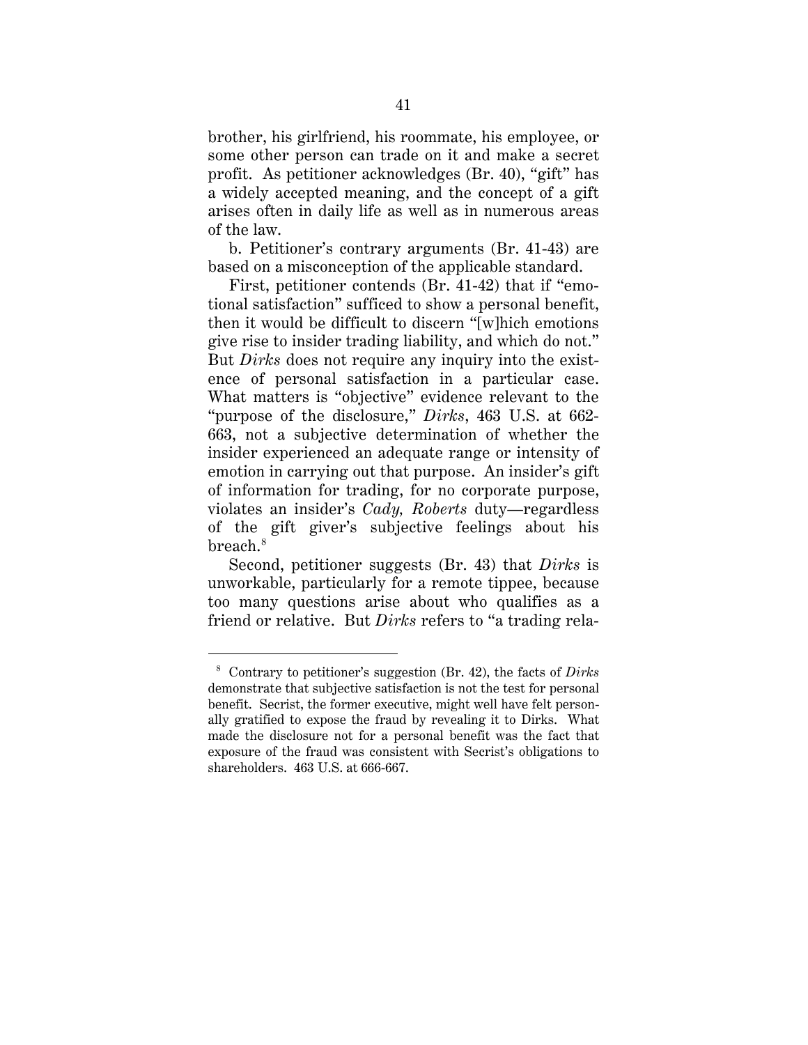brother, his girlfriend, his roommate, his employee, or some other person can trade on it and make a secret profit. As petitioner acknowledges (Br. 40), "gift" has a widely accepted meaning, and the concept of a gift arises often in daily life as well as in numerous areas of the law.

b. Petitioner's contrary arguments (Br. 41-43) are based on a misconception of the applicable standard.

First, petitioner contends (Br. 41-42) that if "emotional satisfaction" sufficed to show a personal benefit, then it would be difficult to discern "[w]hich emotions give rise to insider trading liability, and which do not." But *Dirks* does not require any inquiry into the existence of personal satisfaction in a particular case. What matters is "objective" evidence relevant to the "purpose of the disclosure," *Dirks*, 463 U.S. at 662-663, not a subjective determination of whether the insider experienced an adequate range or intensity of emotion in carrying out that purpose. An insider's gift of information for trading, for no corporate purpose, violates an insider's *Cady, Roberts* duty—regardless of the gift giver's subjective feelings about his breach.[8]

Second, petitioner suggests (Br. 43) that *Dirks* is unworkable, particularly for a remote tippee, because too many questions arise about who qualifies as a friend or relative. But *Dirks* refers to "a trading rela-

---

[8] Contrary to petitioner's suggestion (Br. 42), the facts of *Dirks* demonstrate that subjective satisfaction is not the test for personal benefit. Secrist, the former executive, might well have felt personally gratified to expose the fraud by revealing it to Dirks. What made the disclosure not for a personal benefit was the fact that exposure of the fraud was consistent with Secrist's obligations to shareholders. 463 U.S. at 666-667.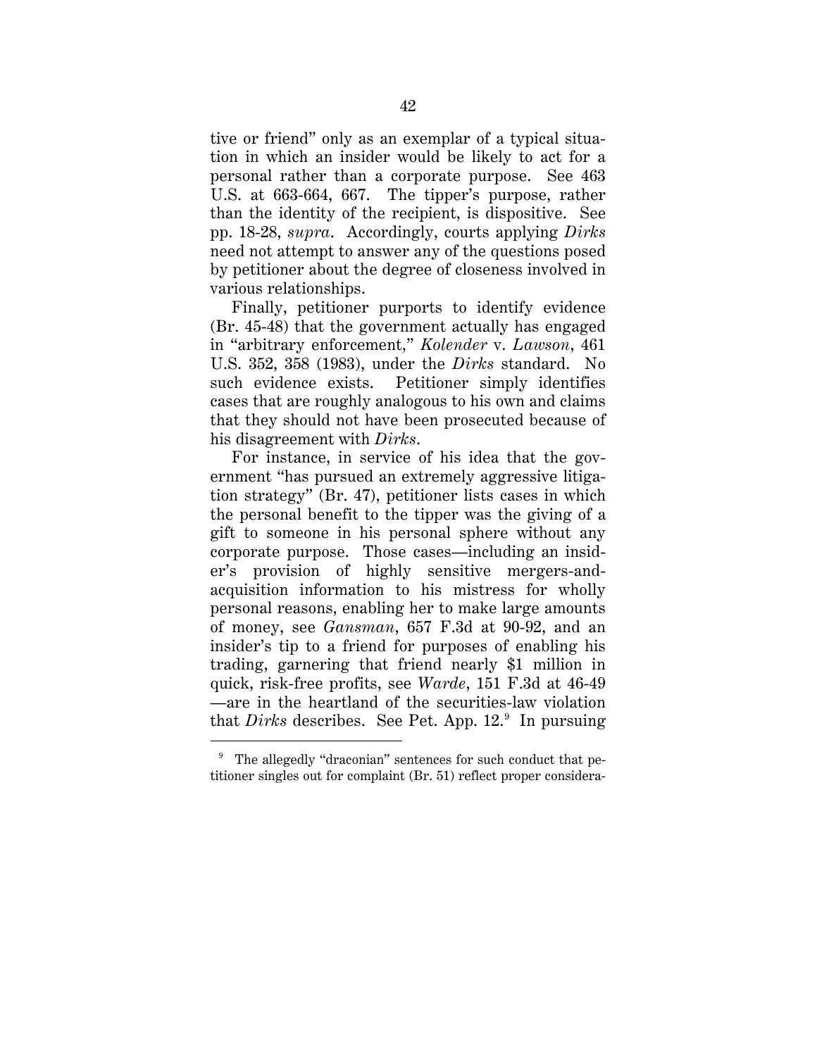tive or friend" only as an exemplar of a typical situation in which an insider would be likely to act for a personal rather than a corporate purpose. See 463 U.S. at 663-664, 667. The tipper's purpose, rather than the identity of the recipient, is dispositive. See pp. 18-28, *supra*. Accordingly, courts applying *Dirks* need not attempt to answer any of the questions posed by petitioner about the degree of closeness involved in various relationships.

Finally, petitioner purports to identify evidence (Br. 45-48) that the government actually has engaged in "arbitrary enforcement," *Kolender* v. *Lawson*, 461 U.S. 352, 358 (1983), under the *Dirks* standard. No such evidence exists. Petitioner simply identifies cases that are roughly analogous to his own and claims that they should not have been prosecuted because of his disagreement with *Dirks*.

For instance, in service of his idea that the government "has pursued an extremely aggressive litigation strategy" (Br. 47), petitioner lists cases in which the personal benefit to the tipper was the giving of a gift to someone in his personal sphere without any corporate purpose. Those cases—including an insider's provision of highly sensitive mergers-and-acquisition information to his mistress for wholly personal reasons, enabling her to make large amounts of money, see *Gansman*, 657 F.3d at 90-92, and an insider's tip to a friend for purposes of enabling his trading, garnering that friend nearly $1 million in quick, risk-free profits, see *Warde*, 151 F.3d at 46-49—are in the heartland of the securities-law violation that *Dirks* describes. See Pet. App. 12.[9] In pursuing

---

[9] The allegedly "draconian" sentences for such conduct that petitioner singles out for complaint (Br. 51) reflect proper considera-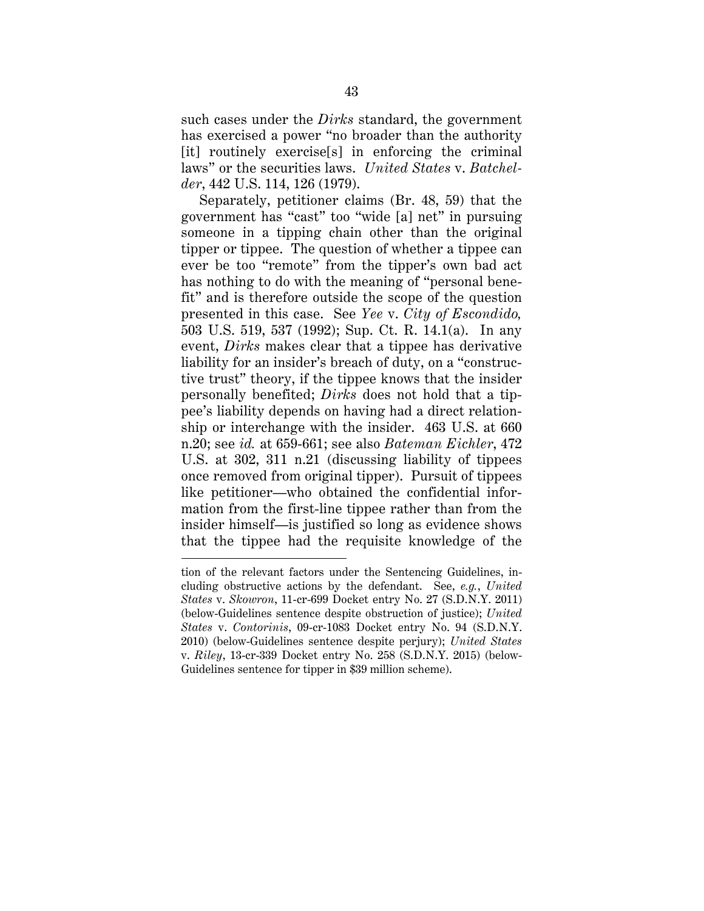such cases under the *Dirks* standard, the government has exercised a power "no broader than the authority [it] routinely exercise[s] in enforcing the criminal laws" or the securities laws. *United States* v. *Batchelder*, 442 U.S. 114, 126 (1979).

Separately, petitioner claims (Br. 48, 59) that the government has "cast" too "wide [a] net" in pursuing someone in a tipping chain other than the original tipper or tippee. The question of whether a tippee can ever be too "remote" from the tipper's own bad act has nothing to do with the meaning of "personal benefit" and is therefore outside the scope of the question presented in this case. See *Yee* v. *City of Escondido,* 503 U.S. 519, 537 (1992); Sup. Ct. R. 14.1(a). In any event, *Dirks* makes clear that a tippee has derivative liability for an insider's breach of duty, on a "constructive trust" theory, if the tippee knows that the insider personally benefited; *Dirks* does not hold that a tippee's liability depends on having had a direct relationship or interchange with the insider. 463 U.S. at 660 n.20; see *id.* at 659-661; see also *Bateman Eichler*, 472 U.S. at 302, 311 n.21 (discussing liability of tippees once removed from original tipper). Pursuit of tippees like petitioner—who obtained the confidential information from the first-line tippee rather than from the insider himself—is justified so long as evidence shows that the tippee had the requisite knowledge of the

---

tion of the relevant factors under the Sentencing Guidelines, including obstructive actions by the defendant. See, *e.g.*, *United States* v. *Skowron*, 11-cr-699 Docket entry No. 27 (S.D.N.Y. 2011) (below-Guidelines sentence despite obstruction of justice); *United States* v. *Contorinis*, 09-cr-1083 Docket entry No. 94 (S.D.N.Y. 2010) (below-Guidelines sentence despite perjury); *United States* v. *Riley*, 13-cr-339 Docket entry No. 258 (S.D.N.Y. 2015) (below-Guidelines sentence for tipper in $39 million scheme).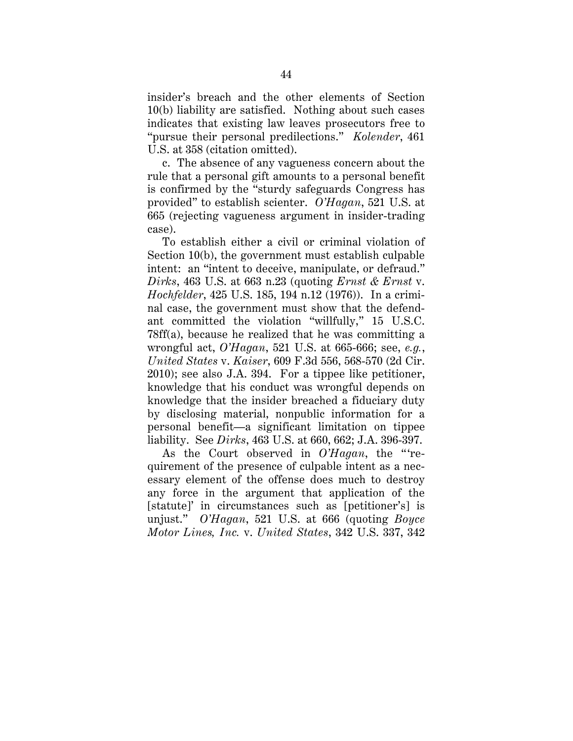insider's breach and the other elements of Section 10(b) liability are satisfied. Nothing about such cases indicates that existing law leaves prosecutors free to "pursue their personal predilections." *Kolender*, 461 U.S. at 358 (citation omitted).

c. The absence of any vagueness concern about the rule that a personal gift amounts to a personal benefit is confirmed by the "sturdy safeguards Congress has provided" to establish scienter. *O'Hagan*, 521 U.S. at 665 (rejecting vagueness argument in insider-trading case).

To establish either a civil or criminal violation of Section 10(b), the government must establish culpable intent: an "intent to deceive, manipulate, or defraud." *Dirks*, 463 U.S. at 663 n.23 (quoting *Ernst & Ernst* v. *Hochfelder*, 425 U.S. 185, 194 n.12 (1976)). In a criminal case, the government must show that the defendant committed the violation "willfully," 15 U.S.C. 78ff(a), because he realized that he was committing a wrongful act, *O'Hagan*, 521 U.S. at 665-666; see, *e.g.*, *United States* v. *Kaiser*, 609 F.3d 556, 568-570 (2d Cir. 2010); see also J.A. 394. For a tippee like petitioner, knowledge that his conduct was wrongful depends on knowledge that the insider breached a fiduciary duty by disclosing material, nonpublic information for a personal benefit—a significant limitation on tippee liability. See *Dirks*, 463 U.S. at 660, 662; J.A. 396-397.

As the Court observed in *O'Hagan*, the "'requirement of the presence of culpable intent as a necessary element of the offense does much to destroy any force in the argument that application of the [statute]' in circumstances such as [petitioner's] is unjust." *O'Hagan*, 521 U.S. at 666 (quoting *Boyce Motor Lines, Inc.* v. *United States*, 342 U.S. 337, 342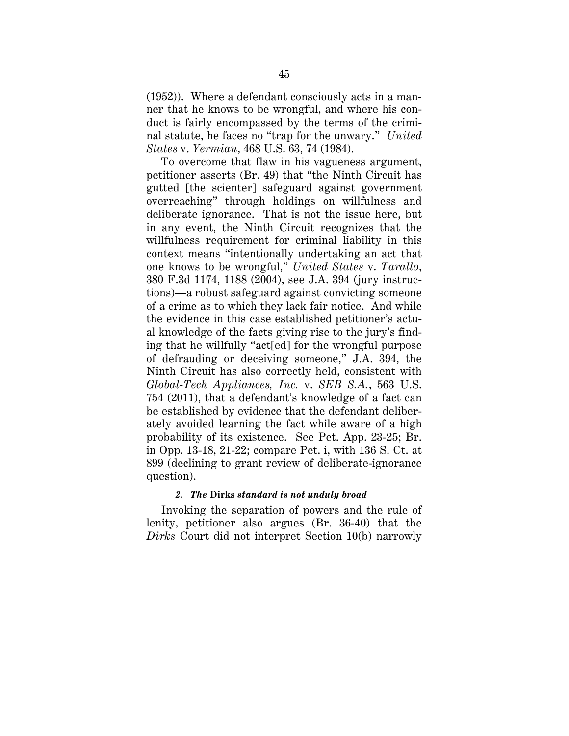(1952)). Where a defendant consciously acts in a manner that he knows to be wrongful, and where his conduct is fairly encompassed by the terms of the criminal statute, he faces no "trap for the unwary." *United States* v. *Yermian*, 468 U.S. 63, 74 (1984).

To overcome that flaw in his vagueness argument, petitioner asserts (Br. 49) that "the Ninth Circuit has gutted [the scienter] safeguard against government overreaching" through holdings on willfulness and deliberate ignorance. That is not the issue here, but in any event, the Ninth Circuit recognizes that the willfulness requirement for criminal liability in this context means "intentionally undertaking an act that one knows to be wrongful," *United States* v. *Tarallo*, 380 F.3d 1174, 1188 (2004), see J.A. 394 (jury instructions)—a robust safeguard against convicting someone of a crime as to which they lack fair notice. And while the evidence in this case established petitioner's actual knowledge of the facts giving rise to the jury's finding that he willfully "act[ed] for the wrongful purpose of defrauding or deceiving someone," J.A. 394, the Ninth Circuit has also correctly held, consistent with *Global-Tech Appliances, Inc.* v. *SEB S.A.*, 563 U.S. 754 (2011), that a defendant's knowledge of a fact can be established by evidence that the defendant deliberately avoided learning the fact while aware of a high probability of its existence. See Pet. App. 23-25; Br. in Opp. 13-18, 21-22; compare Pet. i, with 136 S. Ct. at 899 (declining to grant review of deliberate-ignorance question).

#### *2. The* **Dirks** *standard is not unduly broad*

Invoking the separation of powers and the rule of lenity, petitioner also argues (Br. 36-40) that the *Dirks* Court did not interpret Section 10(b) narrowly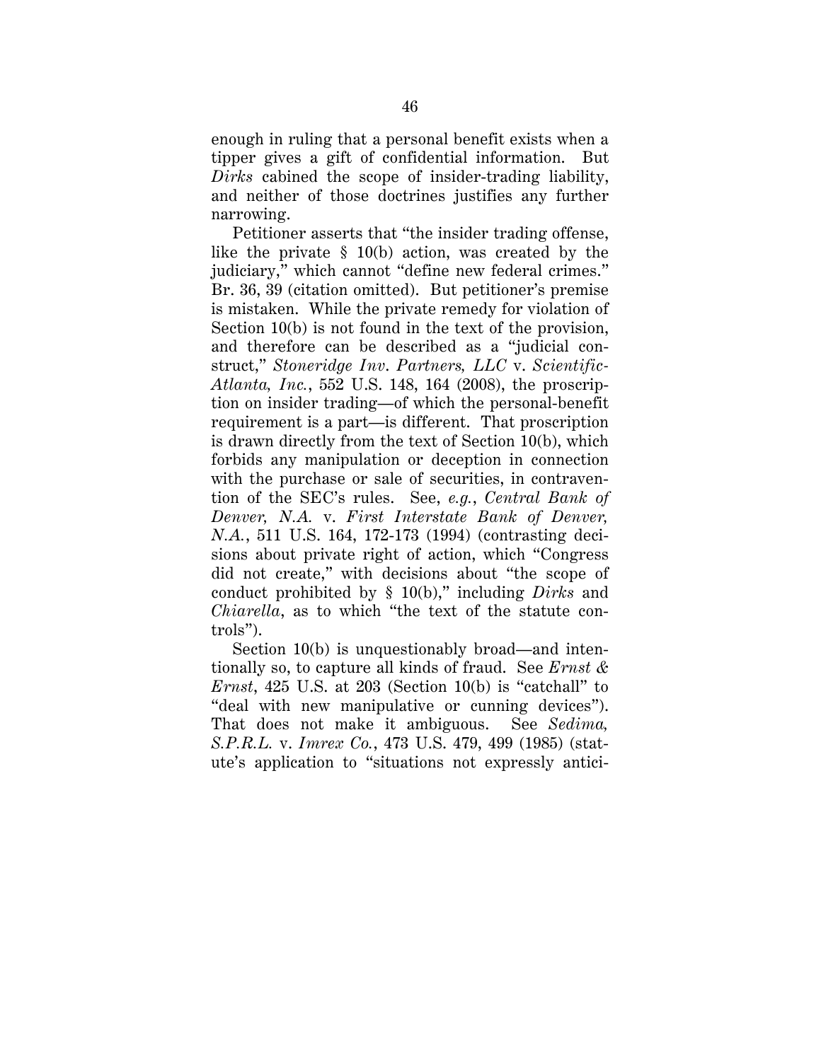enough in ruling that a personal benefit exists when a tipper gives a gift of confidential information. But *Dirks* cabined the scope of insider-trading liability, and neither of those doctrines justifies any further narrowing.

Petitioner asserts that "the insider trading offense, like the private § 10(b) action, was created by the judiciary," which cannot "define new federal crimes." Br. 36, 39 (citation omitted). But petitioner's premise is mistaken. While the private remedy for violation of Section 10(b) is not found in the text of the provision, and therefore can be described as a "judicial construct," *Stoneridge Inv. Partners, LLC* v. *Scientific-Atlanta, Inc.*, 552 U.S. 148, 164 (2008), the proscription on insider trading—of which the personal-benefit requirement is a part—is different. That proscription is drawn directly from the text of Section 10(b), which forbids any manipulation or deception in connection with the purchase or sale of securities, in contravention of the SEC's rules. See, *e.g.*, *Central Bank of Denver, N.A.* v. *First Interstate Bank of Denver, N.A.*, 511 U.S. 164, 172-173 (1994) (contrasting decisions about private right of action, which "Congress did not create," with decisions about "the scope of conduct prohibited by § 10(b)," including *Dirks* and *Chiarella*, as to which "the text of the statute controls").

Section 10(b) is unquestionably broad—and intentionally so, to capture all kinds of fraud. See *Ernst & Ernst*, 425 U.S. at 203 (Section 10(b) is "catchall" to "deal with new manipulative or cunning devices"). That does not make it ambiguous. See *Sedima, S.P.R.L.* v. *Imrex Co.*, 473 U.S. 479, 499 (1985) (statute's application to "situations not expressly antici-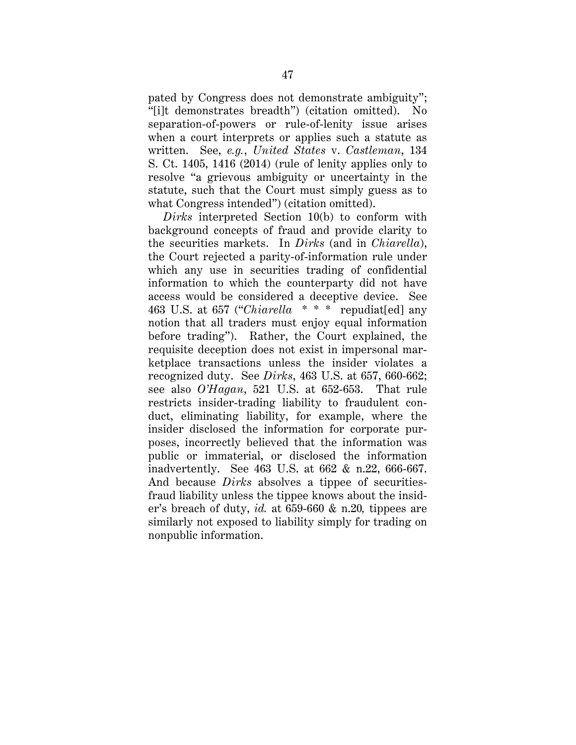pated by Congress does not demonstrate ambiguity"; "[i]t demonstrates breadth") (citation omitted). No separation-of-powers or rule-of-lenity issue arises when a court interprets or applies such a statute as written. See, *e.g.*, *United States* v. *Castleman*, 134 S. Ct. 1405, 1416 (2014) (rule of lenity applies only to resolve "a grievous ambiguity or uncertainty in the statute, such that the Court must simply guess as to what Congress intended") (citation omitted).

*Dirks* interpreted Section 10(b) to conform with background concepts of fraud and provide clarity to the securities markets. In *Dirks* (and in *Chiarella*), the Court rejected a parity-of-information rule under which any use in securities trading of confidential information to which the counterparty did not have access would be considered a deceptive device. See 463 U.S. at 657 ("*Chiarella* * * * repudiat[ed] any notion that all traders must enjoy equal information before trading"). Rather, the Court explained, the requisite deception does not exist in impersonal marketplace transactions unless the insider violates a recognized duty. See *Dirks*, 463 U.S. at 657, 660-662; see also *O'Hagan*, 521 U.S. at 652-653. That rule restricts insider-trading liability to fraudulent conduct, eliminating liability, for example, where the insider disclosed the information for corporate purposes, incorrectly believed that the information was public or immaterial, or disclosed the information inadvertently. See 463 U.S. at 662 & n.22, 666-667. And because *Dirks* absolves a tippee of securities-fraud liability unless the tippee knows about the insider's breach of duty, *id.* at 659-660 & n.20, tippees are similarly not exposed to liability simply for trading on nonpublic information.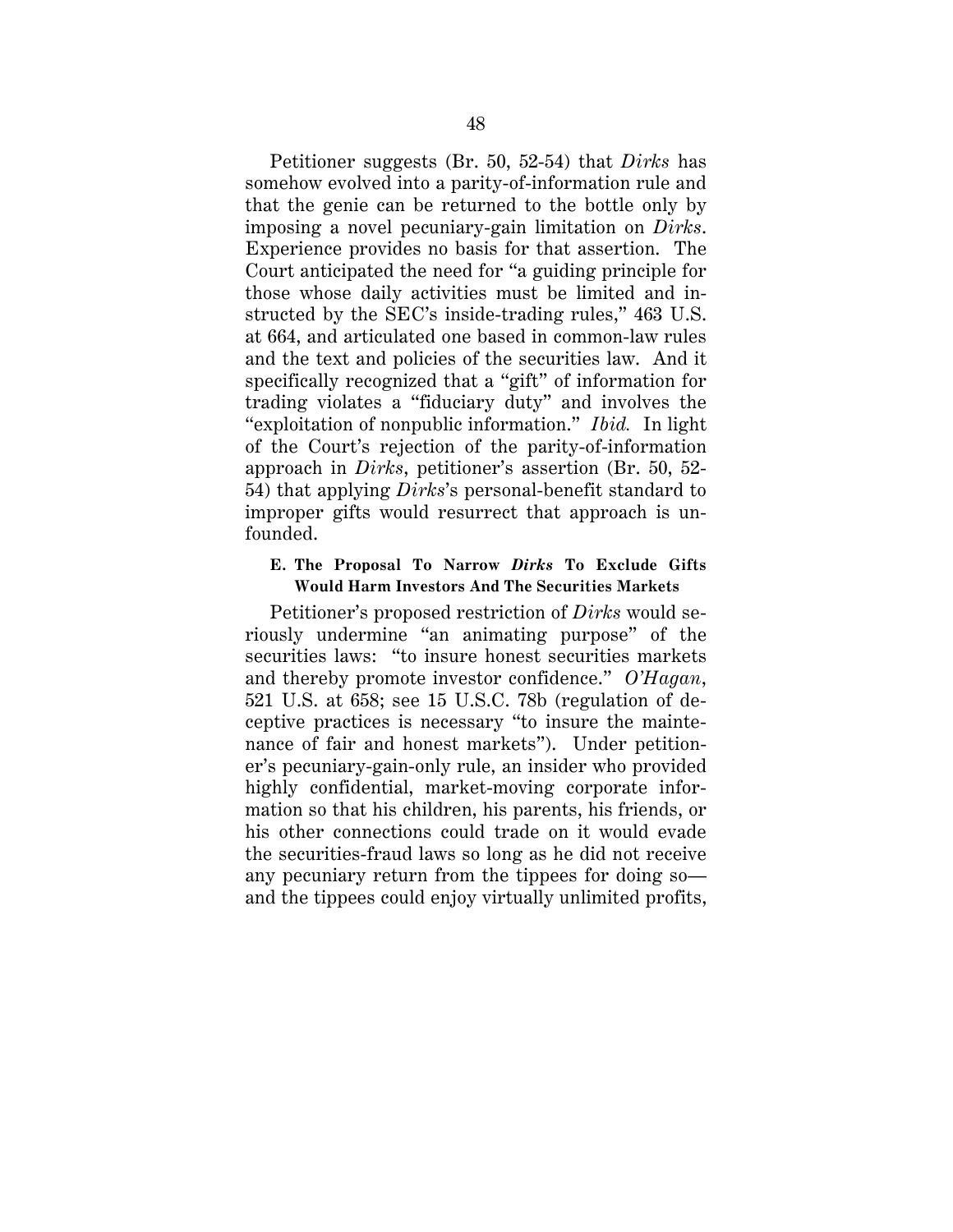Petitioner suggests (Br. 50, 52-54) that *Dirks* has somehow evolved into a parity-of-information rule and that the genie can be returned to the bottle only by imposing a novel pecuniary-gain limitation on *Dirks*. Experience provides no basis for that assertion. The Court anticipated the need for "a guiding principle for those whose daily activities must be limited and instructed by the SEC's inside-trading rules," 463 U.S. at 664, and articulated one based in common-law rules and the text and policies of the securities law. And it specifically recognized that a "gift" of information for trading violates a "fiduciary duty" and involves the "exploitation of nonpublic information." *Ibid.* In light of the Court's rejection of the parity-of-information approach in *Dirks*, petitioner's assertion (Br. 50, 52-54) that applying *Dirks*'s personal-benefit standard to improper gifts would resurrect that approach is unfounded.

### E. The Proposal To Narrow *Dirks* To Exclude Gifts Would Harm Investors And The Securities Markets

Petitioner's proposed restriction of *Dirks* would seriously undermine "an animating purpose" of the securities laws: "to insure honest securities markets and thereby promote investor confidence." *O'Hagan*, 521 U.S. at 658; see 15 U.S.C. 78b (regulation of deceptive practices is necessary "to insure the maintenance of fair and honest markets"). Under petitioner's pecuniary-gain-only rule, an insider who provided highly confidential, market-moving corporate information so that his children, his parents, his friends, or his other connections could trade on it would evade the securities-fraud laws so long as he did not receive any pecuniary return from the tippees for doing so—and the tippees could enjoy virtually unlimited profits,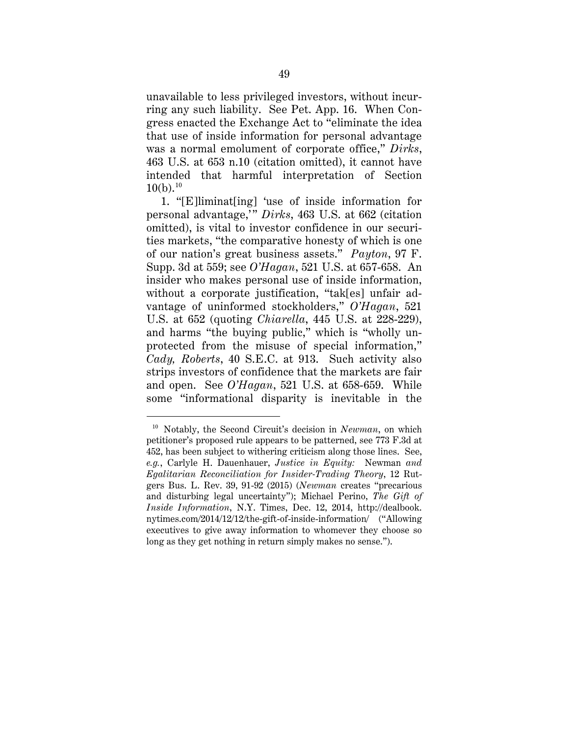unavailable to less privileged investors, without incurring any such liability. See Pet. App. 16. When Congress enacted the Exchange Act to "eliminate the idea that use of inside information for personal advantage was a normal emolument of corporate office," *Dirks*, 463 U.S. at 653 n.10 (citation omitted), it cannot have intended that harmful interpretation of Section 10(b).[10]

1. "[E]liminat[ing] 'use of inside information for personal advantage,'" *Dirks*, 463 U.S. at 662 (citation omitted), is vital to investor confidence in our securities markets, "the comparative honesty of which is one of our nation's great business assets." *Payton*, 97 F. Supp. 3d at 559; see *O'Hagan*, 521 U.S. at 657-658. An insider who makes personal use of inside information, without a corporate justification, "tak[es] unfair advantage of uninformed stockholders," *O'Hagan*, 521 U.S. at 652 (quoting *Chiarella*, 445 U.S. at 228-229), and harms "the buying public," which is "wholly unprotected from the misuse of special information," *Cady, Roberts*, 40 S.E.C. at 913. Such activity also strips investors of confidence that the markets are fair and open. See *O'Hagan*, 521 U.S. at 658-659. While some "informational disparity is inevitable in the

---

[10] Notably, the Second Circuit's decision in *Newman*, on which petitioner's proposed rule appears to be patterned, see 773 F.3d at 452, has been subject to withering criticism along those lines. See, *e.g.*, Carlyle H. Dauenhauer, *Justice in Equity:* Newman *and Egalitarian Reconciliation for Insider-Trading Theory*, 12 Rutgers Bus. L. Rev. 39, 91-92 (2015) (*Newman* creates "precarious and disturbing legal uncertainty"); Michael Perino, *The Gift of Inside Information*, N.Y. Times, Dec. 12, 2014, http://dealbook.nytimes.com/2014/12/12/the-gift-of-inside-information/ ("Allowing executives to give away information to whomever they choose so long as they get nothing in return simply makes no sense.").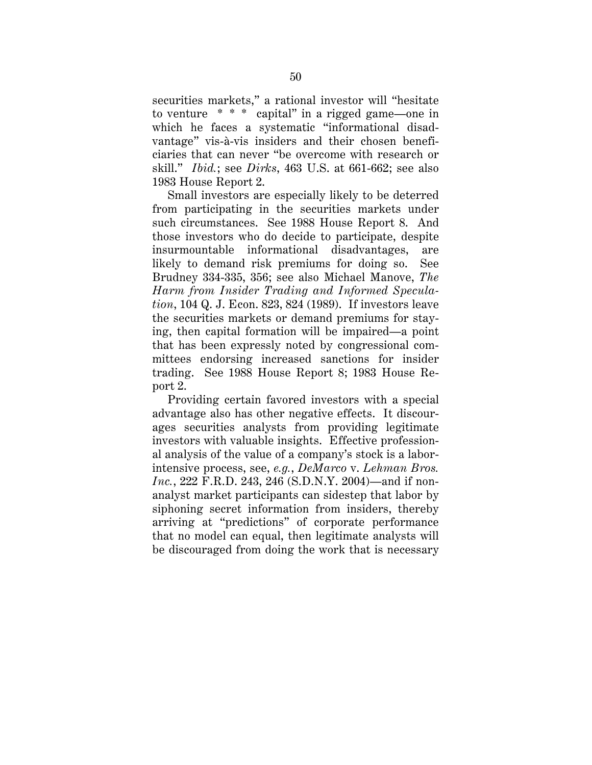securities markets," a rational investor will "hesitate to venture * * * capital" in a rigged game—one in which he faces a systematic "informational disadvantage" vis-à-vis insiders and their chosen beneficiaries that can never "be overcome with research or skill." *Ibid.*; see *Dirks*, 463 U.S. at 661-662; see also 1983 House Report 2.

Small investors are especially likely to be deterred from participating in the securities markets under such circumstances. See 1988 House Report 8. And those investors who do decide to participate, despite insurmountable informational disadvantages, are likely to demand risk premiums for doing so. See Brudney 334-335, 356; see also Michael Manove, *The Harm from Insider Trading and Informed Speculation*, 104 Q. J. Econ. 823, 824 (1989). If investors leave the securities markets or demand premiums for staying, then capital formation will be impaired—a point that has been expressly noted by congressional committees endorsing increased sanctions for insider trading. See 1988 House Report 8; 1983 House Report 2.

Providing certain favored investors with a special advantage also has other negative effects. It discourages securities analysts from providing legitimate investors with valuable insights. Effective professional analysis of the value of a company's stock is a labor-intensive process, see, *e.g.*, *DeMarco* v. *Lehman Bros. Inc.*, 222 F.R.D. 243, 246 (S.D.N.Y. 2004)—and if non-analyst market participants can sidestep that labor by siphoning secret information from insiders, thereby arriving at "predictions" of corporate performance that no model can equal, then legitimate analysts will be discouraged from doing the work that is necessary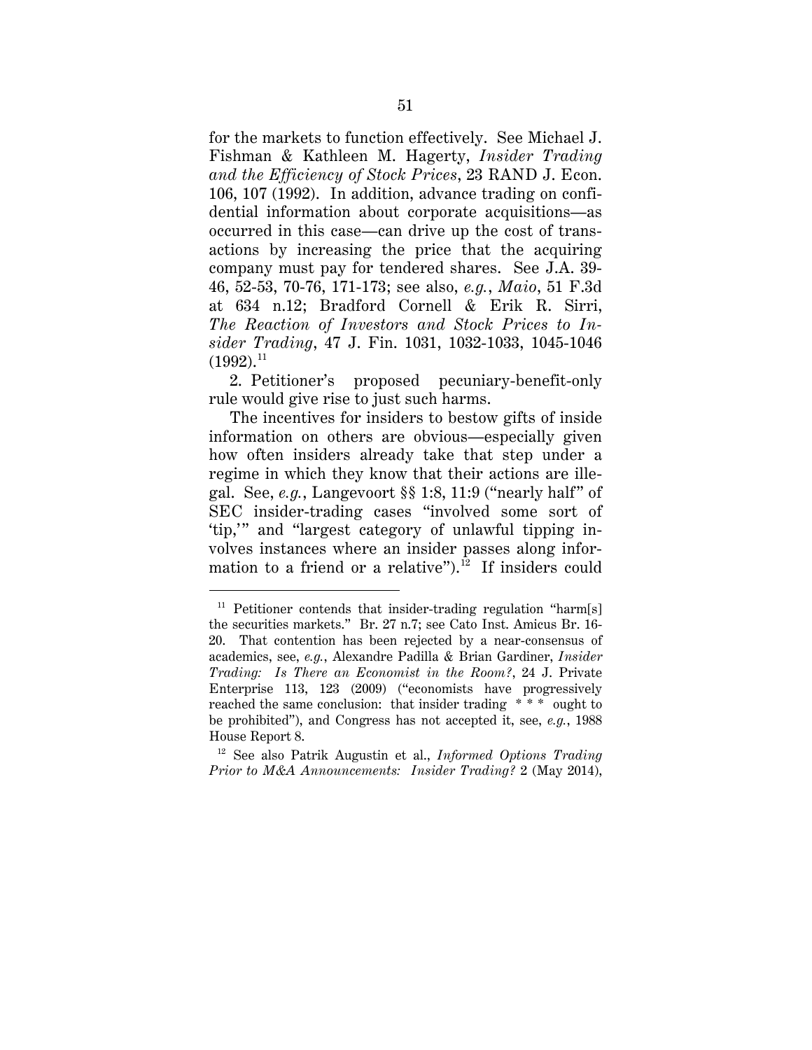for the markets to function effectively. See Michael J. Fishman & Kathleen M. Hagerty, *Insider Trading and the Efficiency of Stock Prices*, 23 RAND J. Econ. 106, 107 (1992). In addition, advance trading on confidential information about corporate acquisitions—as occurred in this case—can drive up the cost of transactions by increasing the price that the acquiring company must pay for tendered shares. See J.A. 39-46, 52-53, 70-76, 171-173; see also, *e.g.*, *Maio*, 51 F.3d at 634 n.12; Bradford Cornell & Erik R. Sirri, *The Reaction of Investors and Stock Prices to Insider Trading*, 47 J. Fin. 1031, 1032-1033, 1045-1046 (1992).[11]

2. Petitioner's proposed pecuniary-benefit-only rule would give rise to just such harms.

The incentives for insiders to bestow gifts of inside information on others are obvious—especially given how often insiders already take that step under a regime in which they know that their actions are illegal. See, *e.g.*, Langevoort §§ 1:8, 11:9 ("nearly half" of SEC insider-trading cases "involved some sort of 'tip,'" and "largest category of unlawful tipping involves instances where an insider passes along information to a friend or a relative").[12] If insiders could

---

[11] Petitioner contends that insider-trading regulation "harm[s] the securities markets." Br. 27 n.7; see Cato Inst. Amicus Br. 16-20. That contention has been rejected by a near-consensus of academics, see, *e.g.*, Alexandre Padilla & Brian Gardiner, *Insider Trading: Is There an Economist in the Room?*, 24 J. Private Enterprise 113, 123 (2009) ("economists have progressively reached the same conclusion: that insider trading * * * ought to be prohibited"), and Congress has not accepted it, see, *e.g.*, 1988 House Report 8.

[12] See also Patrik Augustin et al., *Informed Options Trading Prior to M&A Announcements: Insider Trading?* 2 (May 2014),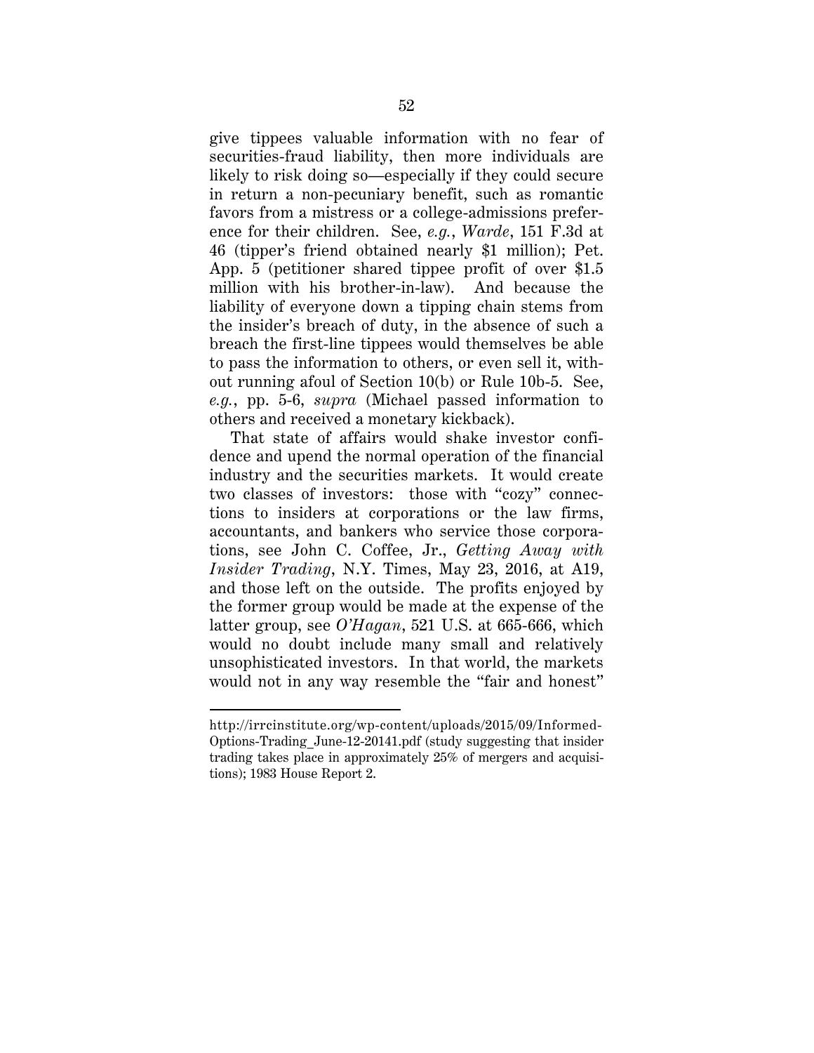give tippees valuable information with no fear of securities-fraud liability, then more individuals are likely to risk doing so—especially if they could secure in return a non-pecuniary benefit, such as romantic favors from a mistress or a college-admissions preference for their children. See, *e.g.*, *Warde*, 151 F.3d at 46 (tipper's friend obtained nearly $1 million); Pet. App. 5 (petitioner shared tippee profit of over $1.5 million with his brother-in-law). And because the liability of everyone down a tipping chain stems from the insider's breach of duty, in the absence of such a breach the first-line tippees would themselves be able to pass the information to others, or even sell it, without running afoul of Section 10(b) or Rule 10b-5. See, *e.g.*, pp. 5-6, *supra* (Michael passed information to others and received a monetary kickback).

That state of affairs would shake investor confidence and upend the normal operation of the financial industry and the securities markets. It would create two classes of investors: those with "cozy" connections to insiders at corporations or the law firms, accountants, and bankers who service those corporations, see John C. Coffee, Jr., *Getting Away with Insider Trading*, N.Y. Times, May 23, 2016, at A19, and those left on the outside. The profits enjoyed by the former group would be made at the expense of the latter group, see *O'Hagan*, 521 U.S. at 665-666, which would no doubt include many small and relatively unsophisticated investors. In that world, the markets would not in any way resemble the "fair and honest"

---

http://irrcinstitute.org/wp-content/uploads/2015/09/Informed-Options-Trading_June-12-20141.pdf (study suggesting that insider trading takes place in approximately 25% of mergers and acquisitions); 1983 House Report 2.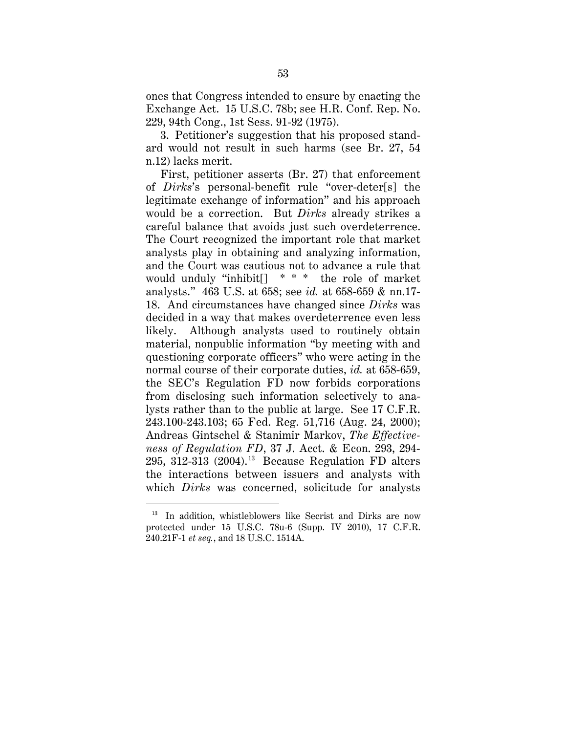ones that Congress intended to ensure by enacting the Exchange Act. 15 U.S.C. 78b; see H.R. Conf. Rep. No. 229, 94th Cong., 1st Sess. 91-92 (1975).

3. Petitioner's suggestion that his proposed standard would not result in such harms (see Br. 27, 54 n.12) lacks merit.

First, petitioner asserts (Br. 27) that enforcement of *Dirks*'s personal-benefit rule "over-deter[s] the legitimate exchange of information" and his approach would be a correction. But *Dirks* already strikes a careful balance that avoids just such overdeterrence. The Court recognized the important role that market analysts play in obtaining and analyzing information, and the Court was cautious not to advance a rule that would unduly "inhibit[] * * * the role of market analysts." 463 U.S. at 658; see *id.* at 658-659 & nn.17-18. And circumstances have changed since *Dirks* was decided in a way that makes overdeterrence even less likely. Although analysts used to routinely obtain material, nonpublic information "by meeting with and questioning corporate officers" who were acting in the normal course of their corporate duties, *id.* at 658-659, the SEC's Regulation FD now forbids corporations from disclosing such information selectively to analysts rather than to the public at large. See 17 C.F.R. 243.100-243.103; 65 Fed. Reg. 51,716 (Aug. 24, 2000); Andreas Gintschel & Stanimir Markov, *The Effectiveness of Regulation FD*, 37 J. Acct. & Econ. 293, 294-295, 312-313 (2004).[13] Because Regulation FD alters the interactions between issuers and analysts with which *Dirks* was concerned, solicitude for analysts

---

[13] In addition, whistleblowers like Secrist and Dirks are now protected under 15 U.S.C. 78u-6 (Supp. IV 2010), 17 C.F.R. 240.21F-1 *et seq.*, and 18 U.S.C. 1514A.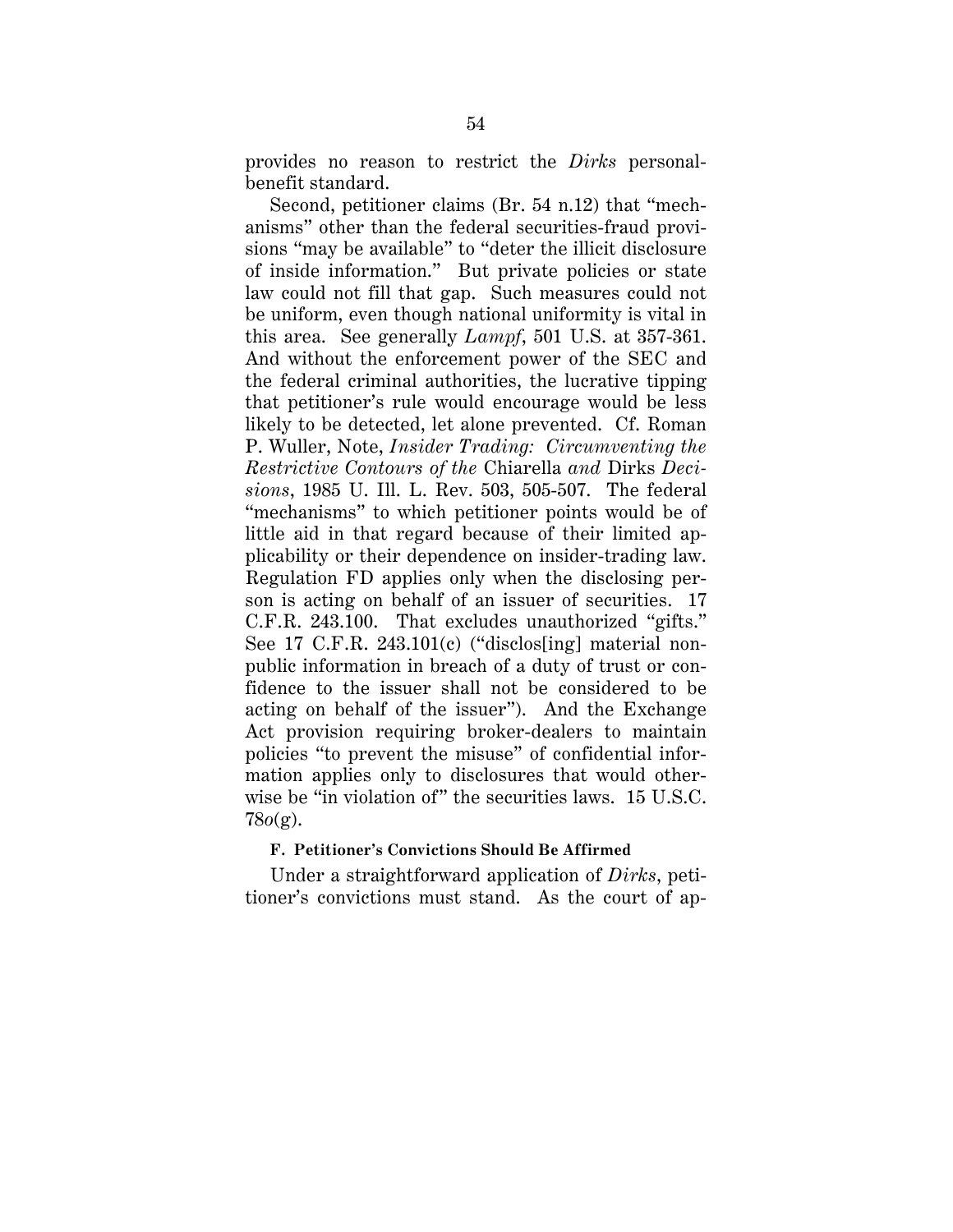provides no reason to restrict the *Dirks* personal-benefit standard.

Second, petitioner claims (Br. 54 n.12) that "mechanisms" other than the federal securities-fraud provisions "may be available" to "deter the illicit disclosure of inside information." But private policies or state law could not fill that gap. Such measures could not be uniform, even though national uniformity is vital in this area. See generally *Lampf*, 501 U.S. at 357-361. And without the enforcement power of the SEC and the federal criminal authorities, the lucrative tipping that petitioner's rule would encourage would be less likely to be detected, let alone prevented. Cf. Roman P. Wuller, Note, *Insider Trading: Circumventing the Restrictive Contours of the* Chiarella *and* Dirks *Decisions*, 1985 U. Ill. L. Rev. 503, 505-507. The federal "mechanisms" to which petitioner points would be of little aid in that regard because of their limited applicability or their dependence on insider-trading law. Regulation FD applies only when the disclosing person is acting on behalf of an issuer of securities. 17 C.F.R. 243.100. That excludes unauthorized "gifts." See 17 C.F.R. 243.101(c) ("disclos[ing] material nonpublic information in breach of a duty of trust or confidence to the issuer shall not be considered to be acting on behalf of the issuer"). And the Exchange Act provision requiring broker-dealers to maintain policies "to prevent the misuse" of confidential information applies only to disclosures that would otherwise be "in violation of" the securities laws. 15 U.S.C. 78*o*(g).

#### F. Petitioner's Convictions Should Be Affirmed

Under a straightforward application of *Dirks*, petitioner's convictions must stand. As the court of ap-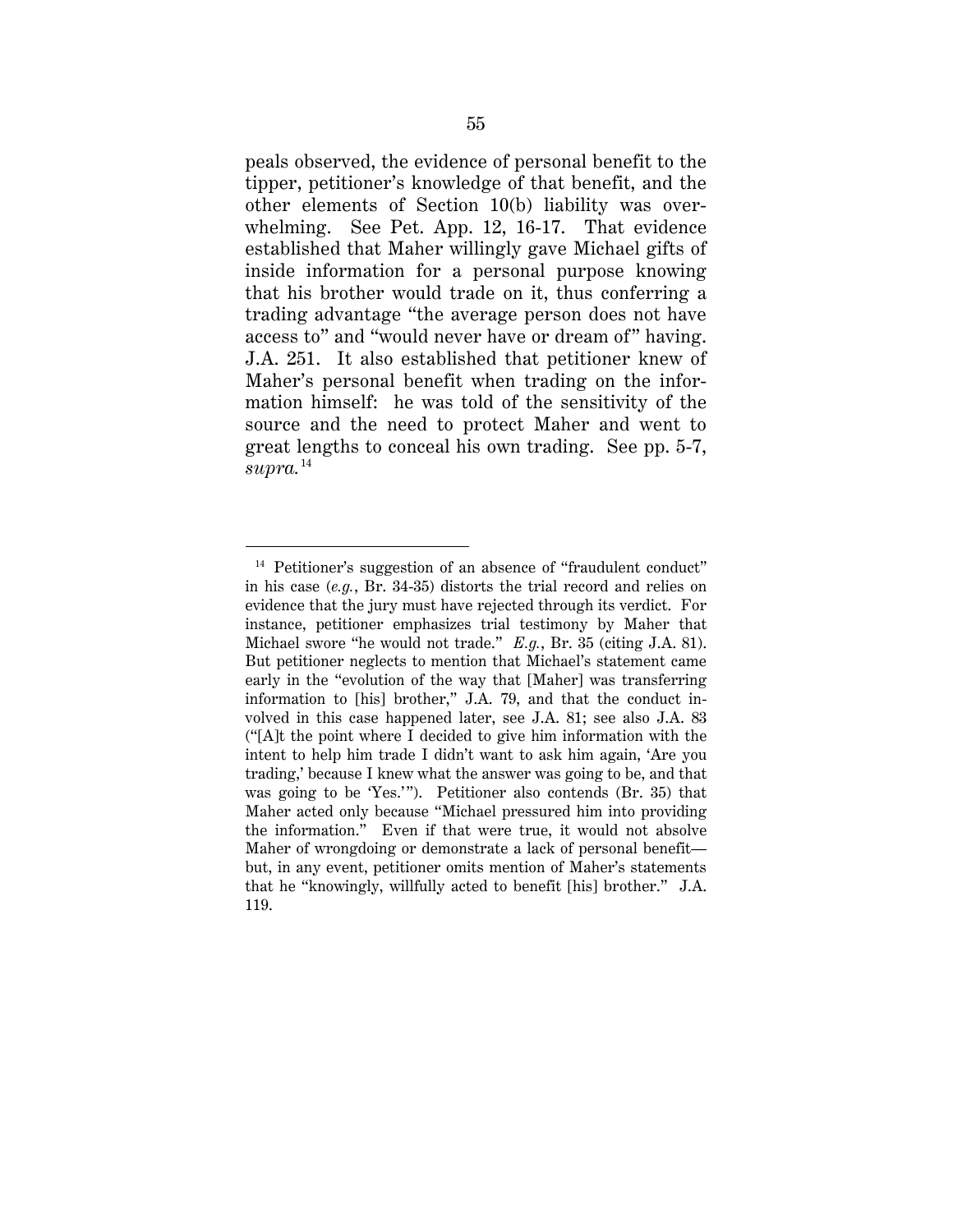peals observed, the evidence of personal benefit to the tipper, petitioner's knowledge of that benefit, and the other elements of Section 10(b) liability was overwhelming. See Pet. App. 12, 16-17. That evidence established that Maher willingly gave Michael gifts of inside information for a personal purpose knowing that his brother would trade on it, thus conferring a trading advantage "the average person does not have access to" and "would never have or dream of" having. J.A. 251. It also established that petitioner knew of Maher's personal benefit when trading on the information himself: he was told of the sensitivity of the source and the need to protect Maher and went to great lengths to conceal his own trading. See pp. 5-7, *supra.*[14]

[14] Petitioner's suggestion of an absence of "fraudulent conduct" in his case (*e.g.*, Br. 34-35) distorts the trial record and relies on evidence that the jury must have rejected through its verdict. For instance, petitioner emphasizes trial testimony by Maher that Michael swore "he would not trade." *E.g.*, Br. 35 (citing J.A. 81). But petitioner neglects to mention that Michael's statement came early in the "evolution of the way that [Maher] was transferring information to [his] brother," J.A. 79, and that the conduct involved in this case happened later, see J.A. 81; see also J.A. 83 ("[A]t the point where I decided to give him information with the intent to help him trade I didn't want to ask him again, 'Are you trading,' because I knew what the answer was going to be, and that was going to be 'Yes.'"). Petitioner also contends (Br. 35) that Maher acted only because "Michael pressured him into providing the information." Even if that were true, it would not absolve Maher of wrongdoing or demonstrate a lack of personal benefit—but, in any event, petitioner omits mention of Maher's statements that he "knowingly, willfully acted to benefit [his] brother." J.A. 119.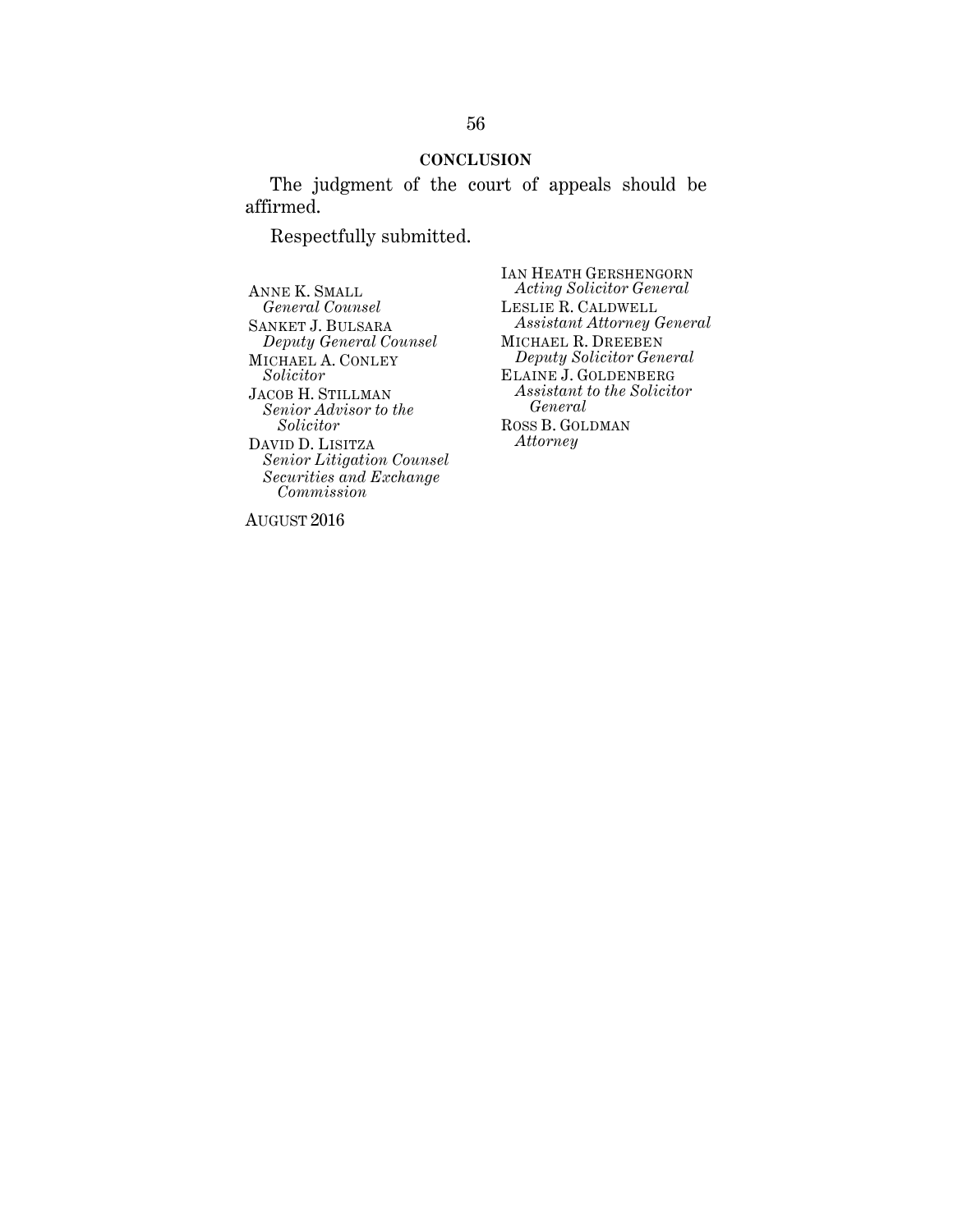## CONCLUSION

The judgment of the court of appeals should be affirmed.

Respectfully submitted.

IAN HEATH GERSHENGORN
*Acting Solicitor General*
LESLIE R. CALDWELL
*Assistant Attorney General*
MICHAEL R. DREEBEN
*Deputy Solicitor General*
ELAINE J. GOLDENBERG
*Assistant to the Solicitor General*
ROSS B. GOLDMAN
*Attorney*

ANNE K. SMALL
*General Counsel*
SANKET J. BULSARA
*Deputy General Counsel*
MICHAEL A. CONLEY
*Solicitor*
JACOB H. STILLMAN
*Senior Advisor to the Solicitor*
DAVID D. LISITZA
*Senior Litigation Counsel*
*Securities and Exchange Commission*

AUGUST 2016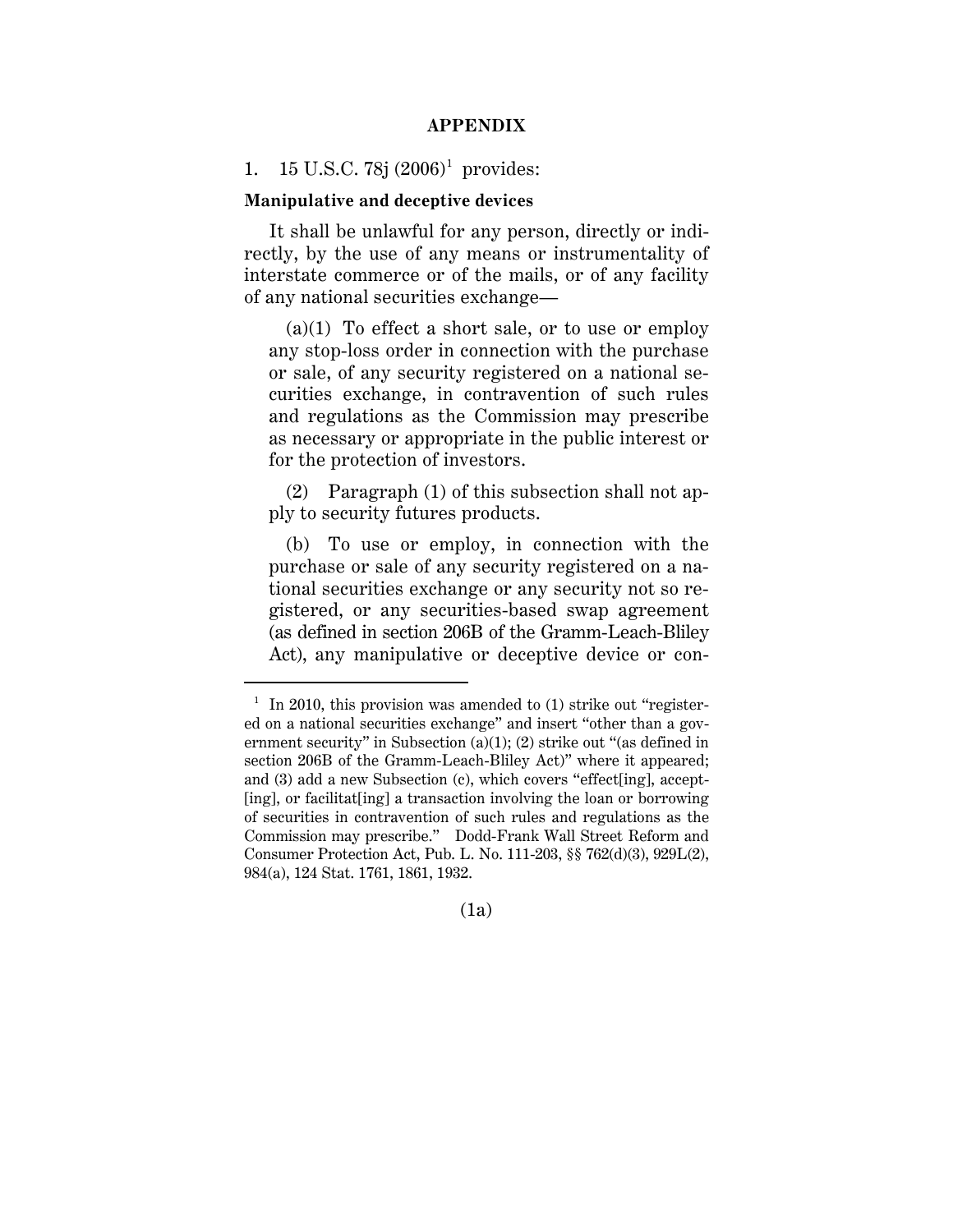**APPENDIX**

1. 15 U.S.C. 78j (2006)[1] provides:

**Manipulative and deceptive devices**

It shall be unlawful for any person, directly or indirectly, by the use of any means or instrumentality of interstate commerce or of the mails, or of any facility of any national securities exchange—

(a)(1) To effect a short sale, or to use or employ any stop-loss order in connection with the purchase or sale, of any security registered on a national securities exchange, in contravention of such rules and regulations as the Commission may prescribe as necessary or appropriate in the public interest or for the protection of investors.

(2) Paragraph (1) of this subsection shall not apply to security futures products.

(b) To use or employ, in connection with the purchase or sale of any security registered on a national securities exchange or any security not so registered, or any securities-based swap agreement (as defined in section 206B of the Gramm-Leach-Bliley Act), any manipulative or deceptive device or con-

---

[1] In 2010, this provision was amended to (1) strike out "registered on a national securities exchange" and insert "other than a government security" in Subsection (a)(1); (2) strike out "(as defined in section 206B of the Gramm-Leach-Bliley Act)" where it appeared; and (3) add a new Subsection (c), which covers "effect[ing], accept[ing], or facilitat[ing] a transaction involving the loan or borrowing of securities in contravention of such rules and regulations as the Commission may prescribe." Dodd-Frank Wall Street Reform and Consumer Protection Act, Pub. L. No. 111-203, §§ 762(d)(3), 929L(2), 984(a), 124 Stat. 1761, 1861, 1932.

(1a)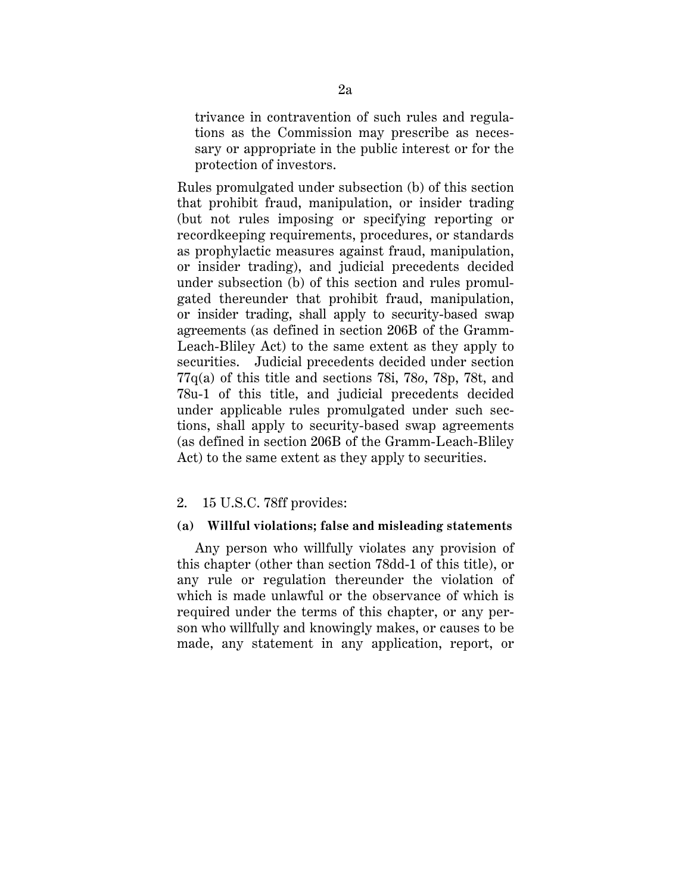trivance in contravention of such rules and regulations as the Commission may prescribe as necessary or appropriate in the public interest or for the protection of investors.

Rules promulgated under subsection (b) of this section that prohibit fraud, manipulation, or insider trading (but not rules imposing or specifying reporting or recordkeeping requirements, procedures, or standards as prophylactic measures against fraud, manipulation, or insider trading), and judicial precedents decided under subsection (b) of this section and rules promulgated thereunder that prohibit fraud, manipulation, or insider trading, shall apply to security-based swap agreements (as defined in section 206B of the Gramm-Leach-Bliley Act) to the same extent as they apply to securities. Judicial precedents decided under section 77q(a) of this title and sections 78i, 78*o*, 78p, 78t, and 78u-1 of this title, and judicial precedents decided under applicable rules promulgated under such sections, shall apply to security-based swap agreements (as defined in section 206B of the Gramm-Leach-Bliley Act) to the same extent as they apply to securities.

2. 15 U.S.C. 78ff provides:

**(a) Willful violations; false and misleading statements**

Any person who willfully violates any provision of this chapter (other than section 78dd-1 of this title), or any rule or regulation thereunder the violation of which is made unlawful or the observance of which is required under the terms of this chapter, or any person who willfully and knowingly makes, or causes to be made, any statement in any application, report, or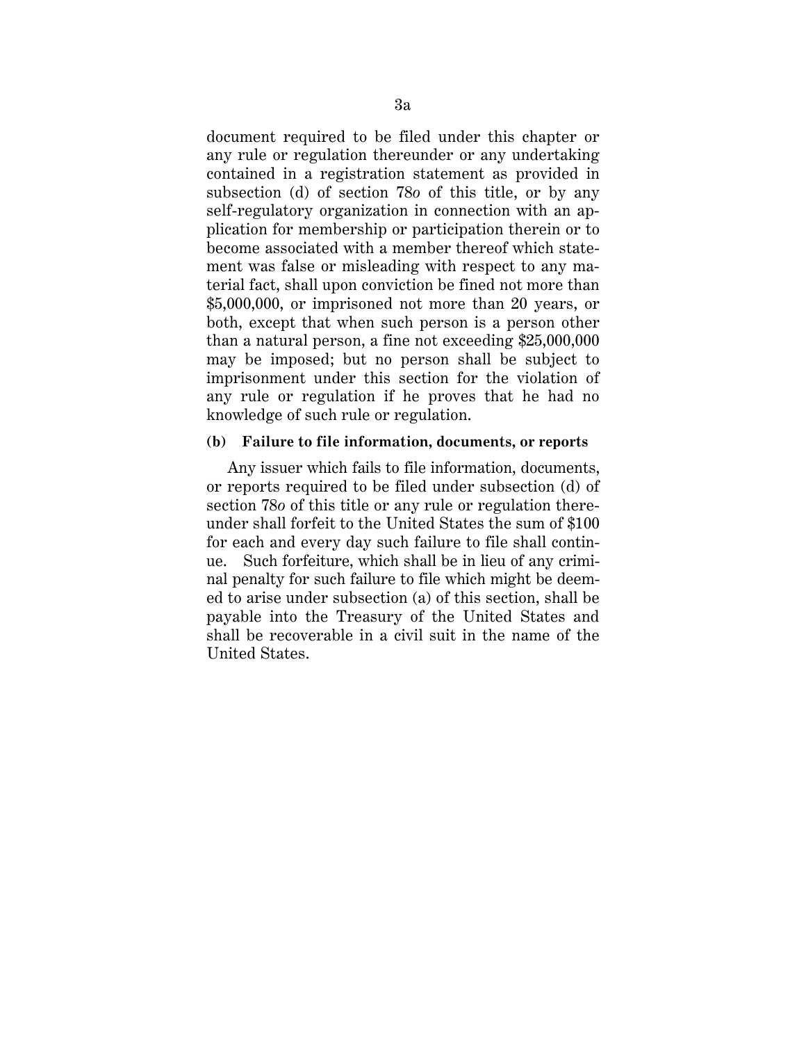document required to be filed under this chapter or any rule or regulation thereunder or any undertaking contained in a registration statement as provided in subsection (d) of section 78*o* of this title, or by any self-regulatory organization in connection with an application for membership or participation therein or to become associated with a member thereof which statement was false or misleading with respect to any material fact, shall upon conviction be fined not more than $5,000,000, or imprisoned not more than 20 years, or both, except that when such person is a person other than a natural person, a fine not exceeding $25,000,000 may be imposed; but no person shall be subject to imprisonment under this section for the violation of any rule or regulation if he proves that he had no knowledge of such rule or regulation.

**(b) Failure to file information, documents, or reports**

Any issuer which fails to file information, documents, or reports required to be filed under subsection (d) of section 78*o* of this title or any rule or regulation thereunder shall forfeit to the United States the sum of $100 for each and every day such failure to file shall continue. Such forfeiture, which shall be in lieu of any criminal penalty for such failure to file which might be deemed to arise under subsection (a) of this section, shall be payable into the Treasury of the United States and shall be recoverable in a civil suit in the name of the United States.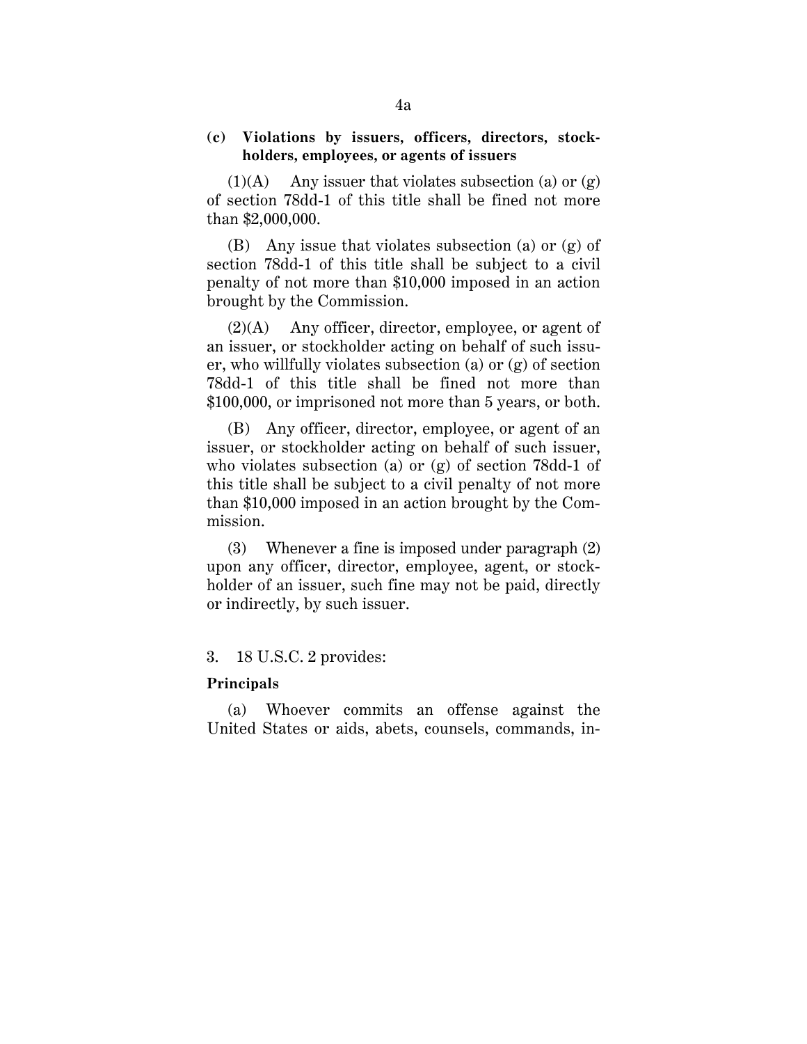**(c) Violations by issuers, officers, directors, stockholders, employees, or agents of issuers**

(1)(A) Any issuer that violates subsection (a) or (g) of section 78dd-1 of this title shall be fined not more than $2,000,000.

(B) Any issue that violates subsection (a) or (g) of section 78dd-1 of this title shall be subject to a civil penalty of not more than $10,000 imposed in an action brought by the Commission.

(2)(A) Any officer, director, employee, or agent of an issuer, or stockholder acting on behalf of such issuer, who willfully violates subsection (a) or (g) of section 78dd-1 of this title shall be fined not more than $100,000, or imprisoned not more than 5 years, or both.

(B) Any officer, director, employee, or agent of an issuer, or stockholder acting on behalf of such issuer, who violates subsection (a) or (g) of section 78dd-1 of this title shall be subject to a civil penalty of not more than $10,000 imposed in an action brought by the Commission.

(3) Whenever a fine is imposed under paragraph (2) upon any officer, director, employee, agent, or stockholder of an issuer, such fine may not be paid, directly or indirectly, by such issuer.

3. 18 U.S.C. 2 provides:

**Principals**

(a) Whoever commits an offense against the United States or aids, abets, counsels, commands, in-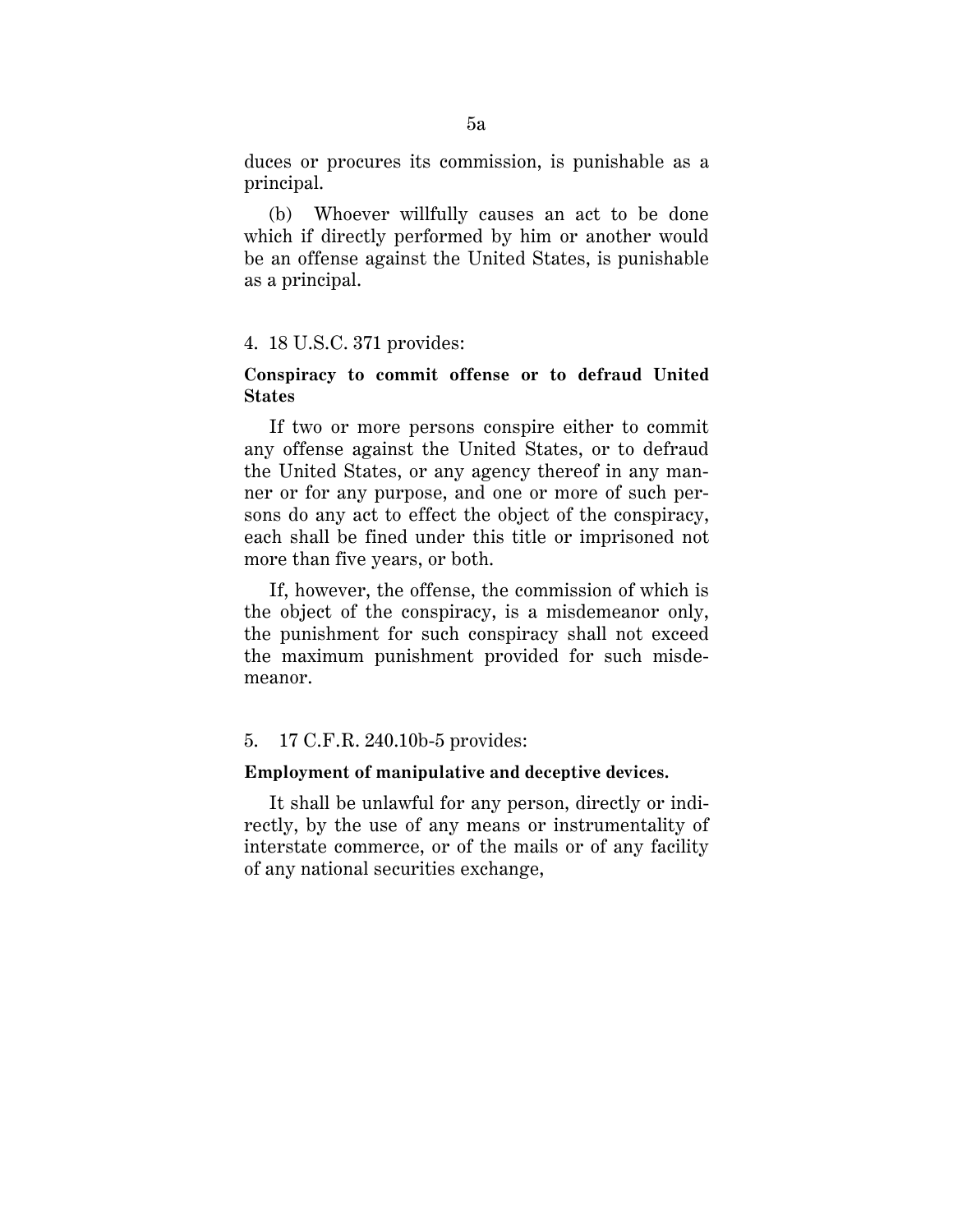duces or procures its commission, is punishable as a principal.

(b) Whoever willfully causes an act to be done which if directly performed by him or another would be an offense against the United States, is punishable as a principal.

4. 18 U.S.C. 371 provides:

**Conspiracy to commit offense or to defraud United States**

If two or more persons conspire either to commit any offense against the United States, or to defraud the United States, or any agency thereof in any manner or for any purpose, and one or more of such persons do any act to effect the object of the conspiracy, each shall be fined under this title or imprisoned not more than five years, or both.

If, however, the offense, the commission of which is the object of the conspiracy, is a misdemeanor only, the punishment for such conspiracy shall not exceed the maximum punishment provided for such misdemeanor.

5. 17 C.F.R. 240.10b-5 provides:

**Employment of manipulative and deceptive devices.**

It shall be unlawful for any person, directly or indirectly, by the use of any means or instrumentality of interstate commerce, or of the mails or of any facility of any national securities exchange,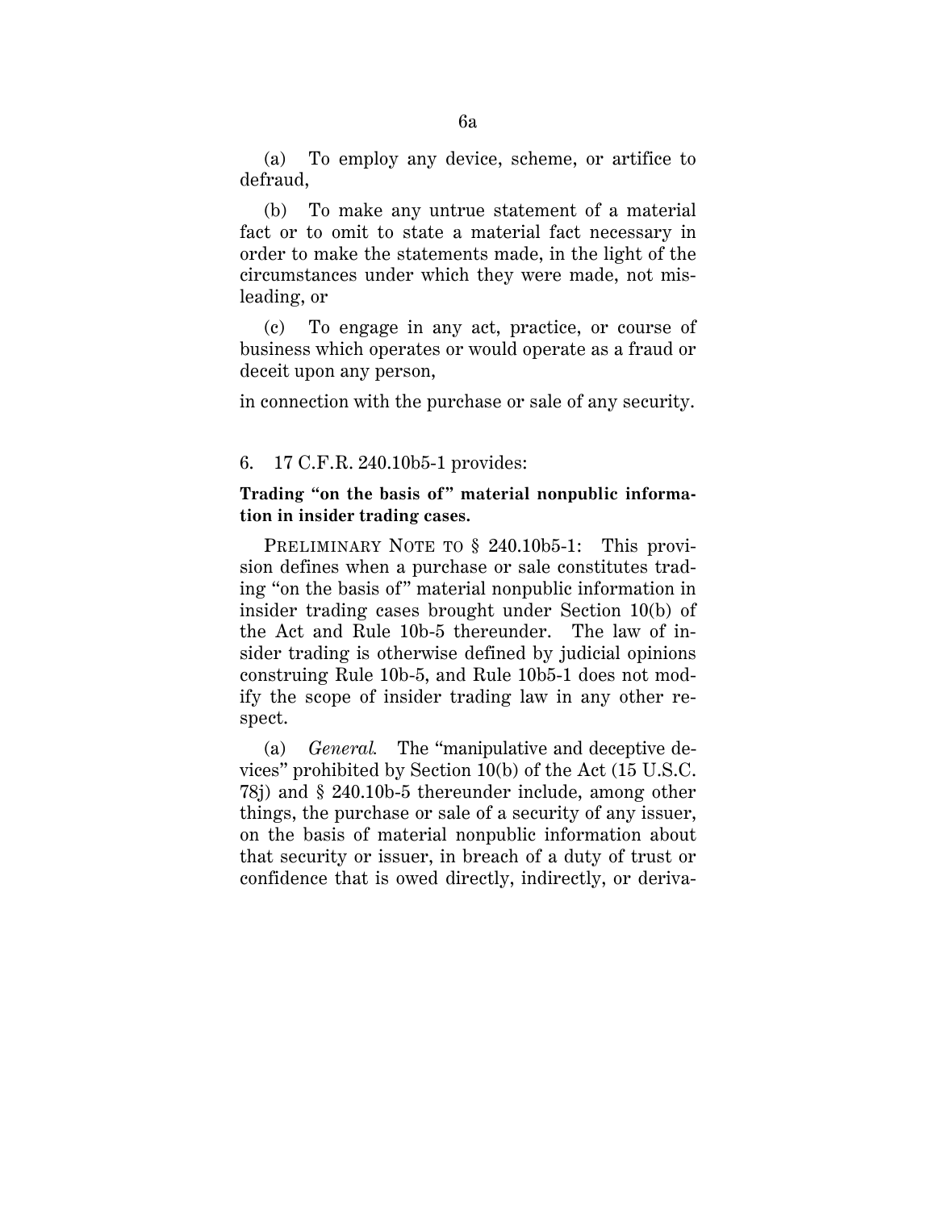(a) To employ any device, scheme, or artifice to defraud,

(b) To make any untrue statement of a material fact or to omit to state a material fact necessary in order to make the statements made, in the light of the circumstances under which they were made, not misleading, or

(c) To engage in any act, practice, or course of business which operates or would operate as a fraud or deceit upon any person,

in connection with the purchase or sale of any security.

6. 17 C.F.R. 240.10b5-1 provides:

**Trading "on the basis of" material nonpublic information in insider trading cases.**

PRELIMINARY NOTE TO § 240.10b5-1: This provision defines when a purchase or sale constitutes trading "on the basis of" material nonpublic information in insider trading cases brought under Section 10(b) of the Act and Rule 10b-5 thereunder. The law of insider trading is otherwise defined by judicial opinions construing Rule 10b-5, and Rule 10b5-1 does not modify the scope of insider trading law in any other respect.

(a) *General.* The "manipulative and deceptive devices" prohibited by Section 10(b) of the Act (15 U.S.C. 78j) and § 240.10b-5 thereunder include, among other things, the purchase or sale of a security of any issuer, on the basis of material nonpublic information about that security or issuer, in breach of a duty of trust or confidence that is owed directly, indirectly, or deriva-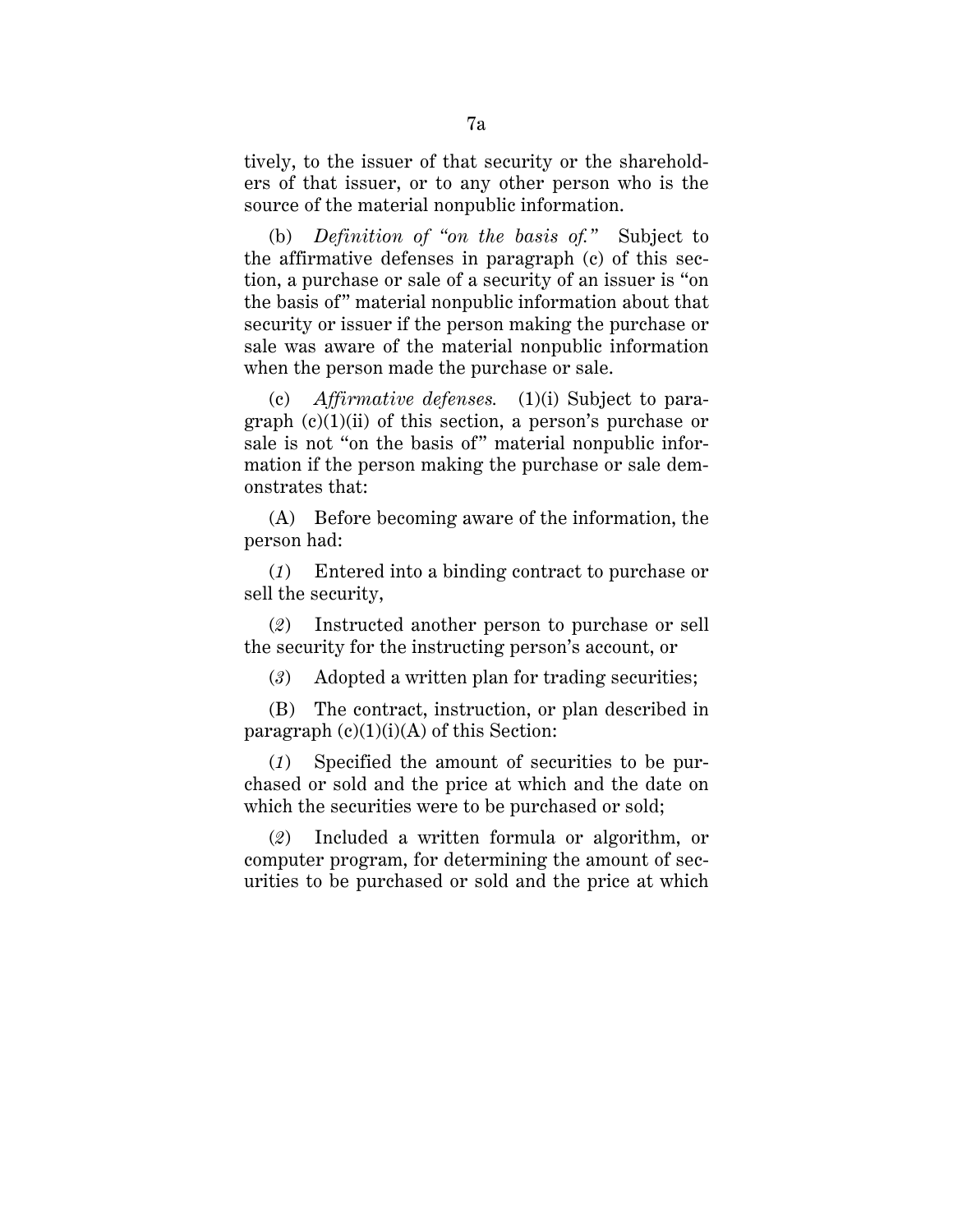tively, to the issuer of that security or the shareholders of that issuer, or to any other person who is the source of the material nonpublic information.

(b) *Definition of "on the basis of."* Subject to the affirmative defenses in paragraph (c) of this section, a purchase or sale of a security of an issuer is "on the basis of" material nonpublic information about that security or issuer if the person making the purchase or sale was aware of the material nonpublic information when the person made the purchase or sale.

(c) *Affirmative defenses.* (1)(i) Subject to paragraph (c)(1)(ii) of this section, a person's purchase or sale is not "on the basis of" material nonpublic information if the person making the purchase or sale demonstrates that:

(A) Before becoming aware of the information, the person had:

(*1*) Entered into a binding contract to purchase or sell the security,

(*2*) Instructed another person to purchase or sell the security for the instructing person's account, or

(*3*) Adopted a written plan for trading securities;

(B) The contract, instruction, or plan described in paragraph (c)(1)(i)(A) of this Section:

(*1*) Specified the amount of securities to be purchased or sold and the price at which and the date on which the securities were to be purchased or sold;

(*2*) Included a written formula or algorithm, or computer program, for determining the amount of securities to be purchased or sold and the price at which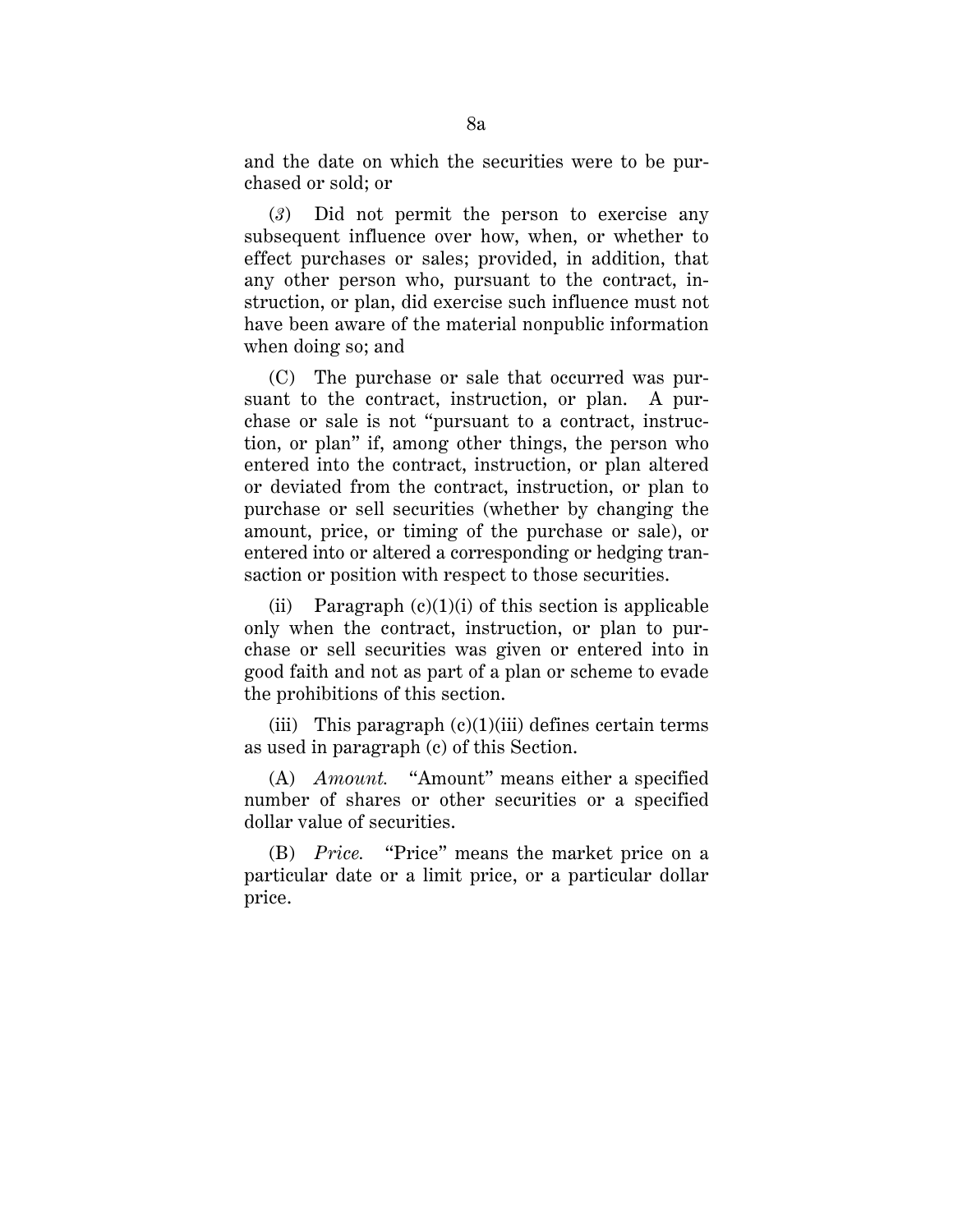and the date on which the securities were to be purchased or sold; or

(*3*) Did not permit the person to exercise any subsequent influence over how, when, or whether to effect purchases or sales; provided, in addition, that any other person who, pursuant to the contract, instruction, or plan, did exercise such influence must not have been aware of the material nonpublic information when doing so; and

(C) The purchase or sale that occurred was pursuant to the contract, instruction, or plan. A purchase or sale is not "pursuant to a contract, instruction, or plan" if, among other things, the person who entered into the contract, instruction, or plan altered or deviated from the contract, instruction, or plan to purchase or sell securities (whether by changing the amount, price, or timing of the purchase or sale), or entered into or altered a corresponding or hedging transaction or position with respect to those securities.

(ii) Paragraph (c)(1)(i) of this section is applicable only when the contract, instruction, or plan to purchase or sell securities was given or entered into in good faith and not as part of a plan or scheme to evade the prohibitions of this section.

(iii) This paragraph (c)(1)(iii) defines certain terms as used in paragraph (c) of this Section.

(A) *Amount.* "Amount" means either a specified number of shares or other securities or a specified dollar value of securities.

(B) *Price.* "Price" means the market price on a particular date or a limit price, or a particular dollar price.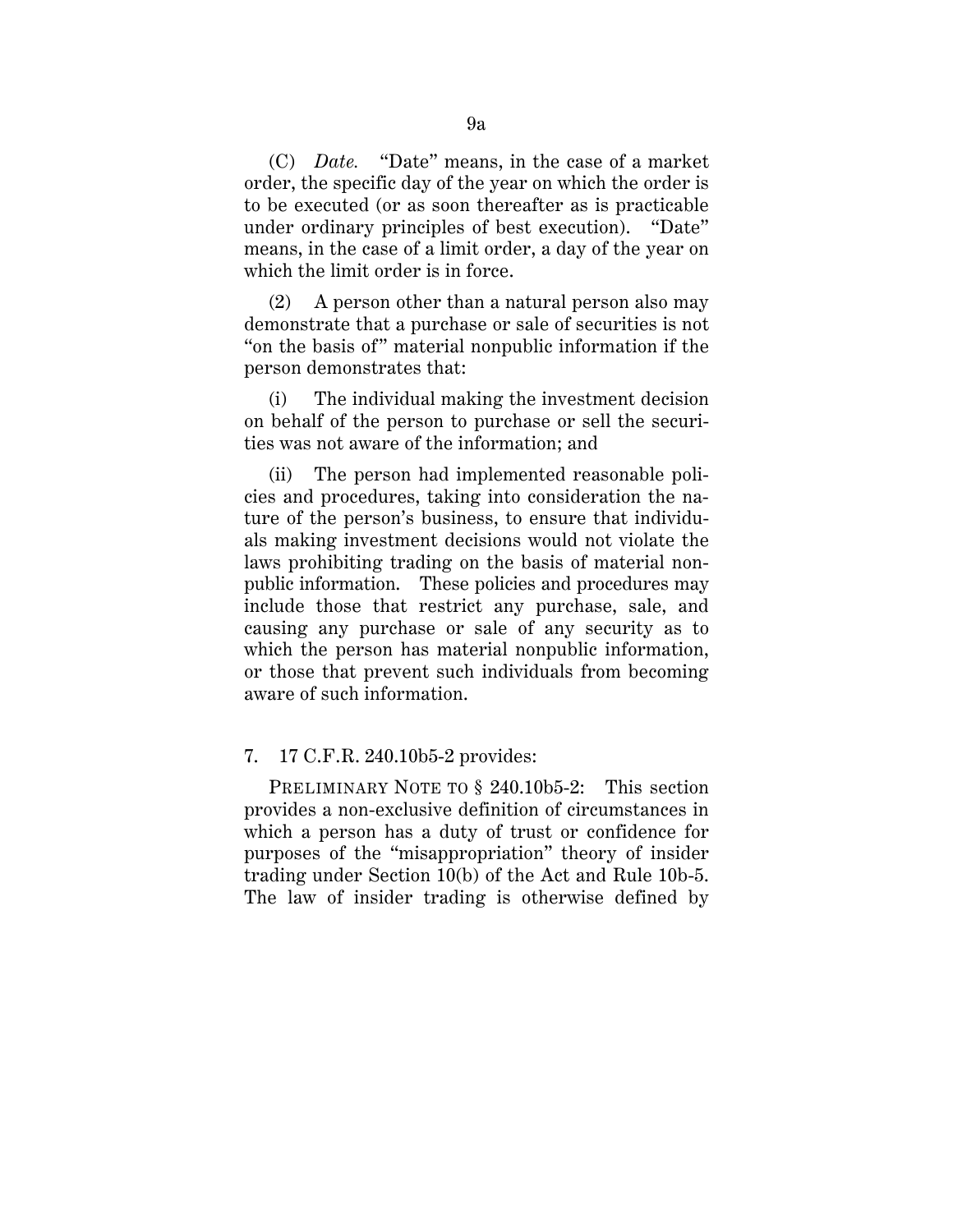(C) *Date.* "Date" means, in the case of a market order, the specific day of the year on which the order is to be executed (or as soon thereafter as is practicable under ordinary principles of best execution). "Date" means, in the case of a limit order, a day of the year on which the limit order is in force.

(2) A person other than a natural person also may demonstrate that a purchase or sale of securities is not "on the basis of" material nonpublic information if the person demonstrates that:

(i) The individual making the investment decision on behalf of the person to purchase or sell the securities was not aware of the information; and

(ii) The person had implemented reasonable policies and procedures, taking into consideration the nature of the person's business, to ensure that individuals making investment decisions would not violate the laws prohibiting trading on the basis of material nonpublic information. These policies and procedures may include those that restrict any purchase, sale, and causing any purchase or sale of any security as to which the person has material nonpublic information, or those that prevent such individuals from becoming aware of such information.

7. 17 C.F.R. 240.10b5-2 provides:

PRELIMINARY NOTE TO § 240.10b5-2: This section provides a non-exclusive definition of circumstances in which a person has a duty of trust or confidence for purposes of the "misappropriation" theory of insider trading under Section 10(b) of the Act and Rule 10b-5. The law of insider trading is otherwise defined by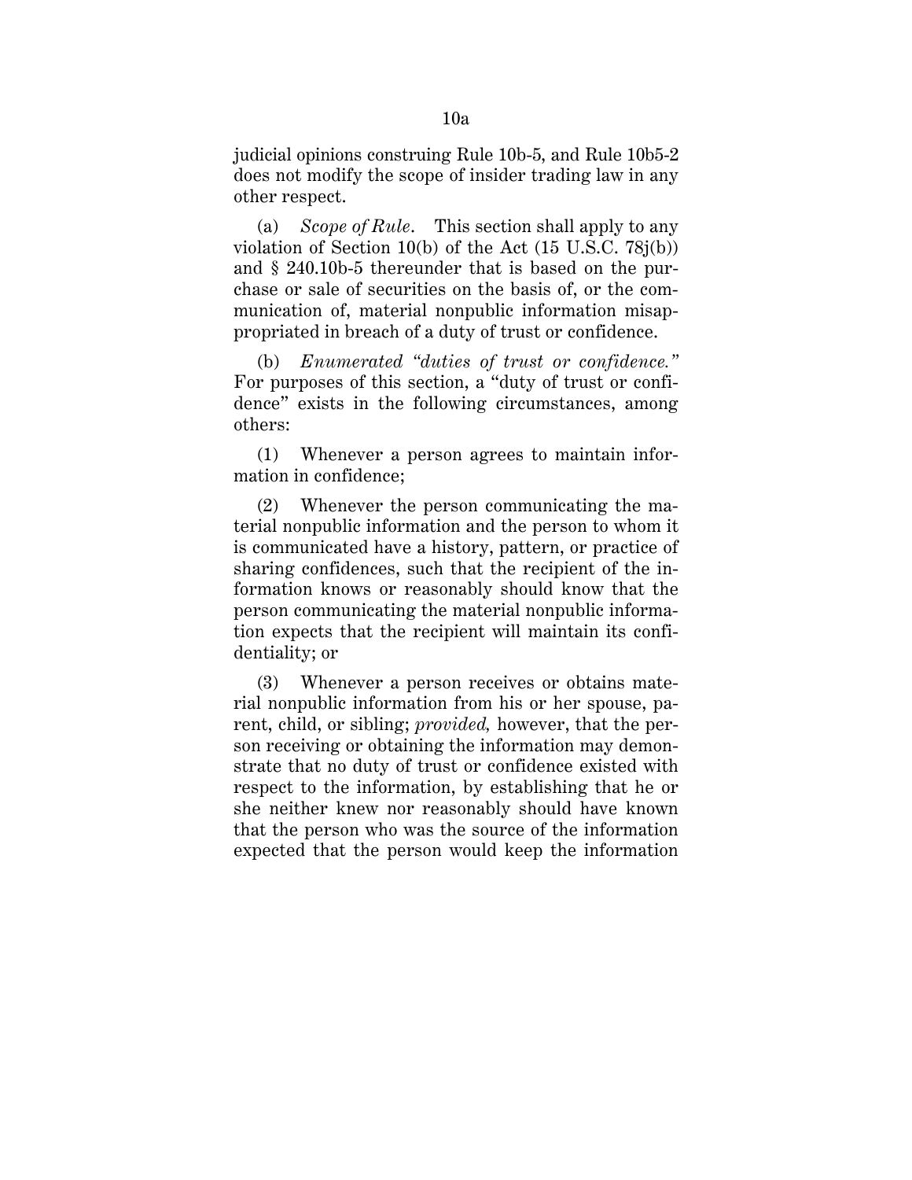judicial opinions construing Rule 10b-5, and Rule 10b5-2 does not modify the scope of insider trading law in any other respect.

(a) *Scope of Rule*. This section shall apply to any violation of Section 10(b) of the Act (15 U.S.C. 78j(b)) and § 240.10b-5 thereunder that is based on the purchase or sale of securities on the basis of, or the communication of, material nonpublic information misappropriated in breach of a duty of trust or confidence.

(b) *Enumerated "duties of trust or confidence."* For purposes of this section, a "duty of trust or confidence" exists in the following circumstances, among others:

(1) Whenever a person agrees to maintain information in confidence;

(2) Whenever the person communicating the material nonpublic information and the person to whom it is communicated have a history, pattern, or practice of sharing confidences, such that the recipient of the information knows or reasonably should know that the person communicating the material nonpublic information expects that the recipient will maintain its confidentiality; or

(3) Whenever a person receives or obtains material nonpublic information from his or her spouse, parent, child, or sibling; *provided,* however, that the person receiving or obtaining the information may demonstrate that no duty of trust or confidence existed with respect to the information, by establishing that he or she neither knew nor reasonably should have known that the person who was the source of the information expected that the person would keep the information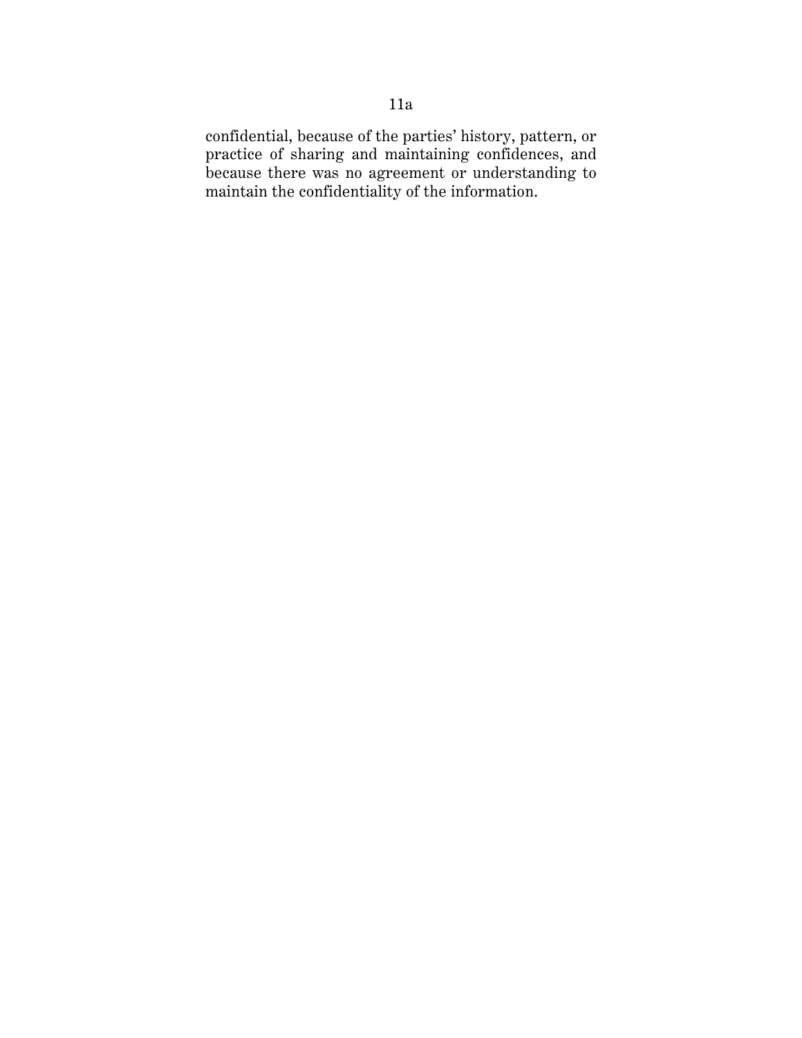confidential, because of the parties' history, pattern, or practice of sharing and maintaining confidences, and because there was no agreement or understanding to maintain the confidentiality of the information.